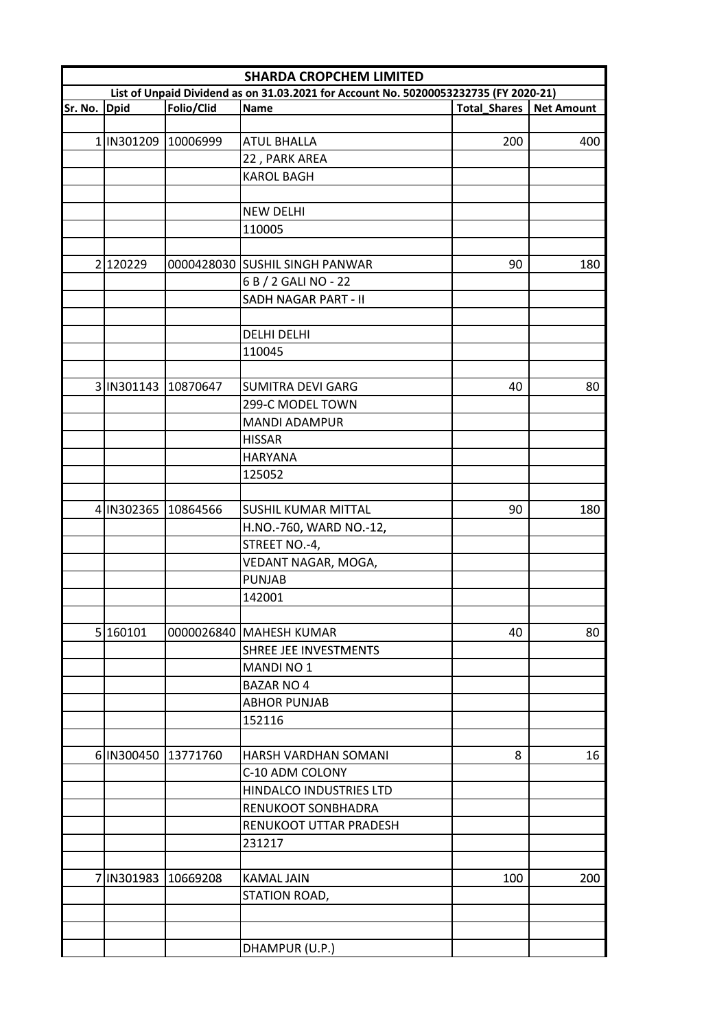| SHARDA CROPCHEM LIMITED | | | | | |
|---|---|---|---|---|---|
| List of Unpaid Dividend as on 31.03.2021 for Account No. 50200053232735 (FY 2020-21) | | | | | |
| Sr. No. | Dpid | Folio/Clid | Name | Total_Shares | Net Amount |
| | | | | | |
| 1 | IN301209 | 10006999 | ATUL BHALLA | 200 | 400 |
| | | | 22 , PARK AREA | | |
| | | | KAROL BAGH | | |
| | | | | | |
| | | | NEW DELHI | | |
| | | | 110005 | | |
| | | | | | |
| 2 | 120229 | 0000428030 | SUSHIL SINGH PANWAR | 90 | 180 |
| | | | 6 B / 2 GALI NO - 22 | | |
| | | | SADH NAGAR PART - II | | |
| | | | | | |
| | | | DELHI DELHI | | |
| | | | 110045 | | |
| | | | | | |
| 3 | IN301143 | 10870647 | SUMITRA DEVI GARG | 40 | 80 |
| | | | 299-C MODEL TOWN | | |
| | | | MANDI ADAMPUR | | |
| | | | HISSAR | | |
| | | | HARYANA | | |
| | | | 125052 | | |
| | | | | | |
| 4 | IN302365 | 10864566 | SUSHIL KUMAR MITTAL | 90 | 180 |
| | | | H.NO.-760, WARD NO.-12, | | |
| | | | STREET NO.-4, | | |
| | | | VEDANT NAGAR, MOGA, | | |
| | | | PUNJAB | | |
| | | | 142001 | | |
| | | | | | |
| 5 | 160101 | 0000026840 | MAHESH KUMAR | 40 | 80 |
| | | | SHREE JEE INVESTMENTS | | |
| | | | MANDI NO 1 | | |
| | | | BAZAR NO 4 | | |
| | | | ABHOR PUNJAB | | |
| | | | 152116 | | |
| | | | | | |
| 6 | IN300450 | 13771760 | HARSH VARDHAN SOMANI | 8 | 16 |
| | | | C-10 ADM COLONY | | |
| | | | HINDALCO INDUSTRIES LTD | | |
| | | | RENUKOOT SONBHADRA | | |
| | | | RENUKOOT UTTAR PRADESH | | |
| | | | 231217 | | |
| | | | | | |
| 7 | IN301983 | 10669208 | KAMAL JAIN | 100 | 200 |
| | | | STATION ROAD, | | |
| | | | | | |
| | | | | | |
| | | | DHAMPUR (U.P.) | | |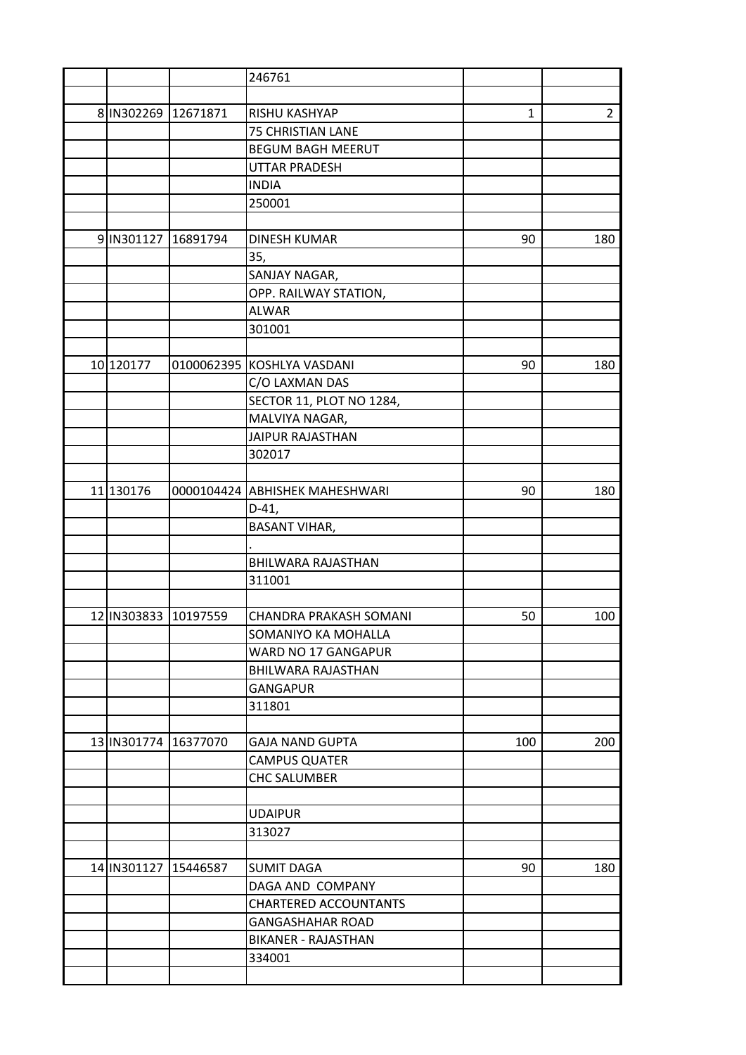| | | | | | |
|---|---|---|---|---|---|
| | | | 246761 | | |
| | | | | | |
| 8 | IN302269 | 12671871 | RISHU KASHYAP | 1 | 2 |
| | | | 75 CHRISTIAN LANE | | |
| | | | BEGUM BAGH MEERUT | | |
| | | | UTTAR PRADESH | | |
| | | | INDIA | | |
| | | | 250001 | | |
| | | | | | |
| 9 | IN301127 | 16891794 | DINESH KUMAR | 90 | 180 |
| | | | 35, | | |
| | | | SANJAY NAGAR, | | |
| | | | OPP. RAILWAY STATION, | | |
| | | | ALWAR | | |
| | | | 301001 | | |
| | | | | | |
| 10 | 120177 | 0100062395 | KOSHLYA VASDANI | 90 | 180 |
| | | | C/O LAXMAN DAS | | |
| | | | SECTOR 11, PLOT NO 1284, | | |
| | | | MALVIYA NAGAR, | | |
| | | | JAIPUR RAJASTHAN | | |
| | | | 302017 | | |
| | | | | | |
| 11 | 130176 | 0000104424 | ABHISHEK MAHESHWARI | 90 | 180 |
| | | | D-41, | | |
| | | | BASANT VIHAR, | | |
| | | | . | | |
| | | | BHILWARA RAJASTHAN | | |
| | | | 311001 | | |
| | | | | | |
| 12 | IN303833 | 10197559 | CHANDRA PRAKASH SOMANI | 50 | 100 |
| | | | SOMANIYO KA MOHALLA | | |
| | | | WARD NO 17 GANGAPUR | | |
| | | | BHILWARA RAJASTHAN | | |
| | | | GANGAPUR | | |
| | | | 311801 | | |
| | | | | | |
| 13 | IN301774 | 16377070 | GAJA NAND GUPTA | 100 | 200 |
| | | | CAMPUS QUATER | | |
| | | | CHC SALUMBER | | |
| | | | | | |
| | | | UDAIPUR | | |
| | | | 313027 | | |
| | | | | | |
| 14 | IN301127 | 15446587 | SUMIT DAGA | 90 | 180 |
| | | | DAGA AND COMPANY | | |
| | | | CHARTERED ACCOUNTANTS | | |
| | | | GANGASHAHAR ROAD | | |
| | | | BIKANER - RAJASTHAN | | |
| | | | 334001 | | |
| | | | | | |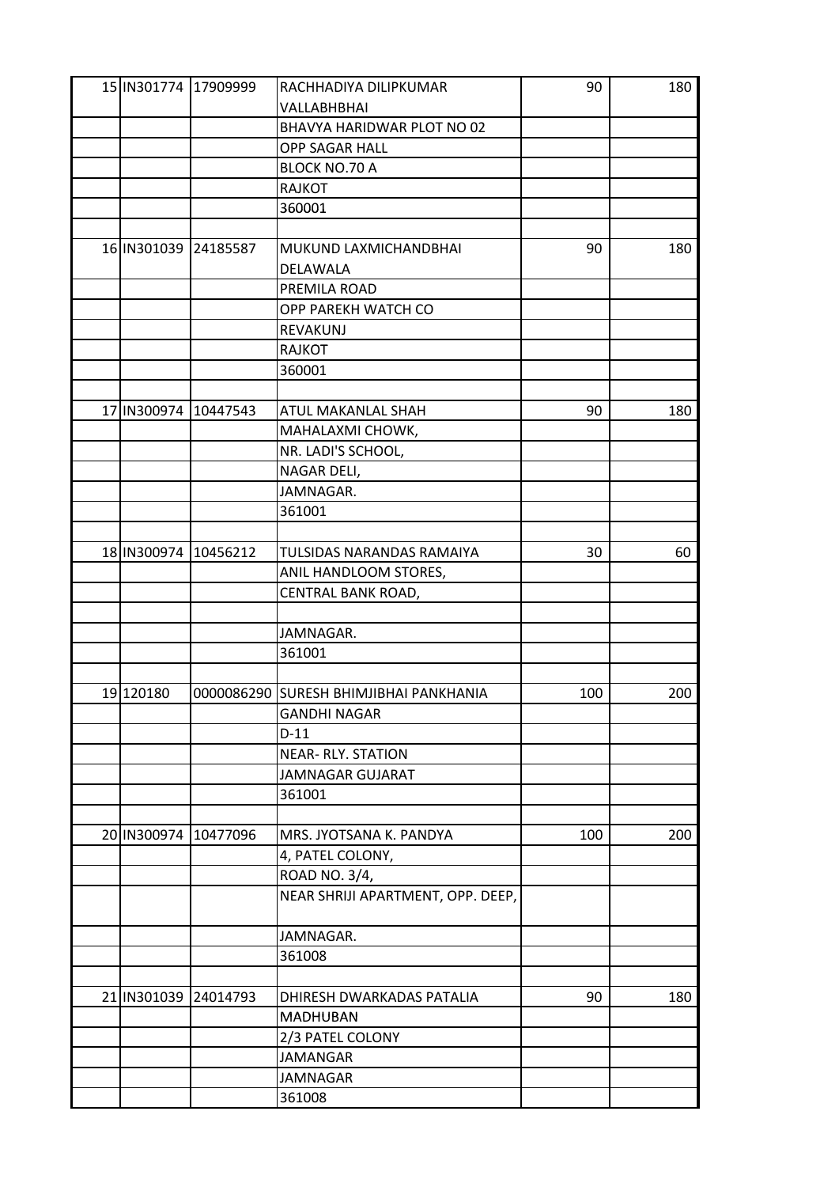| | | | | | |
|---|---|---|---|---|---|
| 15 | IN301774 | 17909999 | RACHHADIYA DILIPKUMAR VALLABHBHAI | 90 | 180 |
| | | | BHAVYA HARIDWAR PLOT NO 02 | | |
| | | | OPP SAGAR HALL | | |
| | | | BLOCK NO.70 A | | |
| | | | RAJKOT | | |
| | | | 360001 | | |
| | | | | | |
| 16 | IN301039 | 24185587 | MUKUND LAXMICHANDBHAI DELAWALA | 90 | 180 |
| | | | PREMILA ROAD | | |
| | | | OPP PAREKH WATCH CO | | |
| | | | REVAKUNJ | | |
| | | | RAJKOT | | |
| | | | 360001 | | |
| | | | | | |
| 17 | IN300974 | 10447543 | ATUL MAKANLAL SHAH | 90 | 180 |
| | | | MAHALAXMI CHOWK, | | |
| | | | NR. LADI'S SCHOOL, | | |
| | | | NAGAR DELI, | | |
| | | | JAMNAGAR. | | |
| | | | 361001 | | |
| | | | | | |
| 18 | IN300974 | 10456212 | TULSIDAS NARANDAS RAMAIYA | 30 | 60 |
| | | | ANIL HANDLOOM STORES, | | |
| | | | CENTRAL BANK ROAD, | | |
| | | | | | |
| | | | JAMNAGAR. | | |
| | | | 361001 | | |
| | | | | | |
| 19 | 120180 | 0000086290 | SURESH BHIMJIBHAI PANKHANIA | 100 | 200 |
| | | | GANDHI NAGAR | | |
| | | | D-11 | | |
| | | | NEAR- RLY. STATION | | |
| | | | JAMNAGAR GUJARAT | | |
| | | | 361001 | | |
| | | | | | |
| 20 | IN300974 | 10477096 | MRS. JYOTSANA K. PANDYA | 100 | 200 |
| | | | 4, PATEL COLONY, | | |
| | | | ROAD NO. 3/4, | | |
| | | | NEAR SHRIJI APARTMENT, OPP. DEEP, | | |
| | | | JAMNAGAR. | | |
| | | | 361008 | | |
| | | | | | |
| 21 | IN301039 | 24014793 | DHIRESH DWARKADAS PATALIA | 90 | 180 |
| | | | MADHUBAN | | |
| | | | 2/3 PATEL COLONY | | |
| | | | JAMANGAR | | |
| | | | JAMNAGAR | | |
| | | | 361008 | | |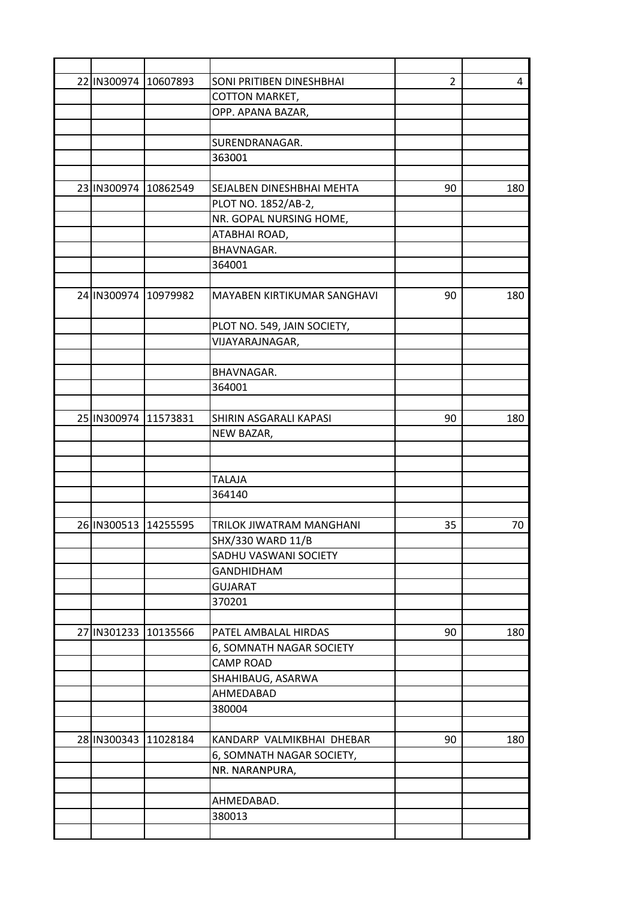| | | | | | |
|---|---|---|---|---|---|
| 22 | IN300974 | 10607893 | SONI PRITIBEN DINESHBHAI | 2 | 4 |
| | | | COTTON MARKET, | | |
| | | | OPP. APANA BAZAR, | | |
| | | | | | |
| | | | SURENDRANAGAR. | | |
| | | | 363001 | | |
| | | | | | |
| 23 | IN300974 | 10862549 | SEJALBEN DINESHBHAI MEHTA | 90 | 180 |
| | | | PLOT NO. 1852/AB-2, | | |
| | | | NR. GOPAL NURSING HOME, | | |
| | | | ATABHAI ROAD, | | |
| | | | BHAVNAGAR. | | |
| | | | 364001 | | |
| | | | | | |
| 24 | IN300974 | 10979982 | MAYABEN KIRTIKUMAR SANGHAVI | 90 | 180 |
| | | | PLOT NO. 549, JAIN SOCIETY, | | |
| | | | VIJAYARAJNAGAR, | | |
| | | | | | |
| | | | BHAVNAGAR. | | |
| | | | 364001 | | |
| | | | | | |
| 25 | IN300974 | 11573831 | SHIRIN ASGARALI KAPASI | 90 | 180 |
| | | | NEW BAZAR, | | |
| | | | | | |
| | | | | | |
| | | | TALAJA | | |
| | | | 364140 | | |
| | | | | | |
| 26 | IN300513 | 14255595 | TRILOK JIWATRAM MANGHANI | 35 | 70 |
| | | | SHX/330 WARD 11/B | | |
| | | | SADHU VASWANI SOCIETY | | |
| | | | GANDHIDHAM | | |
| | | | GUJARAT | | |
| | | | 370201 | | |
| | | | | | |
| 27 | IN301233 | 10135566 | PATEL AMBALAL HIRDAS | 90 | 180 |
| | | | 6, SOMNATH NAGAR SOCIETY | | |
| | | | CAMP ROAD | | |
| | | | SHAHIBAUG, ASARWA | | |
| | | | AHMEDABAD | | |
| | | | 380004 | | |
| | | | | | |
| 28 | IN300343 | 11028184 | KANDARP VALMIKBHAI DHEBAR | 90 | 180 |
| | | | 6, SOMNATH NAGAR SOCIETY, | | |
| | | | NR. NARANPURA, | | |
| | | | | | |
| | | | AHMEDABAD. | | |
| | | | 380013 | | |
| | | | | | |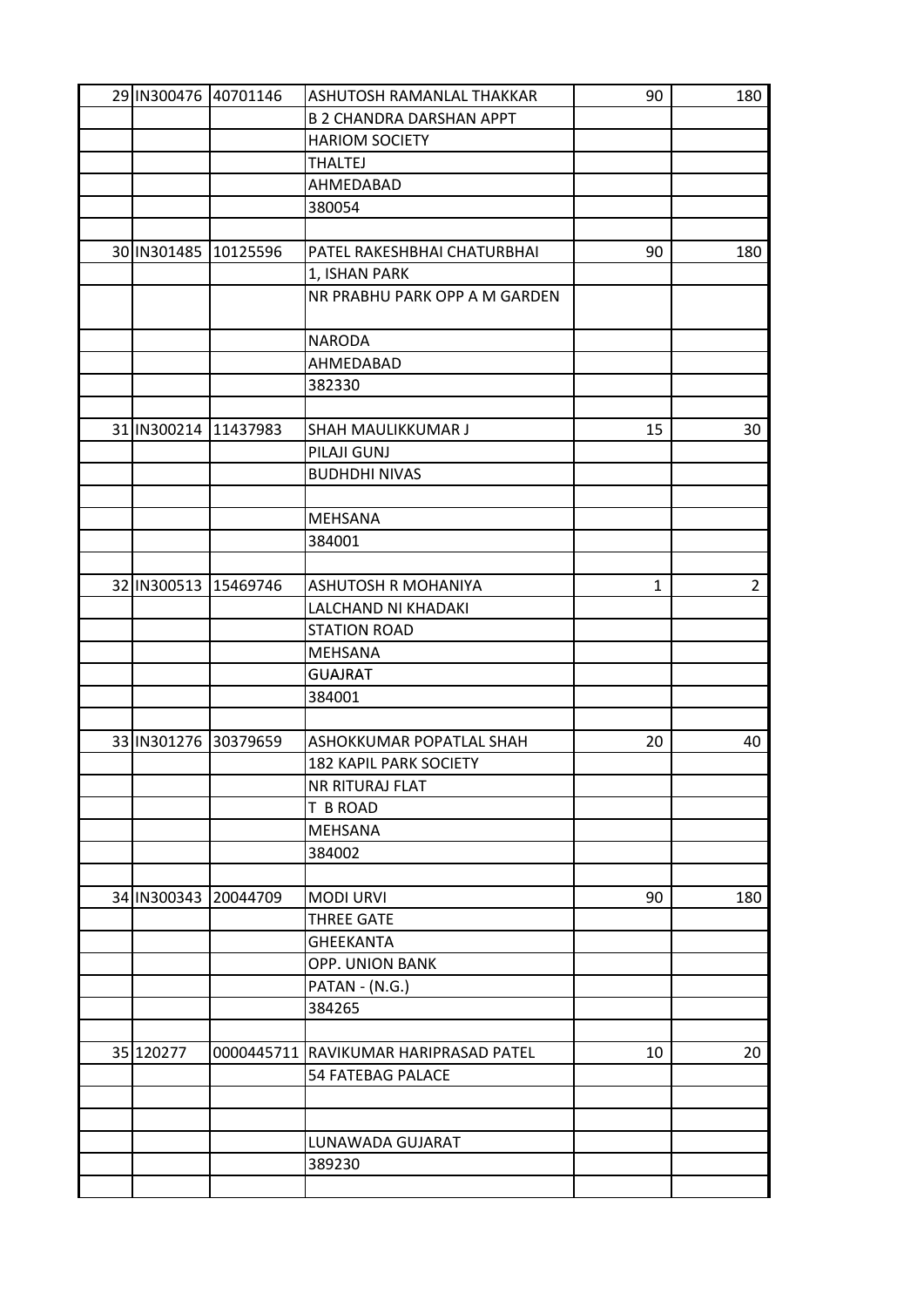| | | | | | |
|---|---|---|---|---|---|
| 29 | IN300476 | 40701146 | ASHUTOSH RAMANLAL THAKKAR | 90 | 180 |
| | | | B 2 CHANDRA DARSHAN APPT | | |
| | | | HARIOM SOCIETY | | |
| | | | THALTEJ | | |
| | | | AHMEDABAD | | |
| | | | 380054 | | |
| | | | | | |
| 30 | IN301485 | 10125596 | PATEL RAKESHBHAI CHATURBHAI | 90 | 180 |
| | | | 1, ISHAN PARK | | |
| | | | NR PRABHU PARK OPP A M GARDEN | | |
| | | | NARODA | | |
| | | | AHMEDABAD | | |
| | | | 382330 | | |
| | | | | | |
| 31 | IN300214 | 11437983 | SHAH MAULIKKUMAR J | 15 | 30 |
| | | | PILAJI GUNJ | | |
| | | | BUDHDHI NIVAS | | |
| | | | | | |
| | | | MEHSANA | | |
| | | | 384001 | | |
| | | | | | |
| 32 | IN300513 | 15469746 | ASHUTOSH R MOHANIYA | 1 | 2 |
| | | | LALCHAND NI KHADAKI | | |
| | | | STATION ROAD | | |
| | | | MEHSANA | | |
| | | | GUAJRAT | | |
| | | | 384001 | | |
| | | | | | |
| 33 | IN301276 | 30379659 | ASHOKKUMAR POPATLAL SHAH | 20 | 40 |
| | | | 182 KAPIL PARK SOCIETY | | |
| | | | NR RITURAJ FLAT | | |
| | | | T B ROAD | | |
| | | | MEHSANA | | |
| | | | 384002 | | |
| | | | | | |
| 34 | IN300343 | 20044709 | MODI URVI | 90 | 180 |
| | | | THREE GATE | | |
| | | | GHEEKANTA | | |
| | | | OPP. UNION BANK | | |
| | | | PATAN - (N.G.) | | |
| | | | 384265 | | |
| | | | | | |
| 35 | 120277 | 0000445711 | RAVIKUMAR HARIPRASAD PATEL | 10 | 20 |
| | | | 54 FATEBAG PALACE | | |
| | | | | | |
| | | | | | |
| | | | LUNAWADA GUJARAT | | |
| | | | 389230 | | |
| | | | | | |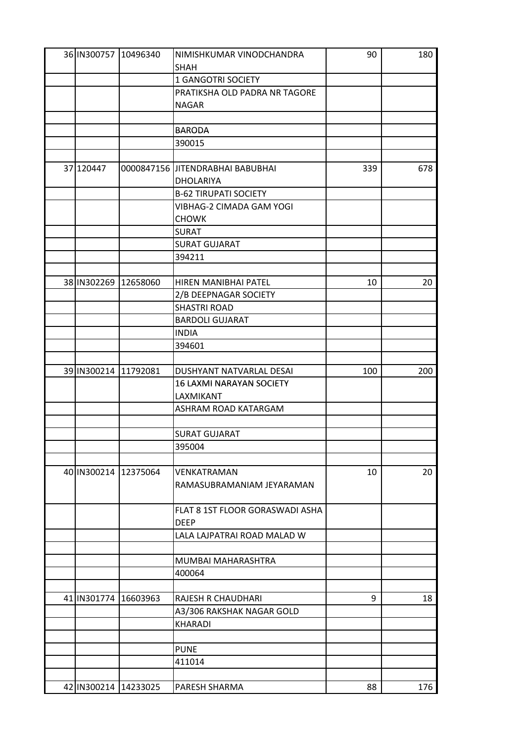| | | | | |
|---|---|---|---|---|
| 36 | IN300757 | 10496340 | NIMISHKUMAR VINODCHANDRA SHAH | 90 | 180 |
| | | | 1 GANGOTRI SOCIETY | | |
| | | | PRATIKSHA OLD PADRA NR TAGORE NAGAR | | |
| | | | | | |
| | | | BARODA | | |
| | | | 390015 | | |
| | | | | | |
| 37 | 120447 | 0000847156 | JITENDRABHAI BABUBHAI DHOLARIYA | 339 | 678 |
| | | | B-62 TIRUPATI SOCIETY | | |
| | | | VIBHAG-2 CIMADA GAM YOGI CHOWK | | |
| | | | SURAT | | |
| | | | SURAT GUJARAT | | |
| | | | 394211 | | |
| | | | | | |
| 38 | IN302269 | 12658060 | HIREN MANIBHAI PATEL | 10 | 20 |
| | | | 2/B DEEPNAGAR SOCIETY | | |
| | | | SHASTRI ROAD | | |
| | | | BARDOLI GUJARAT | | |
| | | | INDIA | | |
| | | | 394601 | | |
| | | | | | |
| 39 | IN300214 | 11792081 | DUSHYANT NATVARLAL DESAI | 100 | 200 |
| | | | 16 LAXMI NARAYAN SOCIETY LAXMIKANT | | |
| | | | ASHRAM ROAD KATARGAM | | |
| | | | | | |
| | | | SURAT GUJARAT | | |
| | | | 395004 | | |
| | | | | | |
| 40 | IN300214 | 12375064 | VENKATRAMAN RAMASUBRAMANIAM JEYARAMAN | 10 | 20 |
| | | | FLAT 8 1ST FLOOR GORASWADI ASHA DEEP | | |
| | | | LALA LAJPATRAI ROAD MALAD W | | |
| | | | | | |
| | | | MUMBAI MAHARASHTRA | | |
| | | | 400064 | | |
| | | | | | |
| 41 | IN301774 | 16603963 | RAJESH R CHAUDHARI | 9 | 18 |
| | | | A3/306 RAKSHAK NAGAR GOLD | | |
| | | | KHARADI | | |
| | | | | | |
| | | | PUNE | | |
| | | | 411014 | | |
| | | | | | |
| 42 | IN300214 | 14233025 | PARESH SHARMA | 88 | 176 |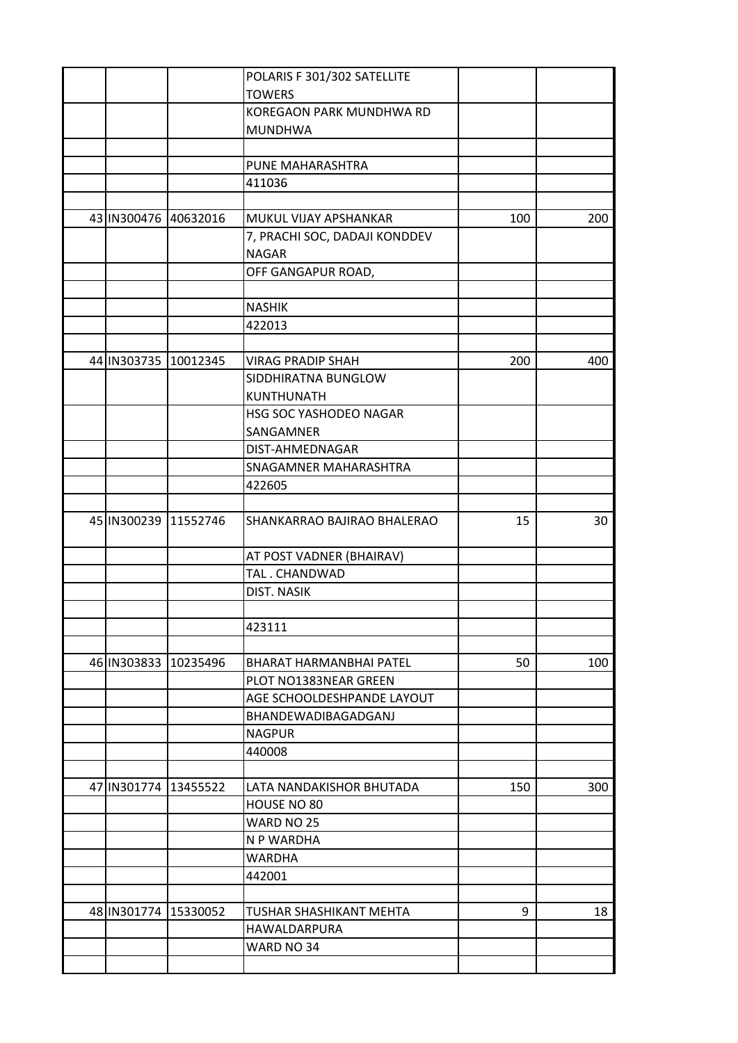| | | | | | |
|---|---|---|---|---|---|
| | | | POLARIS F 301/302 SATELLITE TOWERS | | |
| | | | KOREGAON PARK MUNDHWA RD MUNDHWA | | |
| | | | | | |
| | | | PUNE MAHARASHTRA | | |
| | | | 411036 | | |
| | | | | | |
| 43 | IN300476 | 40632016 | MUKUL VIJAY APSHANKAR | 100 | 200 |
| | | | 7, PRACHI SOC, DADAJI KONDDEV NAGAR | | |
| | | | OFF GANGAPUR ROAD, | | |
| | | | | | |
| | | | NASHIK | | |
| | | | 422013 | | |
| | | | | | |
| 44 | IN303735 | 10012345 | VIRAG PRADIP SHAH | 200 | 400 |
| | | | SIDDHIRATNA BUNGLOW KUNTHUNATH | | |
| | | | HSG SOC YASHODEO NAGAR SANGAMNER | | |
| | | | DIST-AHMEDNAGAR | | |
| | | | SNAGAMNER MAHARASHTRA | | |
| | | | 422605 | | |
| | | | | | |
| 45 | IN300239 | 11552746 | SHANKARRAO BAJIRAO BHALERAO | 15 | 30 |
| | | | AT POST VADNER (BHAIRAV) | | |
| | | | TAL . CHANDWAD | | |
| | | | DIST. NASIK | | |
| | | | | | |
| | | | 423111 | | |
| | | | | | |
| 46 | IN303833 | 10235496 | BHARAT HARMANBHAI PATEL | 50 | 100 |
| | | | PLOT NO1383NEAR GREEN | | |
| | | | AGE SCHOOLDESHPANDE LAYOUT | | |
| | | | BHANDEWADIBAGADGANJ | | |
| | | | NAGPUR | | |
| | | | 440008 | | |
| | | | | | |
| 47 | IN301774 | 13455522 | LATA NANDAKISHOR BHUTADA | 150 | 300 |
| | | | HOUSE NO 80 | | |
| | | | WARD NO 25 | | |
| | | | N P WARDHA | | |
| | | | WARDHA | | |
| | | | 442001 | | |
| | | | | | |
| 48 | IN301774 | 15330052 | TUSHAR SHASHIKANT MEHTA | 9 | 18 |
| | | | HAWALDARPURA | | |
| | | | WARD NO 34 | | |
| | | | | | |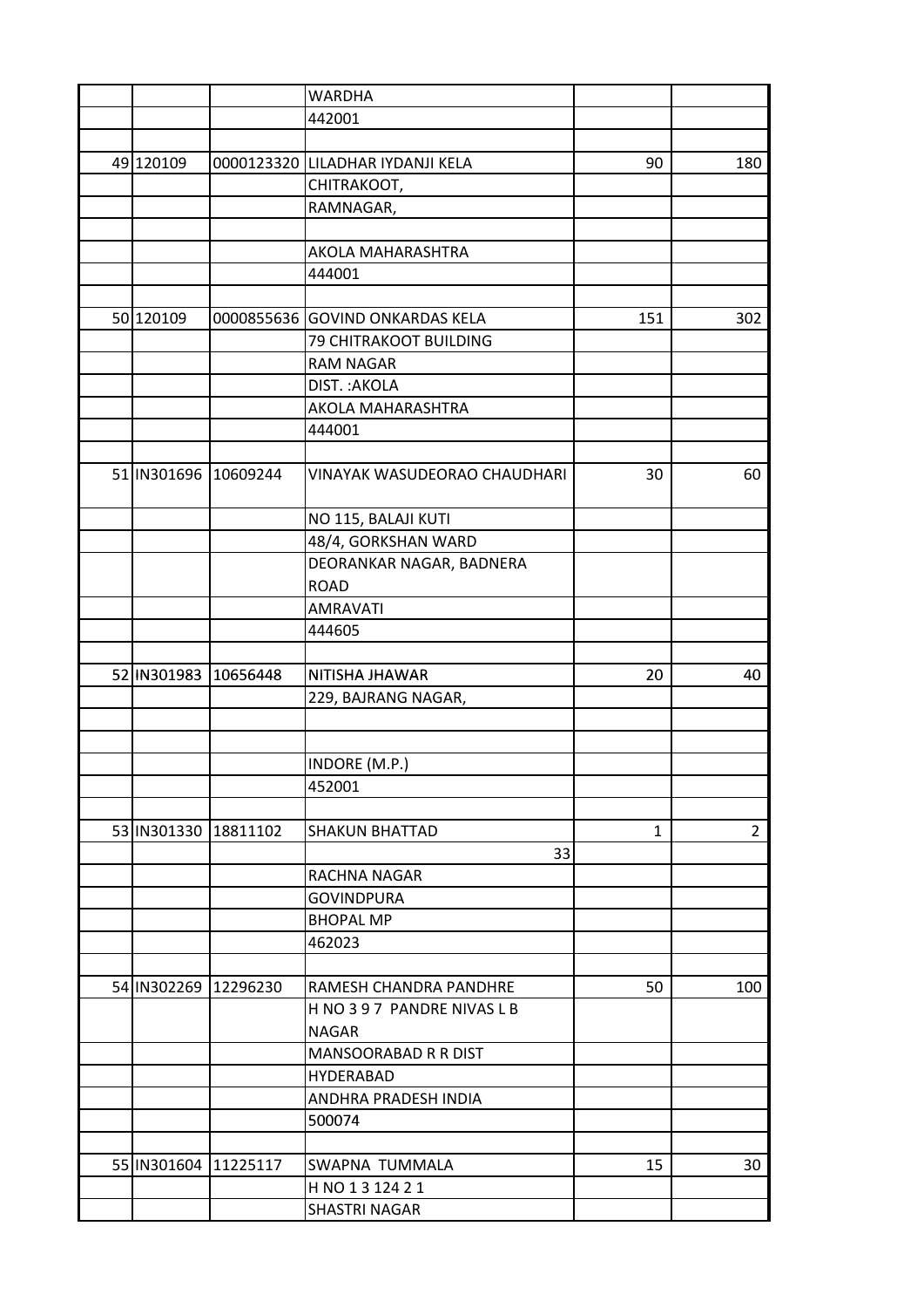| | | | | | |
|---|---|---|---|---|---|
| | | | WARDHA | | |
| | | | 442001 | | |
| | | | | | |
| 49 | 120109 | 0000123320 | LILADHAR IYDANJI KELA | 90 | 180 |
| | | | CHITRAKOOT, | | |
| | | | RAMNAGAR, | | |
| | | | | | |
| | | | AKOLA MAHARASHTRA | | |
| | | | 444001 | | |
| | | | | | |
| 50 | 120109 | 0000855636 | GOVIND ONKARDAS KELA | 151 | 302 |
| | | | 79 CHITRAKOOT BUILDING | | |
| | | | RAM NAGAR | | |
| | | | DIST. :AKOLA | | |
| | | | AKOLA MAHARASHTRA | | |
| | | | 444001 | | |
| | | | | | |
| 51 | IN301696 | 10609244 | VINAYAK WASUDEORAO CHAUDHARI | 30 | 60 |
| | | | NO 115, BALAJI KUTI | | |
| | | | 48/4, GORKSHAN WARD | | |
| | | | DEORANKAR NAGAR, BADNERA ROAD | | |
| | | | AMRAVATI | | |
| | | | 444605 | | |
| | | | | | |
| 52 | IN301983 | 10656448 | NITISHA JHAWAR | 20 | 40 |
| | | | 229, BAJRANG NAGAR, | | |
| | | | | | |
| | | | | | |
| | | | INDORE (M.P.) | | |
| | | | 452001 | | |
| | | | | | |
| 53 | IN301330 | 18811102 | SHAKUN BHATTAD | 1 | 2 |
| | | | 33 | | |
| | | | RACHNA NAGAR | | |
| | | | GOVINDPURA | | |
| | | | BHOPAL MP | | |
| | | | 462023 | | |
| | | | | | |
| 54 | IN302269 | 12296230 | RAMESH CHANDRA PANDHRE | 50 | 100 |
| | | | H NO 3 9 7 PANDRE NIVAS L B NAGAR | | |
| | | | MANSOORABAD R R DIST | | |
| | | | HYDERABAD | | |
| | | | ANDHRA PRADESH INDIA | | |
| | | | 500074 | | |
| | | | | | |
| 55 | IN301604 | 11225117 | SWAPNA TUMMALA | 15 | 30 |
| | | | H NO 1 3 124 2 1 | | |
| | | | SHASTRI NAGAR | | |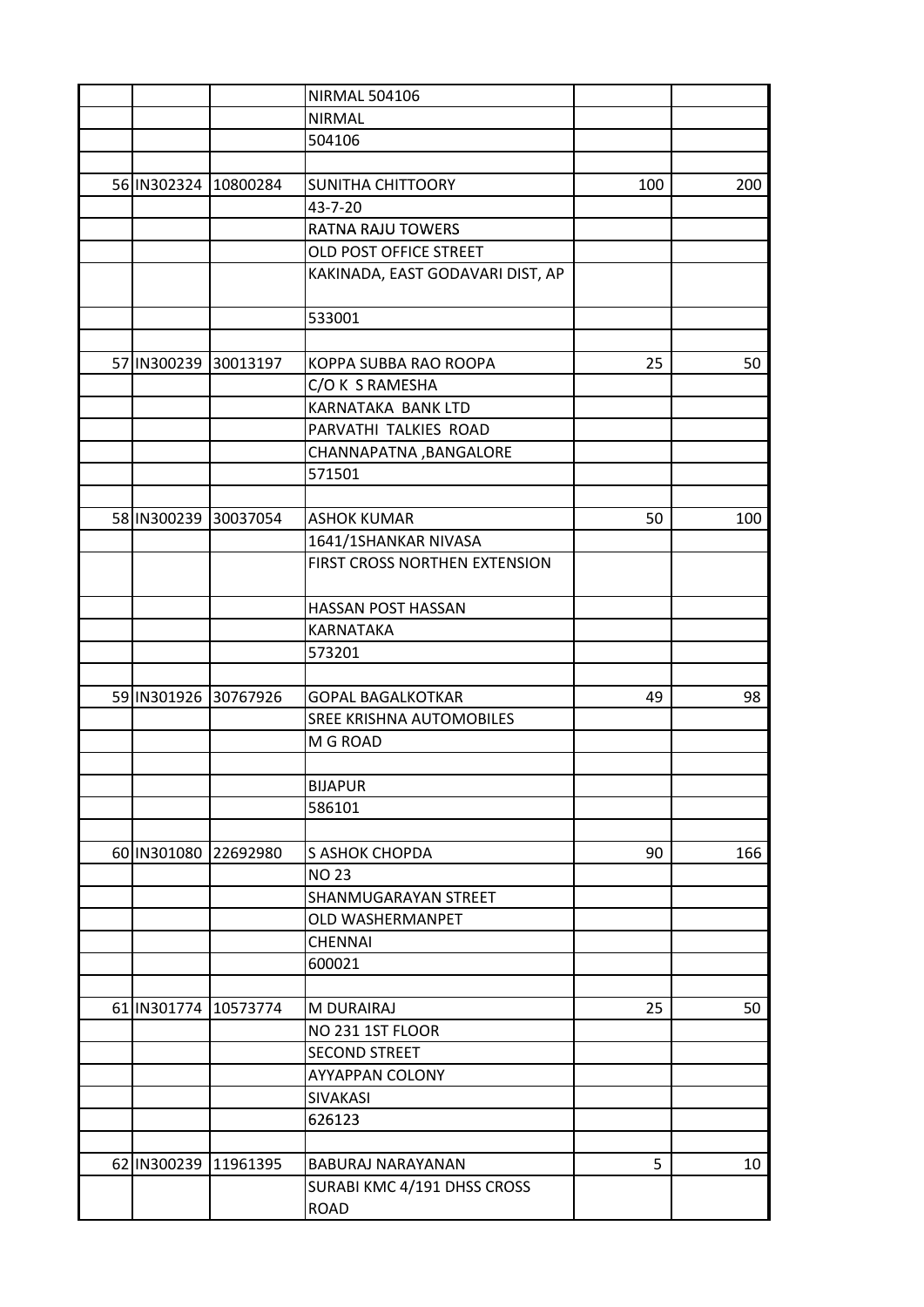| | | | | | |
|---|---|---|---|---|---|
| | | | NIRMAL 504106 | | |
| | | | NIRMAL | | |
| | | | 504106 | | |
| | | | | | |
| 56 | IN302324 | 10800284 | SUNITHA CHITTOORY | 100 | 200 |
| | | | 43-7-20 | | |
| | | | RATNA RAJU TOWERS | | |
| | | | OLD POST OFFICE STREET | | |
| | | | KAKINADA, EAST GODAVARI DIST, AP | | |
| | | | 533001 | | |
| | | | | | |
| 57 | IN300239 | 30013197 | KOPPA SUBBA RAO ROOPA | 25 | 50 |
| | | | C/O K S RAMESHA | | |
| | | | KARNATAKA BANK LTD | | |
| | | | PARVATHI TALKIES ROAD | | |
| | | | CHANNAPATNA ,BANGALORE | | |
| | | | 571501 | | |
| | | | | | |
| 58 | IN300239 | 30037054 | ASHOK KUMAR | 50 | 100 |
| | | | 1641/1SHANKAR NIVASA | | |
| | | | FIRST CROSS NORTHEN EXTENSION | | |
| | | | HASSAN POST HASSAN | | |
| | | | KARNATAKA | | |
| | | | 573201 | | |
| | | | | | |
| 59 | IN301926 | 30767926 | GOPAL BAGALKOTKAR | 49 | 98 |
| | | | SREE KRISHNA AUTOMOBILES | | |
| | | | M G ROAD | | |
| | | | | | |
| | | | BIJAPUR | | |
| | | | 586101 | | |
| | | | | | |
| 60 | IN301080 | 22692980 | S ASHOK CHOPDA | 90 | 166 |
| | | | NO 23 | | |
| | | | SHANMUGARAYAN STREET | | |
| | | | OLD WASHERMANPET | | |
| | | | CHENNAI | | |
| | | | 600021 | | |
| | | | | | |
| 61 | IN301774 | 10573774 | M DURAIRAJ | 25 | 50 |
| | | | NO 231 1ST FLOOR | | |
| | | | SECOND STREET | | |
| | | | AYYAPPAN COLONY | | |
| | | | SIVAKASI | | |
| | | | 626123 | | |
| | | | | | |
| 62 | IN300239 | 11961395 | BABURAJ NARAYANAN | 5 | 10 |
| | | | SURABI KMC 4/191 DHSS CROSS ROAD | | |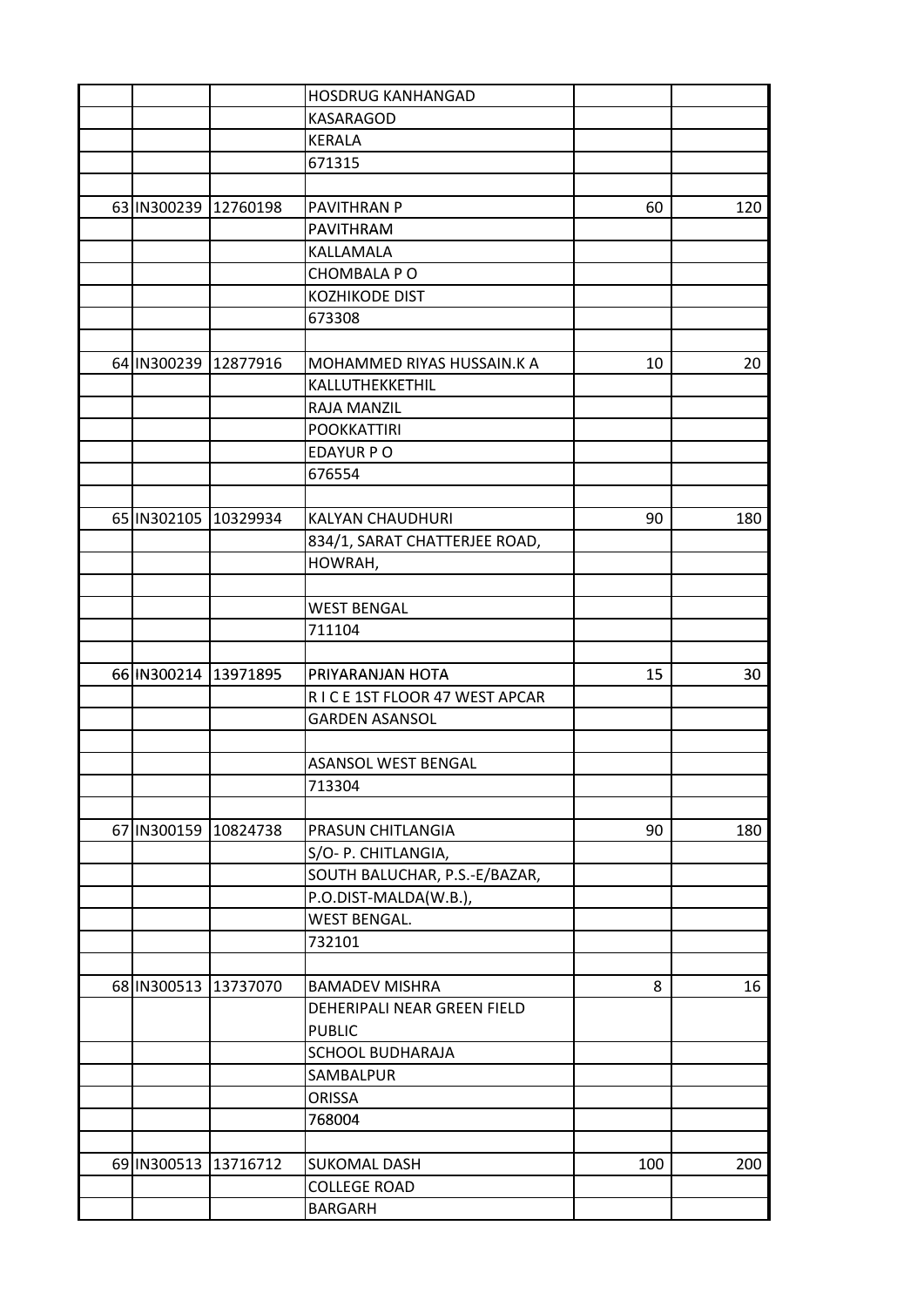|  |  |  |  |  |  |
|---|---|---|---|---|---|
|  |  |  | HOSDRUG KANHANGAD |  |  |
|  |  |  | KASARAGOD |  |  |
|  |  |  | KERALA |  |  |
|  |  |  | 671315 |  |  |
|  |  |  |  |  |  |
| 63 | IN300239 | 12760198 | PAVITHRAN P | 60 | 120 |
|  |  |  | PAVITHRAM |  |  |
|  |  |  | KALLAMALA |  |  |
|  |  |  | CHOMBALA P O |  |  |
|  |  |  | KOZHIKODE DIST |  |  |
|  |  |  | 673308 |  |  |
|  |  |  |  |  |  |
| 64 | IN300239 | 12877916 | MOHAMMED RIYAS HUSSAIN.K A | 10 | 20 |
|  |  |  | KALLUTHEKKETHIL |  |  |
|  |  |  | RAJA MANZIL |  |  |
|  |  |  | POOKKATTIRI |  |  |
|  |  |  | EDAYUR P O |  |  |
|  |  |  | 676554 |  |  |
|  |  |  |  |  |  |
| 65 | IN302105 | 10329934 | KALYAN CHAUDHURI | 90 | 180 |
|  |  |  | 834/1, SARAT CHATTERJEE ROAD, |  |  |
|  |  |  | HOWRAH, |  |  |
|  |  |  |  |  |  |
|  |  |  | WEST BENGAL |  |  |
|  |  |  | 711104 |  |  |
|  |  |  |  |  |  |
| 66 | IN300214 | 13971895 | PRIYARANJAN HOTA | 15 | 30 |
|  |  |  | R I C E 1ST FLOOR 47 WEST APCAR |  |  |
|  |  |  | GARDEN ASANSOL |  |  |
|  |  |  |  |  |  |
|  |  |  | ASANSOL WEST BENGAL |  |  |
|  |  |  | 713304 |  |  |
|  |  |  |  |  |  |
| 67 | IN300159 | 10824738 | PRASUN CHITLANGIA | 90 | 180 |
|  |  |  | S/O- P. CHITLANGIA, |  |  |
|  |  |  | SOUTH BALUCHAR, P.S.-E/BAZAR, |  |  |
|  |  |  | P.O.DIST-MALDA(W.B.), |  |  |
|  |  |  | WEST BENGAL. |  |  |
|  |  |  | 732101 |  |  |
|  |  |  |  |  |  |
| 68 | IN300513 | 13737070 | BAMADEV MISHRA | 8 | 16 |
|  |  |  | DEHERIPALI NEAR GREEN FIELD PUBLIC |  |  |
|  |  |  | SCHOOL BUDHARAJA |  |  |
|  |  |  | SAMBALPUR |  |  |
|  |  |  | ORISSA |  |  |
|  |  |  | 768004 |  |  |
|  |  |  |  |  |  |
| 69 | IN300513 | 13716712 | SUKOMAL DASH | 100 | 200 |
|  |  |  | COLLEGE ROAD |  |  |
|  |  |  | BARGARH |  |  |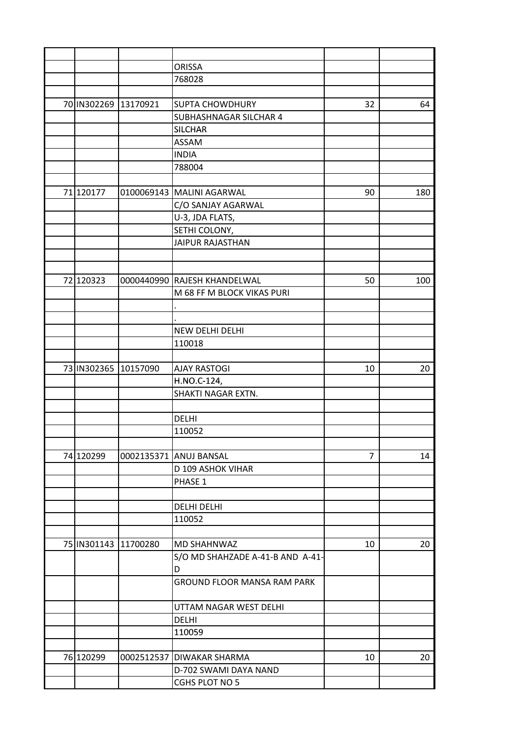| | | | | | |
|---|---|---|---|---|---|
| | | | | | |
| | | | ORISSA | | |
| | | | 768028 | | |
| | | | | | |
| 70 | IN302269 | 13170921 | SUPTA CHOWDHURY | 32 | 64 |
| | | | SUBHASHNAGAR SILCHAR 4 | | |
| | | | SILCHAR | | |
| | | | ASSAM | | |
| | | | INDIA | | |
| | | | 788004 | | |
| | | | | | |
| 71 | 120177 | 0100069143 | MALINI AGARWAL | 90 | 180 |
| | | | C/O SANJAY AGARWAL | | |
| | | | U-3, JDA FLATS, | | |
| | | | SETHI COLONY, | | |
| | | | JAIPUR RAJASTHAN | | |
| | | | | | |
| | | | | | |
| 72 | 120323 | 0000440990 | RAJESH KHANDELWAL | 50 | 100 |
| | | | M 68 FF M BLOCK VIKAS PURI | | |
| | | | . | | |
| | | | . | | |
| | | | NEW DELHI DELHI | | |
| | | | 110018 | | |
| | | | | | |
| 73 | IN302365 | 10157090 | AJAY RASTOGI | 10 | 20 |
| | | | H.NO.C-124, | | |
| | | | SHAKTI NAGAR EXTN. | | |
| | | | | | |
| | | | DELHI | | |
| | | | 110052 | | |
| | | | | | |
| 74 | 120299 | 0002135371 | ANUJ BANSAL | 7 | 14 |
| | | | D 109 ASHOK VIHAR | | |
| | | | PHASE 1 | | |
| | | | | | |
| | | | DELHI DELHI | | |
| | | | 110052 | | |
| | | | | | |
| 75 | IN301143 | 11700280 | MD SHAHNWAZ | 10 | 20 |
| | | | S/O MD SHAHZADE A-41-B AND A-41-D | | |
| | | | GROUND FLOOR MANSA RAM PARK | | |
| | | | UTTAM NAGAR WEST DELHI | | |
| | | | DELHI | | |
| | | | 110059 | | |
| | | | | | |
| 76 | 120299 | 0002512537 | DIWAKAR SHARMA | 10 | 20 |
| | | | D-702 SWAMI DAYA NAND | | |
| | | | CGHS PLOT NO 5 | | |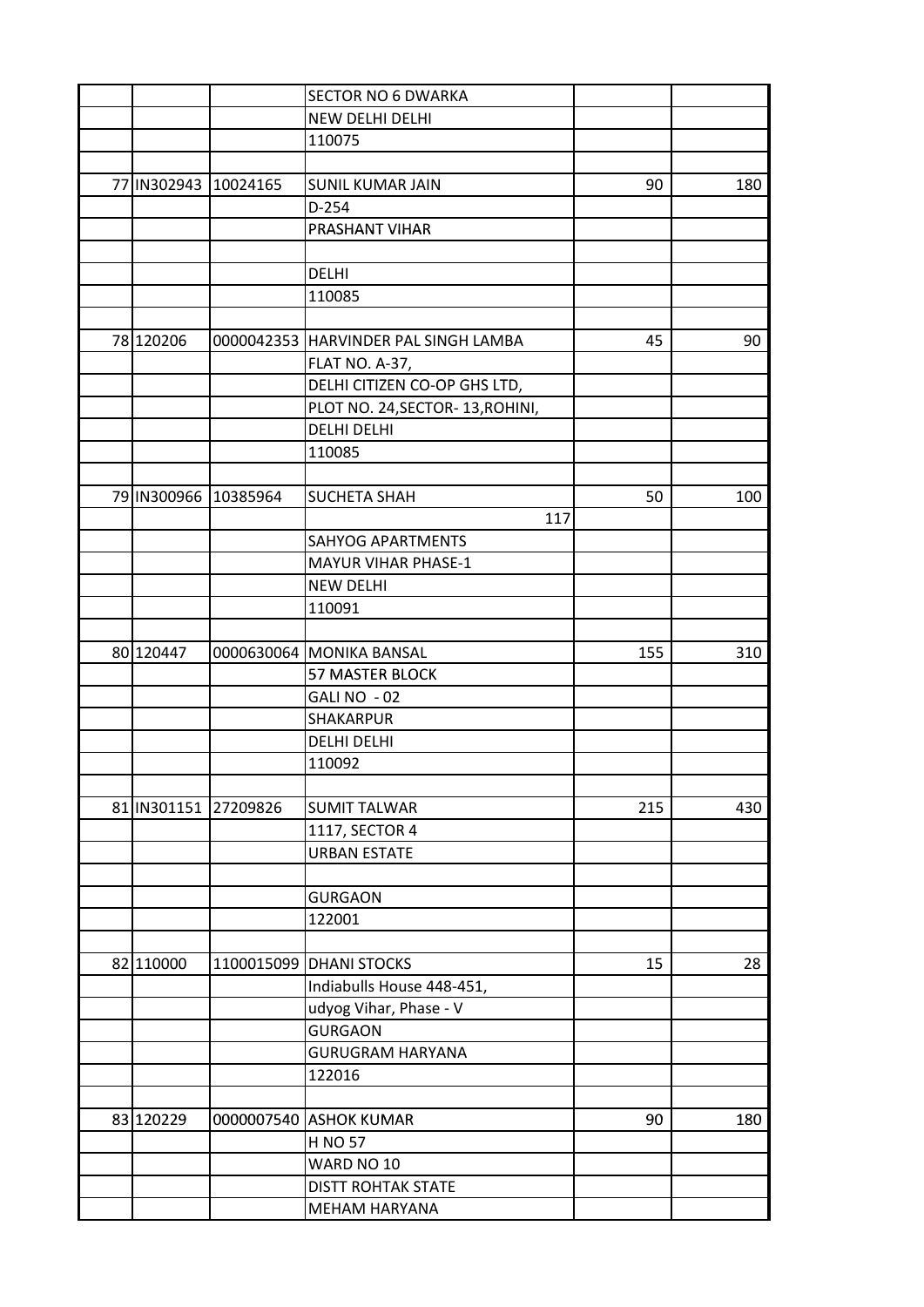| | | | | | |
|---|---|---|---|---|---|
| | | | SECTOR NO 6 DWARKA | | |
| | | | NEW DELHI DELHI | | |
| | | | 110075 | | |
| | | | | | |
| 77 | IN302943 | 10024165 | SUNIL KUMAR JAIN | 90 | 180 |
| | | | D-254 | | |
| | | | PRASHANT VIHAR | | |
| | | | | | |
| | | | DELHI | | |
| | | | 110085 | | |
| | | | | | |
| 78 | 120206 | 0000042353 | HARVINDER PAL SINGH LAMBA | 45 | 90 |
| | | | FLAT NO. A-37, | | |
| | | | DELHI CITIZEN CO-OP GHS LTD, | | |
| | | | PLOT NO. 24,SECTOR- 13,ROHINI, | | |
| | | | DELHI DELHI | | |
| | | | 110085 | | |
| | | | | | |
| 79 | IN300966 | 10385964 | SUCHETA SHAH | 50 | 100 |
| | | | 117 | | |
| | | | SAHYOG APARTMENTS | | |
| | | | MAYUR VIHAR PHASE-1 | | |
| | | | NEW DELHI | | |
| | | | 110091 | | |
| | | | | | |
| 80 | 120447 | 0000630064 | MONIKA BANSAL | 155 | 310 |
| | | | 57 MASTER BLOCK | | |
| | | | GALI NO - 02 | | |
| | | | SHAKARPUR | | |
| | | | DELHI DELHI | | |
| | | | 110092 | | |
| | | | | | |
| 81 | IN301151 | 27209826 | SUMIT TALWAR | 215 | 430 |
| | | | 1117, SECTOR 4 | | |
| | | | URBAN ESTATE | | |
| | | | | | |
| | | | GURGAON | | |
| | | | 122001 | | |
| | | | | | |
| 82 | 110000 | 1100015099 | DHANI STOCKS | 15 | 28 |
| | | | Indiabulls House 448-451, | | |
| | | | udyog Vihar, Phase - V | | |
| | | | GURGAON | | |
| | | | GURUGRAM HARYANA | | |
| | | | 122016 | | |
| | | | | | |
| 83 | 120229 | 0000007540 | ASHOK KUMAR | 90 | 180 |
| | | | H NO 57 | | |
| | | | WARD NO 10 | | |
| | | | DISTT ROHTAK STATE | | |
| | | | MEHAM HARYANA | | |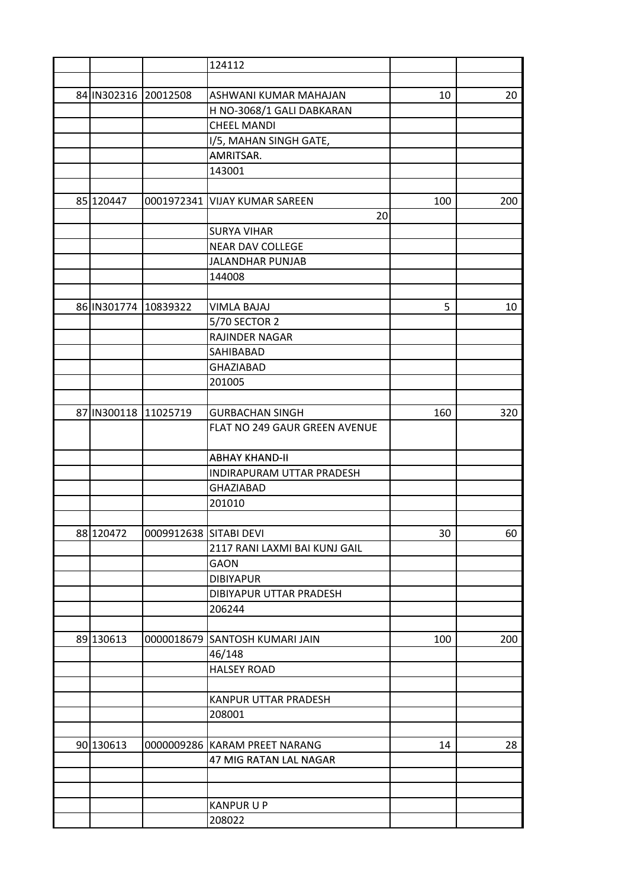| | | | | | |
|---|---|---|---|---|---|
| | | | 124112 | | |
| | | | | | |
| 84 | IN302316 | 20012508 | ASHWANI KUMAR MAHAJAN | 10 | 20 |
| | | | H NO-3068/1 GALI DABKARAN | | |
| | | | CHEEL MANDI | | |
| | | | I/5, MAHAN SINGH GATE, | | |
| | | | AMRITSAR. | | |
| | | | 143001 | | |
| | | | | | |
| 85 | 120447 | 0001972341 | VIJAY KUMAR SAREEN | 100 | 200 |
| | | | 20 | | |
| | | | SURYA VIHAR | | |
| | | | NEAR DAV COLLEGE | | |
| | | | JALANDHAR PUNJAB | | |
| | | | 144008 | | |
| | | | | | |
| 86 | IN301774 | 10839322 | VIMLA BAJAJ | 5 | 10 |
| | | | 5/70 SECTOR 2 | | |
| | | | RAJINDER NAGAR | | |
| | | | SAHIBABAD | | |
| | | | GHAZIABAD | | |
| | | | 201005 | | |
| | | | | | |
| 87 | IN300118 | 11025719 | GURBACHAN SINGH | 160 | 320 |
| | | | FLAT NO 249 GAUR GREEN AVENUE | | |
| | | | ABHAY KHAND-II | | |
| | | | INDIRAPURAM UTTAR PRADESH | | |
| | | | GHAZIABAD | | |
| | | | 201010 | | |
| | | | | | |
| 88 | 120472 | 0009912638 | SITABI DEVI | 30 | 60 |
| | | | 2117 RANI LAXMI BAI KUNJ GAIL | | |
| | | | GAON | | |
| | | | DIBIYAPUR | | |
| | | | DIBIYAPUR UTTAR PRADESH | | |
| | | | 206244 | | |
| | | | | | |
| 89 | 130613 | 0000018679 | SANTOSH KUMARI JAIN | 100 | 200 |
| | | | 46/148 | | |
| | | | HALSEY ROAD | | |
| | | | | | |
| | | | KANPUR UTTAR PRADESH | | |
| | | | 208001 | | |
| | | | | | |
| 90 | 130613 | 0000009286 | KARAM PREET NARANG | 14 | 28 |
| | | | 47 MIG RATAN LAL NAGAR | | |
| | | | | | |
| | | | | | |
| | | | KANPUR U P | | |
| | | | 208022 | | |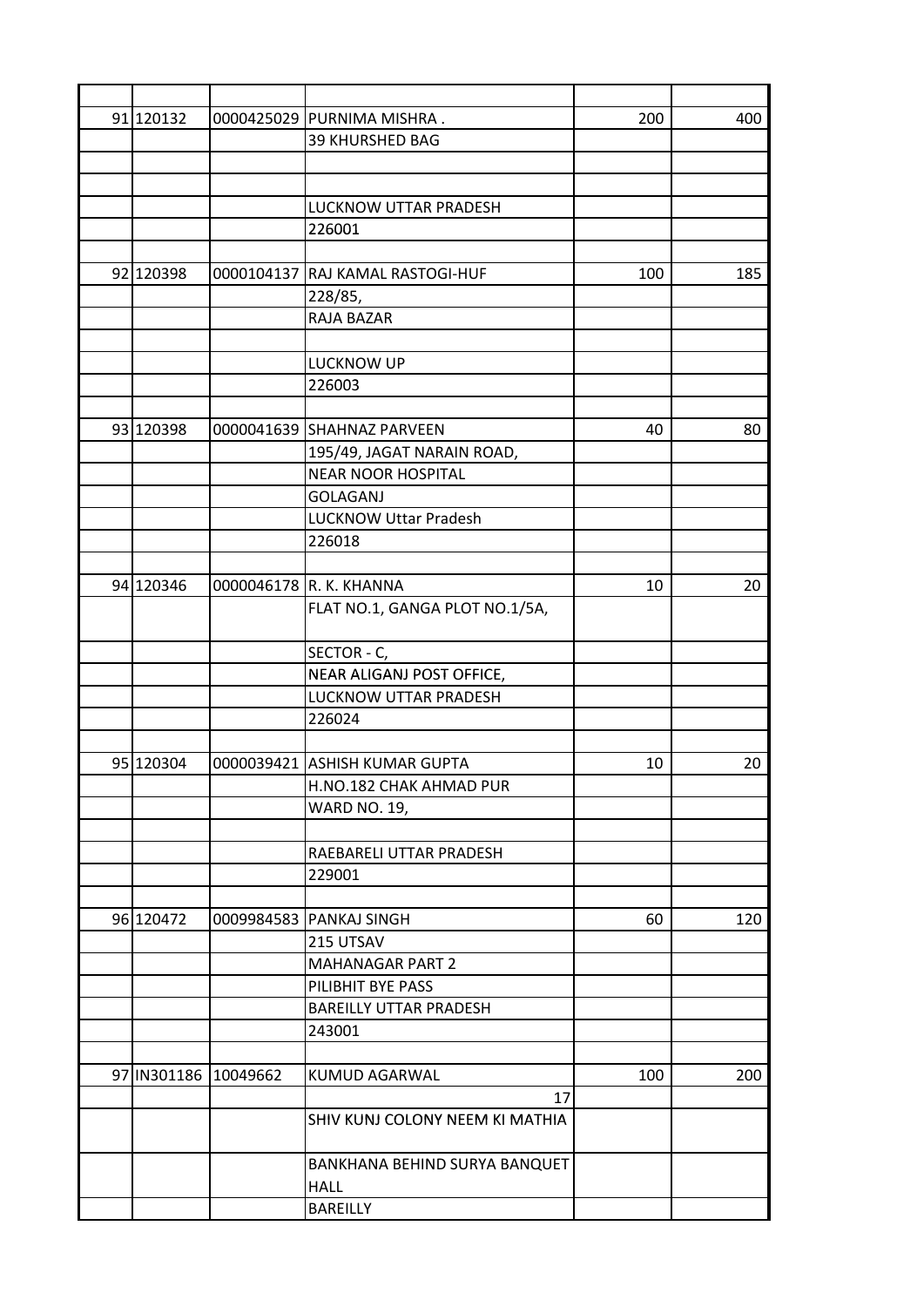| | | | | | |
|---|---|---|---|---|---|
| 91 | 120132 | 0000425029 | PURNIMA MISHRA . | 200 | 400 |
| | | | 39 KHURSHED BAG | | |
| | | | | | |
| | | | | | |
| | | | LUCKNOW UTTAR PRADESH | | |
| | | | 226001 | | |
| | | | | | |
| 92 | 120398 | 0000104137 | RAJ KAMAL RASTOGI-HUF | 100 | 185 |
| | | | 228/85, | | |
| | | | RAJA BAZAR | | |
| | | | | | |
| | | | LUCKNOW UP | | |
| | | | 226003 | | |
| | | | | | |
| 93 | 120398 | 0000041639 | SHAHNAZ PARVEEN | 40 | 80 |
| | | | 195/49, JAGAT NARAIN ROAD, | | |
| | | | NEAR NOOR HOSPITAL | | |
| | | | GOLAGANJ | | |
| | | | LUCKNOW Uttar Pradesh | | |
| | | | 226018 | | |
| | | | | | |
| 94 | 120346 | 0000046178 | R. K. KHANNA | 10 | 20 |
| | | | FLAT NO.1, GANGA PLOT NO.1/5A, | | |
| | | | SECTOR - C, | | |
| | | | NEAR ALIGANJ POST OFFICE, | | |
| | | | LUCKNOW UTTAR PRADESH | | |
| | | | 226024 | | |
| | | | | | |
| 95 | 120304 | 0000039421 | ASHISH KUMAR GUPTA | 10 | 20 |
| | | | H.NO.182 CHAK AHMAD PUR | | |
| | | | WARD NO. 19, | | |
| | | | | | |
| | | | RAEBARELI UTTAR PRADESH | | |
| | | | 229001 | | |
| | | | | | |
| 96 | 120472 | 0009984583 | PANKAJ SINGH | 60 | 120 |
| | | | 215 UTSAV | | |
| | | | MAHANAGAR PART 2 | | |
| | | | PILIBHIT BYE PASS | | |
| | | | BAREILLY UTTAR PRADESH | | |
| | | | 243001 | | |
| | | | | | |
| 97 | IN301186 | 10049662 | KUMUD AGARWAL | 100 | 200 |
| | | | 17 | | |
| | | | SHIV KUNJ COLONY NEEM KI MATHIA | | |
| | | | BANKHANA BEHIND SURYA BANQUET HALL | | |
| | | | BAREILLY | | |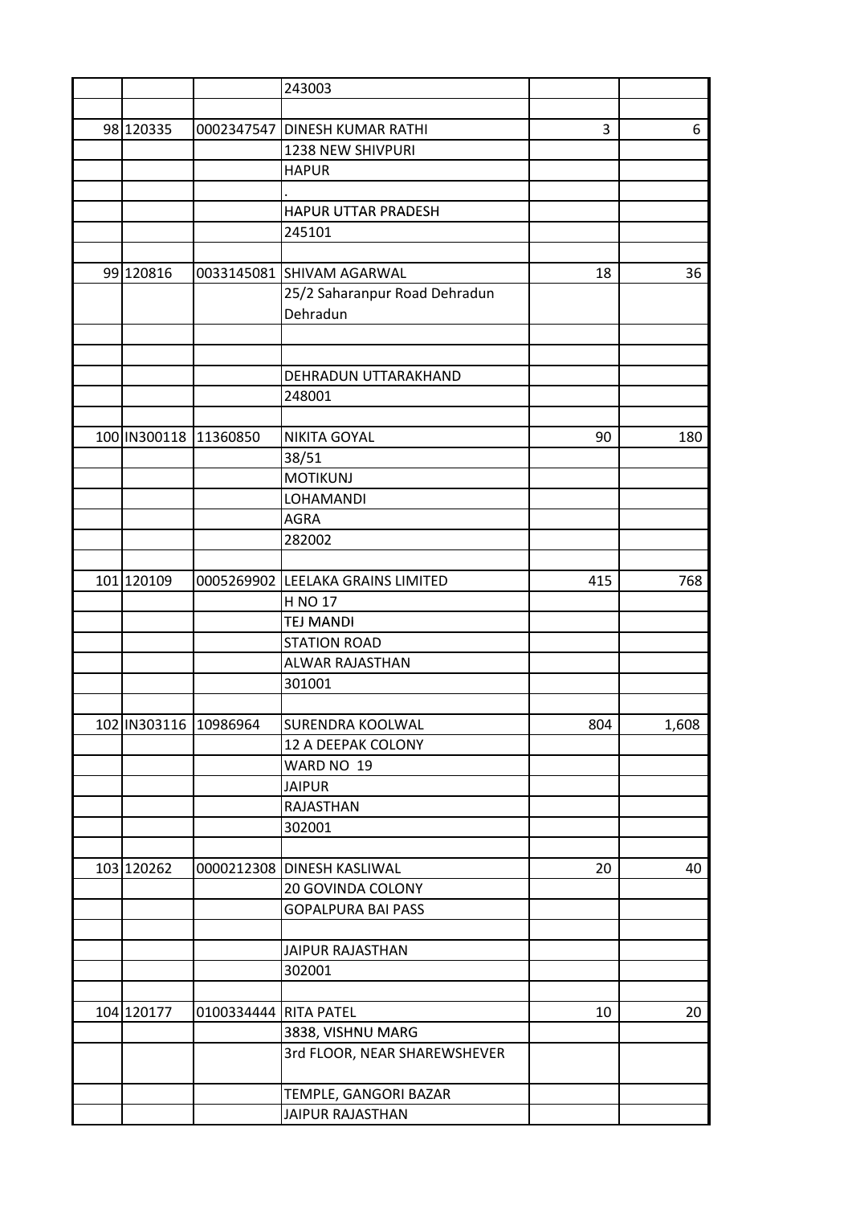| | | | | | |
|---|---|---|---|---|---|
| | | | 243003 | | |
| | | | | | |
| 98 | 120335 | 0002347547 | DINESH KUMAR RATHI | 3 | 6 |
| | | | 1238 NEW SHIVPURI | | |
| | | | HAPUR | | |
| | | | . | | |
| | | | HAPUR UTTAR PRADESH | | |
| | | | 245101 | | |
| | | | | | |
| 99 | 120816 | 0033145081 | SHIVAM AGARWAL | 18 | 36 |
| | | | 25/2 Saharanpur Road Dehradun Dehradun | | |
| | | | | | |
| | | | | | |
| | | | DEHRADUN UTTARAKHAND | | |
| | | | 248001 | | |
| | | | | | |
| 100 | IN300118 | 11360850 | NIKITA GOYAL | 90 | 180 |
| | | | 38/51 | | |
| | | | MOTIKUNJ | | |
| | | | LOHAMANDI | | |
| | | | AGRA | | |
| | | | 282002 | | |
| | | | | | |
| 101 | 120109 | 0005269902 | LEELAKA GRAINS LIMITED | 415 | 768 |
| | | | H NO 17 | | |
| | | | TEJ MANDI | | |
| | | | STATION ROAD | | |
| | | | ALWAR RAJASTHAN | | |
| | | | 301001 | | |
| | | | | | |
| 102 | IN303116 | 10986964 | SURENDRA KOOLWAL | 804 | 1,608 |
| | | | 12 A DEEPAK COLONY | | |
| | | | WARD NO 19 | | |
| | | | JAIPUR | | |
| | | | RAJASTHAN | | |
| | | | 302001 | | |
| | | | | | |
| 103 | 120262 | 0000212308 | DINESH KASLIWAL | 20 | 40 |
| | | | 20 GOVINDA COLONY | | |
| | | | GOPALPURA BAI PASS | | |
| | | | | | |
| | | | JAIPUR RAJASTHAN | | |
| | | | 302001 | | |
| | | | | | |
| 104 | 120177 | 0100334444 | RITA PATEL | 10 | 20 |
| | | | 3838, VISHNU MARG | | |
| | | | 3rd FLOOR, NEAR SHAREWSHEVER | | |
| | | | TEMPLE, GANGORI BAZAR | | |
| | | | JAIPUR RAJASTHAN | | |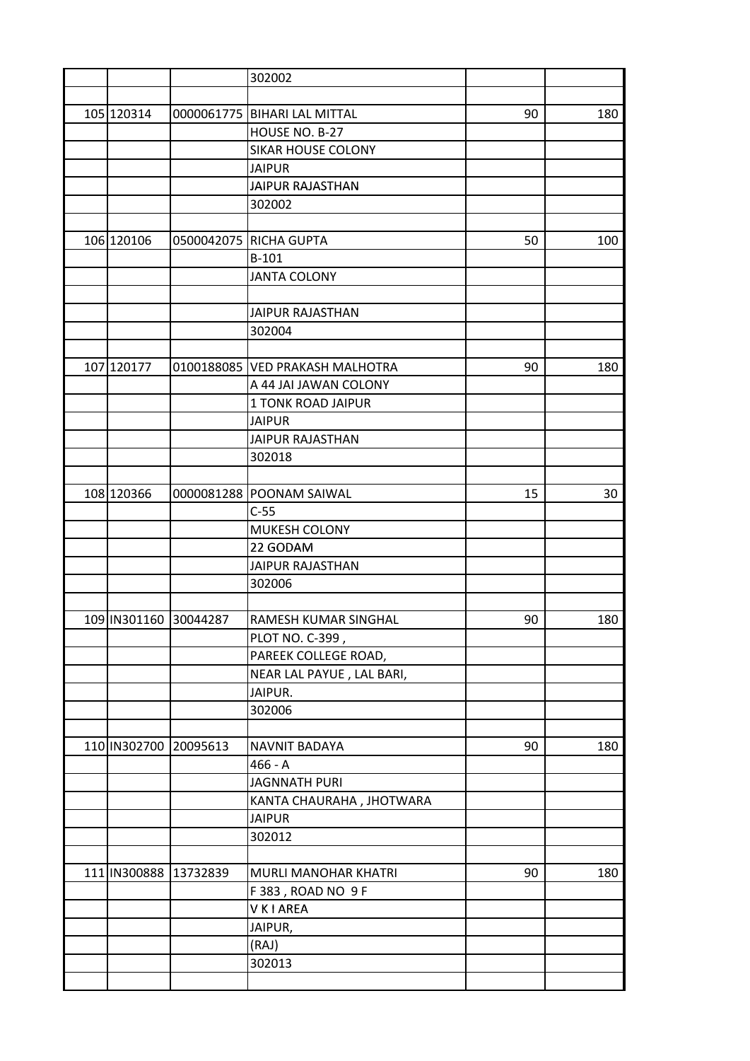| | | | | | |
|---|---|---|---|---|---|
| | | | 302002 | | |
| | | | | | |
| 105 | 120314 | 0000061775 | BIHARI LAL MITTAL | 90 | 180 |
| | | | HOUSE NO. B-27 | | |
| | | | SIKAR HOUSE COLONY | | |
| | | | JAIPUR | | |
| | | | JAIPUR RAJASTHAN | | |
| | | | 302002 | | |
| | | | | | |
| 106 | 120106 | 0500042075 | RICHA GUPTA | 50 | 100 |
| | | | B-101 | | |
| | | | JANTA COLONY | | |
| | | | | | |
| | | | JAIPUR RAJASTHAN | | |
| | | | 302004 | | |
| | | | | | |
| 107 | 120177 | 0100188085 | VED PRAKASH MALHOTRA | 90 | 180 |
| | | | A 44 JAI JAWAN COLONY | | |
| | | | 1 TONK ROAD JAIPUR | | |
| | | | JAIPUR | | |
| | | | JAIPUR RAJASTHAN | | |
| | | | 302018 | | |
| | | | | | |
| 108 | 120366 | 0000081288 | POONAM SAIWAL | 15 | 30 |
| | | | C-55 | | |
| | | | MUKESH COLONY | | |
| | | | 22 GODAM | | |
| | | | JAIPUR RAJASTHAN | | |
| | | | 302006 | | |
| | | | | | |
| 109 | IN301160 | 30044287 | RAMESH KUMAR SINGHAL | 90 | 180 |
| | | | PLOT NO. C-399 , | | |
| | | | PAREEK COLLEGE ROAD, | | |
| | | | NEAR LAL PAYUE , LAL BARI, | | |
| | | | JAIPUR. | | |
| | | | 302006 | | |
| | | | | | |
| 110 | IN302700 | 20095613 | NAVNIT BADAYA | 90 | 180 |
| | | | 466 - A | | |
| | | | JAGNNATH PURI | | |
| | | | KANTA CHAURAHA , JHOTWARA | | |
| | | | JAIPUR | | |
| | | | 302012 | | |
| | | | | | |
| 111 | IN300888 | 13732839 | MURLI MANOHAR KHATRI | 90 | 180 |
| | | | F 383 , ROAD NO 9 F | | |
| | | | V K I AREA | | |
| | | | JAIPUR, | | |
| | | | (RAJ) | | |
| | | | 302013 | | |
| | | | | | |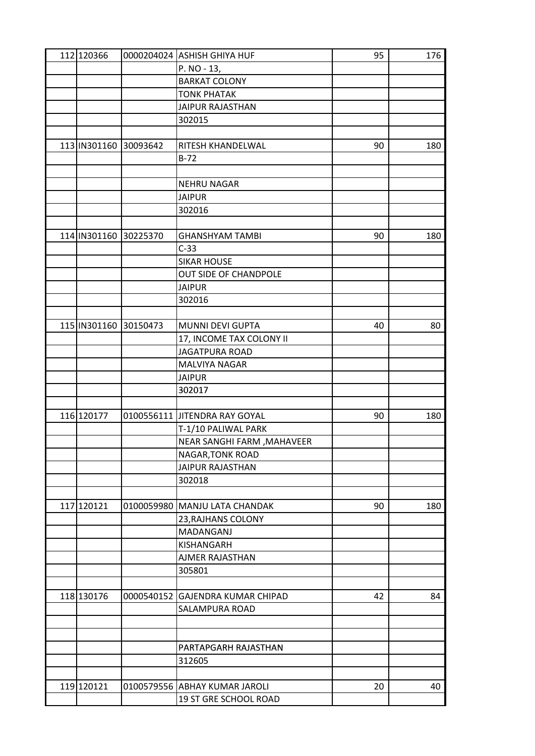| | | | | | |
|---|---|---|---|---|---|
| 112 | 120366 | 0000204024 | ASHISH GHIYA HUF | 95 | 176 |
| | | | P. NO - 13, | | |
| | | | BARKAT COLONY | | |
| | | | TONK PHATAK | | |
| | | | JAIPUR RAJASTHAN | | |
| | | | 302015 | | |
| | | | | | |
| 113 | IN301160 | 30093642 | RITESH KHANDELWAL | 90 | 180 |
| | | | B-72 | | |
| | | | | | |
| | | | NEHRU NAGAR | | |
| | | | JAIPUR | | |
| | | | 302016 | | |
| | | | | | |
| 114 | IN301160 | 30225370 | GHANSHYAM TAMBI | 90 | 180 |
| | | | C-33 | | |
| | | | SIKAR HOUSE | | |
| | | | OUT SIDE OF CHANDPOLE | | |
| | | | JAIPUR | | |
| | | | 302016 | | |
| | | | | | |
| 115 | IN301160 | 30150473 | MUNNI DEVI GUPTA | 40 | 80 |
| | | | 17, INCOME TAX COLONY II | | |
| | | | JAGATPURA ROAD | | |
| | | | MALVIYA NAGAR | | |
| | | | JAIPUR | | |
| | | | 302017 | | |
| | | | | | |
| 116 | 120177 | 0100556111 | JITENDRA RAY GOYAL | 90 | 180 |
| | | | T-1/10 PALIWAL PARK | | |
| | | | NEAR SANGHI FARM ,MAHAVEER | | |
| | | | NAGAR,TONK ROAD | | |
| | | | JAIPUR RAJASTHAN | | |
| | | | 302018 | | |
| | | | | | |
| 117 | 120121 | 0100059980 | MANJU LATA CHANDAK | 90 | 180 |
| | | | 23,RAJHANS COLONY | | |
| | | | MADANGANJ | | |
| | | | KISHANGARH | | |
| | | | AJMER RAJASTHAN | | |
| | | | 305801 | | |
| | | | | | |
| 118 | 130176 | 0000540152 | GAJENDRA KUMAR CHIPAD | 42 | 84 |
| | | | SALAMPURA ROAD | | |
| | | | | | |
| | | | | | |
| | | | PARTAPGARH RAJASTHAN | | |
| | | | 312605 | | |
| | | | | | |
| 119 | 120121 | 0100579556 | ABHAY KUMAR JAROLI | 20 | 40 |
| | | | 19 ST GRE SCHOOL ROAD | | |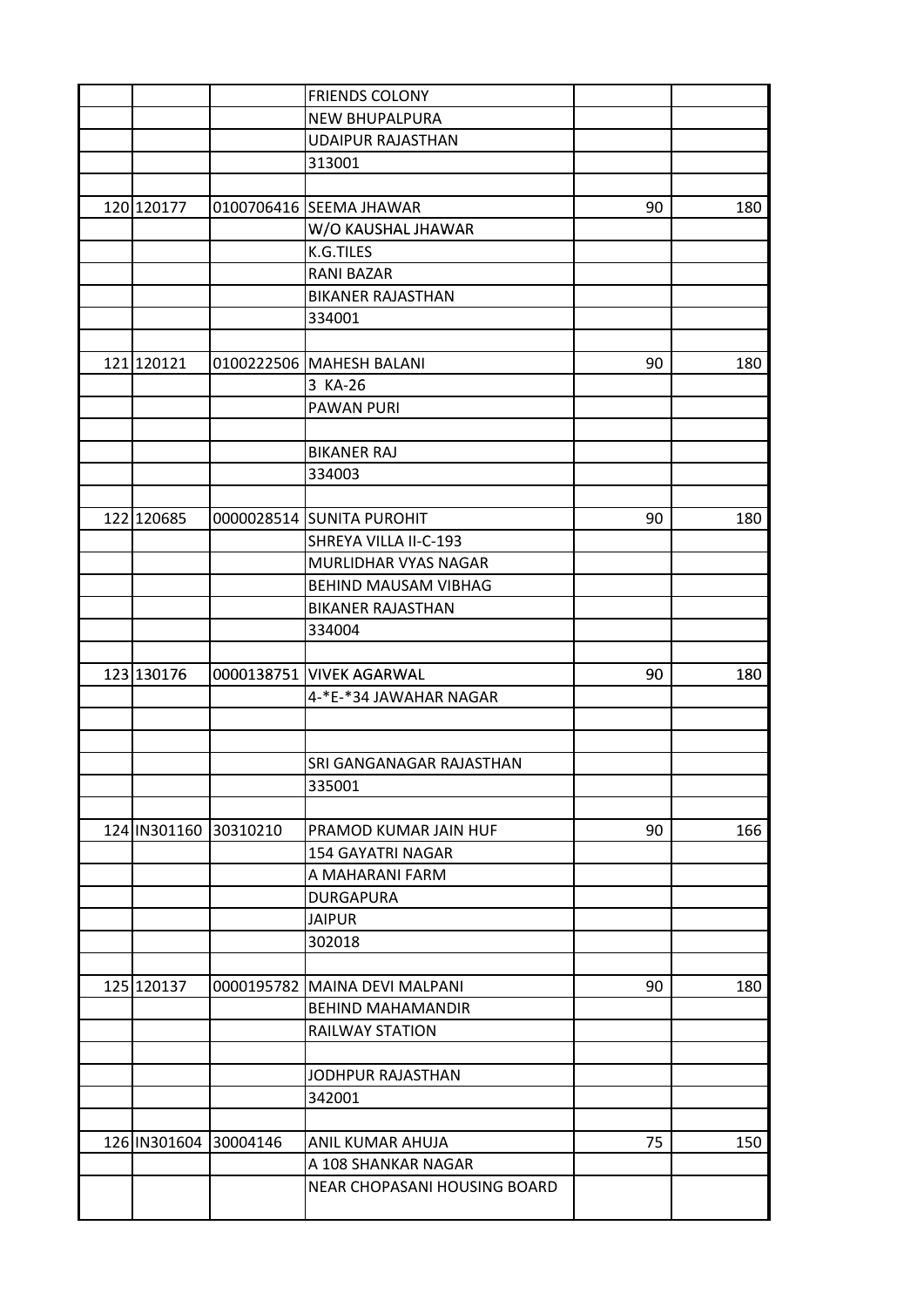| | | | | | |
|---|---|---|---|---|---|
| | | | FRIENDS COLONY | | |
| | | | NEW BHUPALPURA | | |
| | | | UDAIPUR RAJASTHAN | | |
| | | | 313001 | | |
| | | | | | |
| 120 | 120177 | 0100706416 | SEEMA JHAWAR | 90 | 180 |
| | | | W/O KAUSHAL JHAWAR | | |
| | | | K.G.TILES | | |
| | | | RANI BAZAR | | |
| | | | BIKANER RAJASTHAN | | |
| | | | 334001 | | |
| | | | | | |
| 121 | 120121 | 0100222506 | MAHESH BALANI | 90 | 180 |
| | | | 3 KA-26 | | |
| | | | PAWAN PURI | | |
| | | | | | |
| | | | BIKANER RAJ | | |
| | | | 334003 | | |
| | | | | | |
| 122 | 120685 | 0000028514 | SUNITA PUROHIT | 90 | 180 |
| | | | SHREYA VILLA II-C-193 | | |
| | | | MURLIDHAR VYAS NAGAR | | |
| | | | BEHIND MAUSAM VIBHAG | | |
| | | | BIKANER RAJASTHAN | | |
| | | | 334004 | | |
| | | | | | |
| 123 | 130176 | 0000138751 | VIVEK AGARWAL | 90 | 180 |
| | | | 4-*E-*34 JAWAHAR NAGAR | | |
| | | | | | |
| | | | | | |
| | | | SRI GANGANAGAR RAJASTHAN | | |
| | | | 335001 | | |
| | | | | | |
| 124 | IN301160 | 30310210 | PRAMOD KUMAR JAIN HUF | 90 | 166 |
| | | | 154 GAYATRI NAGAR | | |
| | | | A MAHARANI FARM | | |
| | | | DURGAPURA | | |
| | | | JAIPUR | | |
| | | | 302018 | | |
| | | | | | |
| 125 | 120137 | 0000195782 | MAINA DEVI MALPANI | 90 | 180 |
| | | | BEHIND MAHAMANDIR | | |
| | | | RAILWAY STATION | | |
| | | | | | |
| | | | JODHPUR RAJASTHAN | | |
| | | | 342001 | | |
| | | | | | |
| 126 | IN301604 | 30004146 | ANIL KUMAR AHUJA | 75 | 150 |
| | | | A 108 SHANKAR NAGAR | | |
| | | | NEAR CHOPASANI HOUSING BOARD | | |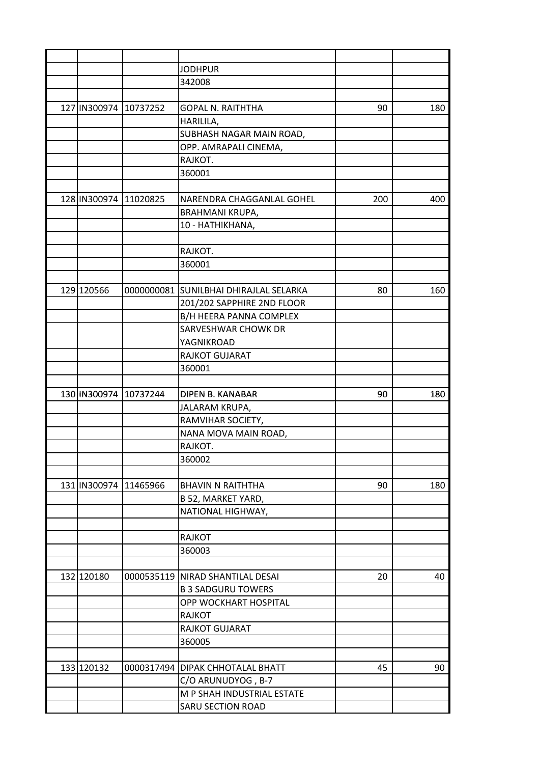| | | | | | |
|---|---|---|---|---|---|
| | | | JODHPUR | | |
| | | | 342008 | | |
| | | | | | |
| 127 | IN300974 | 10737252 | GOPAL N. RAITHTHA | 90 | 180 |
| | | | HARILILA, | | |
| | | | SUBHASH NAGAR MAIN ROAD, | | |
| | | | OPP. AMRAPALI CINEMA, | | |
| | | | RAJKOT. | | |
| | | | 360001 | | |
| | | | | | |
| 128 | IN300974 | 11020825 | NARENDRA CHAGGANLAL GOHEL | 200 | 400 |
| | | | BRAHMANI KRUPA, | | |
| | | | 10 - HATHIKHANA, | | |
| | | | | | |
| | | | RAJKOT. | | |
| | | | 360001 | | |
| | | | | | |
| 129 | 120566 | 0000000081 | SUNILBHAI DHIRAJLAL SELARKA | 80 | 160 |
| | | | 201/202 SAPPHIRE 2ND FLOOR | | |
| | | | B/H HEERA PANNA COMPLEX | | |
| | | | SARVESHWAR CHOWK DR | | |
| | | | YAGNIKROAD | | |
| | | | RAJKOT GUJARAT | | |
| | | | 360001 | | |
| | | | | | |
| 130 | IN300974 | 10737244 | DIPEN B. KANABAR | 90 | 180 |
| | | | JALARAM KRUPA, | | |
| | | | RAMVIHAR SOCIETY, | | |
| | | | NANA MOVA MAIN ROAD, | | |
| | | | RAJKOT. | | |
| | | | 360002 | | |
| | | | | | |
| 131 | IN300974 | 11465966 | BHAVIN N RAITHTHA | 90 | 180 |
| | | | B 52, MARKET YARD, | | |
| | | | NATIONAL HIGHWAY, | | |
| | | | | | |
| | | | RAJKOT | | |
| | | | 360003 | | |
| | | | | | |
| 132 | 120180 | 0000535119 | NIRAD SHANTILAL DESAI | 20 | 40 |
| | | | B 3 SADGURU TOWERS | | |
| | | | OPP WOCKHART HOSPITAL | | |
| | | | RAJKOT | | |
| | | | RAJKOT GUJARAT | | |
| | | | 360005 | | |
| | | | | | |
| 133 | 120132 | 0000317494 | DIPAK CHHOTALAL BHATT | 45 | 90 |
| | | | C/O ARUNUDYOG , B-7 | | |
| | | | M P SHAH INDUSTRIAL ESTATE | | |
| | | | SARU SECTION ROAD | | |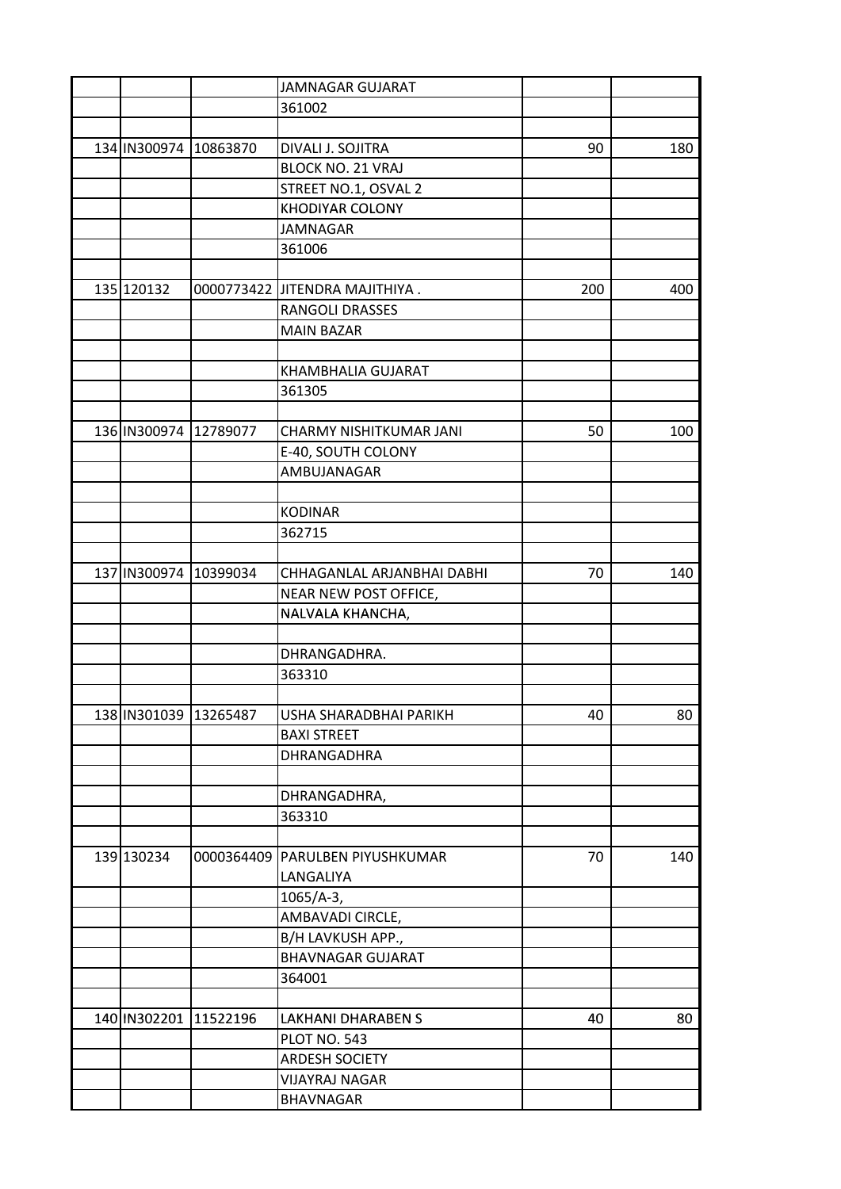| | | | | | |
|---|---|---|---|---|---|
| | | | JAMNAGAR GUJARAT | | |
| | | | 361002 | | |
| | | | | | |
| 134 | IN300974 | 10863870 | DIVALI J. SOJITRA | 90 | 180 |
| | | | BLOCK NO. 21 VRAJ | | |
| | | | STREET NO.1, OSVAL 2 | | |
| | | | KHODIYAR COLONY | | |
| | | | JAMNAGAR | | |
| | | | 361006 | | |
| | | | | | |
| 135 | 120132 | 0000773422 | JITENDRA MAJITHIYA . | 200 | 400 |
| | | | RANGOLI DRASSES | | |
| | | | MAIN BAZAR | | |
| | | | | | |
| | | | KHAMBHALIA GUJARAT | | |
| | | | 361305 | | |
| | | | | | |
| 136 | IN300974 | 12789077 | CHARMY NISHITKUMAR JANI | 50 | 100 |
| | | | E-40, SOUTH COLONY | | |
| | | | AMBUJANAGAR | | |
| | | | | | |
| | | | KODINAR | | |
| | | | 362715 | | |
| | | | | | |
| 137 | IN300974 | 10399034 | CHHAGANLAL ARJANBHAI DABHI | 70 | 140 |
| | | | NEAR NEW POST OFFICE, | | |
| | | | NALVALA KHANCHA, | | |
| | | | | | |
| | | | DHRANGADHRA. | | |
| | | | 363310 | | |
| | | | | | |
| 138 | IN301039 | 13265487 | USHA SHARADBHAI PARIKH | 40 | 80 |
| | | | BAXI STREET | | |
| | | | DHRANGADHRA | | |
| | | | | | |
| | | | DHRANGADHRA, | | |
| | | | 363310 | | |
| | | | | | |
| 139 | 130234 | 0000364409 | PARULBEN PIYUSHKUMAR LANGALIYA | 70 | 140 |
| | | | 1065/A-3, | | |
| | | | AMBAVADI CIRCLE, | | |
| | | | B/H LAVKUSH APP., | | |
| | | | BHAVNAGAR GUJARAT | | |
| | | | 364001 | | |
| | | | | | |
| 140 | IN302201 | 11522196 | LAKHANI DHARABEN S | 40 | 80 |
| | | | PLOT NO. 543 | | |
| | | | ARDESH SOCIETY | | |
| | | | VIJAYRAJ NAGAR | | |
| | | | BHAVNAGAR | | |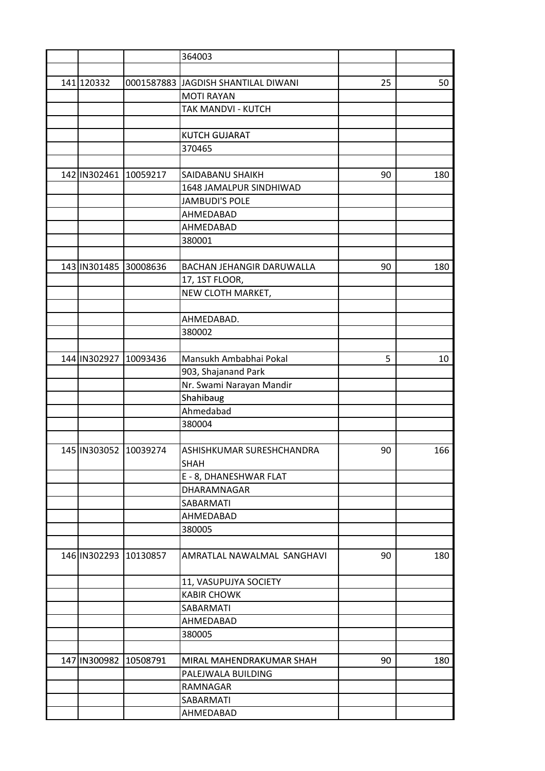| | | | | | |
|---|---|---|---|---|---|
| | | | 364003 | | |
| | | | | | |
| 141 | 120332 | 0001587883 | JAGDISH SHANTILAL DIWANI | 25 | 50 |
| | | | MOTI RAYAN | | |
| | | | TAK MANDVI - KUTCH | | |
| | | | | | |
| | | | KUTCH GUJARAT | | |
| | | | 370465 | | |
| | | | | | |
| 142 | IN302461 | 10059217 | SAIDABANU SHAIKH | 90 | 180 |
| | | | 1648 JAMALPUR SINDHIWAD | | |
| | | | JAMBUDI'S POLE | | |
| | | | AHMEDABAD | | |
| | | | AHMEDABAD | | |
| | | | 380001 | | |
| | | | | | |
| 143 | IN301485 | 30008636 | BACHAN JEHANGIR DARUWALLA | 90 | 180 |
| | | | 17, 1ST FLOOR, | | |
| | | | NEW CLOTH MARKET, | | |
| | | | | | |
| | | | AHMEDABAD. | | |
| | | | 380002 | | |
| | | | | | |
| 144 | IN302927 | 10093436 | Mansukh Ambabhai Pokal | 5 | 10 |
| | | | 903, Shajanand Park | | |
| | | | Nr. Swami Narayan Mandir | | |
| | | | Shahibaug | | |
| | | | Ahmedabad | | |
| | | | 380004 | | |
| | | | | | |
| 145 | IN303052 | 10039274 | ASHISHKUMAR SURESHCHANDRA SHAH | 90 | 166 |
| | | | E - 8, DHANESHWAR FLAT | | |
| | | | DHARAMNAGAR | | |
| | | | SABARMATI | | |
| | | | AHMEDABAD | | |
| | | | 380005 | | |
| | | | | | |
| 146 | IN302293 | 10130857 | AMRATLAL NAWALMAL SANGHAVI | 90 | 180 |
| | | | 11, VASUPUJYA SOCIETY | | |
| | | | KABIR CHOWK | | |
| | | | SABARMATI | | |
| | | | AHMEDABAD | | |
| | | | 380005 | | |
| | | | | | |
| 147 | IN300982 | 10508791 | MIRAL MAHENDRAKUMAR SHAH | 90 | 180 |
| | | | PALEJWALA BUILDING | | |
| | | | RAMNAGAR | | |
| | | | SABARMATI | | |
| | | | AHMEDABAD | | |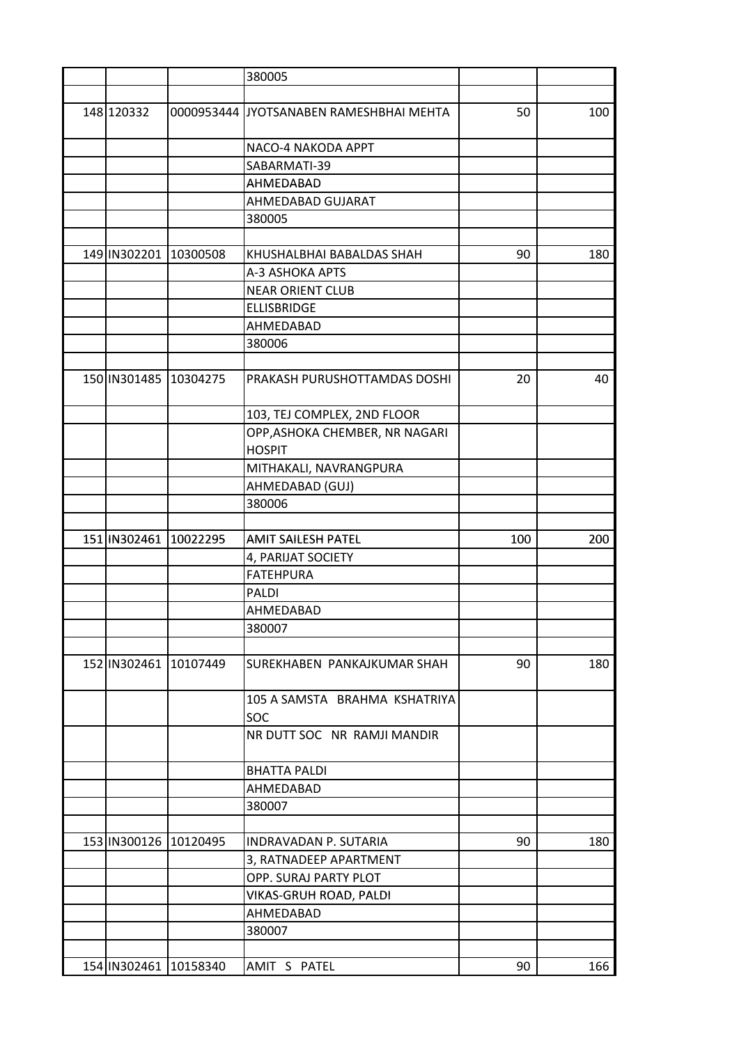| | | | | | |
|---|---|---|---|---|---|
| | | | 380005 | | |
| | | | | | |
| 148 | 120332 | 0000953444 | JYOTSANABEN RAMESHBHAI MEHTA | 50 | 100 |
| | | | NACO-4 NAKODA APPT | | |
| | | | SABARMATI-39 | | |
| | | | AHMEDABAD | | |
| | | | AHMEDABAD GUJARAT | | |
| | | | 380005 | | |
| | | | | | |
| 149 | IN302201 | 10300508 | KHUSHALBHAI BABALDAS SHAH | 90 | 180 |
| | | | A-3 ASHOKA APTS | | |
| | | | NEAR ORIENT CLUB | | |
| | | | ELLISBRIDGE | | |
| | | | AHMEDABAD | | |
| | | | 380006 | | |
| | | | | | |
| 150 | IN301485 | 10304275 | PRAKASH PURUSHOTTAMDAS DOSHI | 20 | 40 |
| | | | 103, TEJ COMPLEX, 2ND FLOOR | | |
| | | | OPP,ASHOKA CHEMBER, NR NAGARI HOSPIT | | |
| | | | MITHAKALI, NAVRANGPURA | | |
| | | | AHMEDABAD (GUJ) | | |
| | | | 380006 | | |
| | | | | | |
| 151 | IN302461 | 10022295 | AMIT SAILESH PATEL | 100 | 200 |
| | | | 4, PARIJAT SOCIETY | | |
| | | | FATEHPURA | | |
| | | | PALDI | | |
| | | | AHMEDABAD | | |
| | | | 380007 | | |
| | | | | | |
| 152 | IN302461 | 10107449 | SUREKHABEN PANKAJKUMAR SHAH | 90 | 180 |
| | | | 105 A SAMSTA BRAHMA KSHATRIYA SOC | | |
| | | | NR DUTT SOC NR RAMJI MANDIR | | |
| | | | BHATTA PALDI | | |
| | | | AHMEDABAD | | |
| | | | 380007 | | |
| | | | | | |
| 153 | IN300126 | 10120495 | INDRAVADAN P. SUTARIA | 90 | 180 |
| | | | 3, RATNADEEP APARTMENT | | |
| | | | OPP. SURAJ PARTY PLOT | | |
| | | | VIKAS-GRUH ROAD, PALDI | | |
| | | | AHMEDABAD | | |
| | | | 380007 | | |
| | | | | | |
| 154 | IN302461 | 10158340 | AMIT S PATEL | 90 | 166 |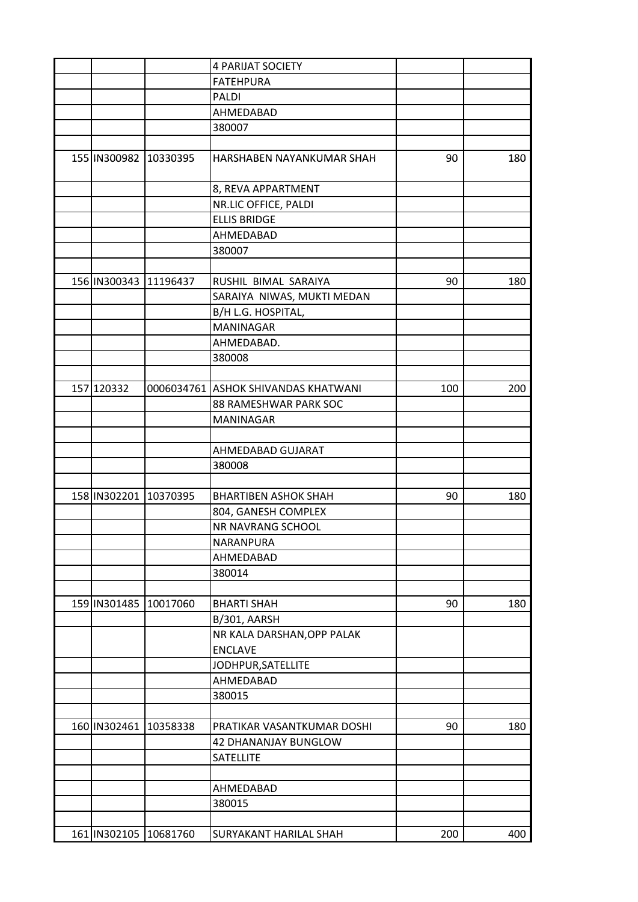| | | | | | |
|---|---|---|---|---|---|
| | | | 4 PARIJAT SOCIETY | | |
| | | | FATEHPURA | | |
| | | | PALDI | | |
| | | | AHMEDABAD | | |
| | | | 380007 | | |
| | | | | | |
| 155 | IN300982 | 10330395 | HARSHABEN NAYANKUMAR SHAH | 90 | 180 |
| | | | 8, REVA APPARTMENT | | |
| | | | NR.LIC OFFICE, PALDI | | |
| | | | ELLIS BRIDGE | | |
| | | | AHMEDABAD | | |
| | | | 380007 | | |
| | | | | | |
| 156 | IN300343 | 11196437 | RUSHIL BIMAL SARAIYA | 90 | 180 |
| | | | SARAIYA NIWAS, MUKTI MEDAN | | |
| | | | B/H L.G. HOSPITAL, | | |
| | | | MANINAGAR | | |
| | | | AHMEDABAD. | | |
| | | | 380008 | | |
| | | | | | |
| 157 | 120332 | 0006034761 | ASHOK SHIVANDAS KHATWANI | 100 | 200 |
| | | | 88 RAMESHWAR PARK SOC | | |
| | | | MANINAGAR | | |
| | | | | | |
| | | | AHMEDABAD GUJARAT | | |
| | | | 380008 | | |
| | | | | | |
| 158 | IN302201 | 10370395 | BHARTIBEN ASHOK SHAH | 90 | 180 |
| | | | 804, GANESH COMPLEX | | |
| | | | NR NAVRANG SCHOOL | | |
| | | | NARANPURA | | |
| | | | AHMEDABAD | | |
| | | | 380014 | | |
| | | | | | |
| 159 | IN301485 | 10017060 | BHARTI SHAH | 90 | 180 |
| | | | B/301, AARSH | | |
| | | | NR KALA DARSHAN,OPP PALAK ENCLAVE | | |
| | | | JODHPUR,SATELLITE | | |
| | | | AHMEDABAD | | |
| | | | 380015 | | |
| | | | | | |
| 160 | IN302461 | 10358338 | PRATIKAR VASANTKUMAR DOSHI | 90 | 180 |
| | | | 42 DHANANJAY BUNGLOW | | |
| | | | SATELLITE | | |
| | | | | | |
| | | | AHMEDABAD | | |
| | | | 380015 | | |
| | | | | | |
| 161 | IN302105 | 10681760 | SURYAKANT HARILAL SHAH | 200 | 400 |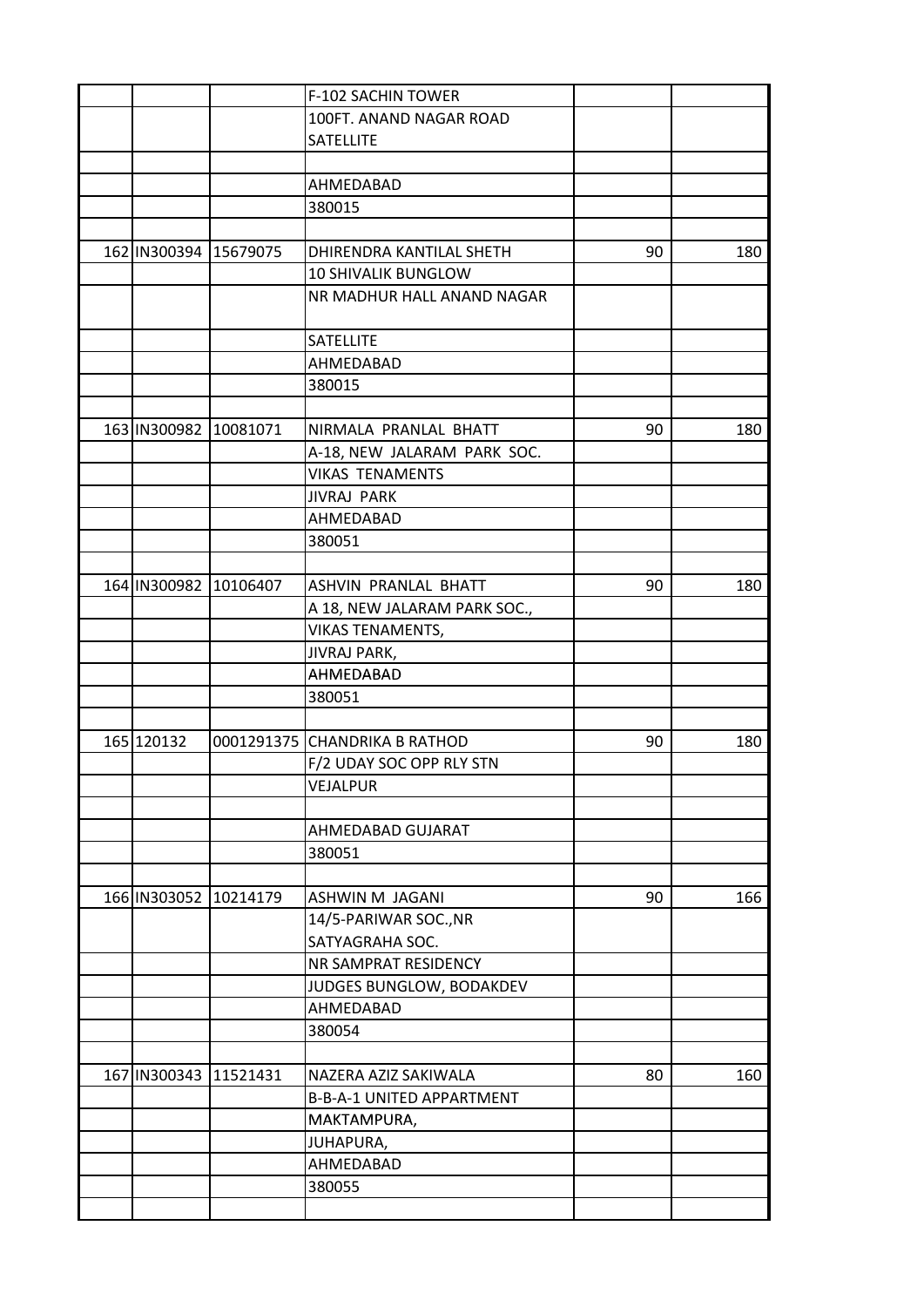| | | | | | |
|---|---|---|---|---|---|
| | | | F-102 SACHIN TOWER | | |
| | | | 100FT. ANAND NAGAR ROAD SATELLITE | | |
| | | | | | |
| | | | AHMEDABAD | | |
| | | | 380015 | | |
| | | | | | |
| 162 | IN300394 | 15679075 | DHIRENDRA KANTILAL SHETH | 90 | 180 |
| | | | 10 SHIVALIK BUNGLOW | | |
| | | | NR MADHUR HALL ANAND NAGAR | | |
| | | | SATELLITE | | |
| | | | AHMEDABAD | | |
| | | | 380015 | | |
| | | | | | |
| 163 | IN300982 | 10081071 | NIRMALA PRANLAL BHATT | 90 | 180 |
| | | | A-18, NEW JALARAM PARK SOC. | | |
| | | | VIKAS TENAMENTS | | |
| | | | JIVRAJ PARK | | |
| | | | AHMEDABAD | | |
| | | | 380051 | | |
| | | | | | |
| 164 | IN300982 | 10106407 | ASHVIN PRANLAL BHATT | 90 | 180 |
| | | | A 18, NEW JALARAM PARK SOC., | | |
| | | | VIKAS TENAMENTS, | | |
| | | | JIVRAJ PARK, | | |
| | | | AHMEDABAD | | |
| | | | 380051 | | |
| | | | | | |
| 165 | 120132 | 0001291375 | CHANDRIKA B RATHOD | 90 | 180 |
| | | | F/2 UDAY SOC OPP RLY STN | | |
| | | | VEJALPUR | | |
| | | | | | |
| | | | AHMEDABAD GUJARAT | | |
| | | | 380051 | | |
| | | | | | |
| 166 | IN303052 | 10214179 | ASHWIN M JAGANI | 90 | 166 |
| | | | 14/5-PARIWAR SOC.,NR SATYAGRAHA SOC. | | |
| | | | NR SAMPRAT RESIDENCY | | |
| | | | JUDGES BUNGLOW, BODAKDEV | | |
| | | | AHMEDABAD | | |
| | | | 380054 | | |
| | | | | | |
| 167 | IN300343 | 11521431 | NAZERA AZIZ SAKIWALA | 80 | 160 |
| | | | B-B-A-1 UNITED APPARTMENT | | |
| | | | MAKTAMPURA, | | |
| | | | JUHAPURA, | | |
| | | | AHMEDABAD | | |
| | | | 380055 | | |
| | | | | | |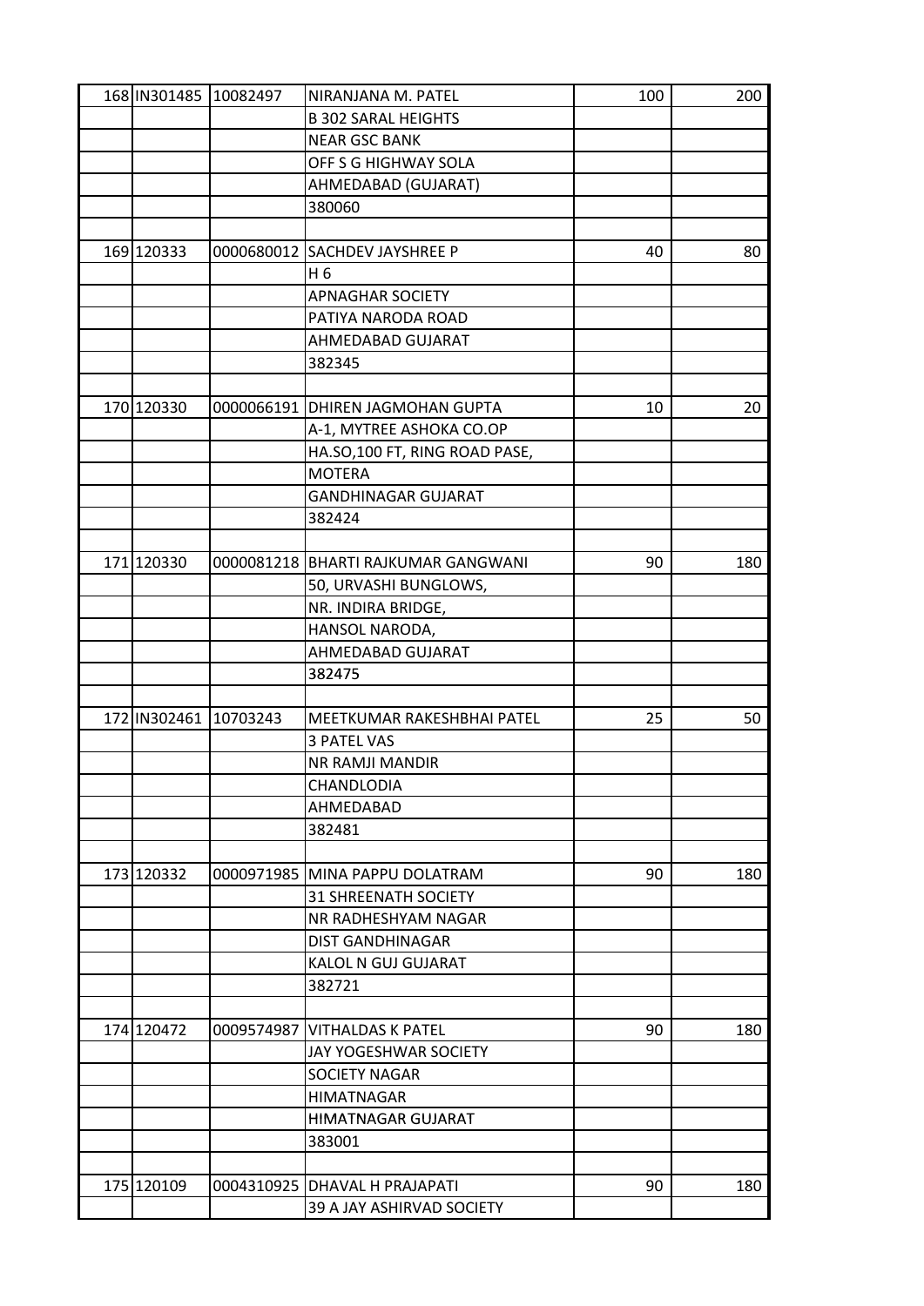| | | | | | |
|---|---|---|---|---|---|
| 168 | IN301485 | 10082497 | NIRANJANA M. PATEL | 100 | 200 |
| | | | B 302 SARAL HEIGHTS | | |
| | | | NEAR GSC BANK | | |
| | | | OFF S G HIGHWAY SOLA | | |
| | | | AHMEDABAD (GUJARAT) | | |
| | | | 380060 | | |
| | | | | | |
| 169 | 120333 | 0000680012 | SACHDEV JAYSHREE P | 40 | 80 |
| | | | H 6 | | |
| | | | APNAGHAR SOCIETY | | |
| | | | PATIYA NARODA ROAD | | |
| | | | AHMEDABAD GUJARAT | | |
| | | | 382345 | | |
| | | | | | |
| 170 | 120330 | 0000066191 | DHIREN JAGMOHAN GUPTA | 10 | 20 |
| | | | A-1, MYTREE ASHOKA CO.OP | | |
| | | | HA.SO,100 FT, RING ROAD PASE, | | |
| | | | MOTERA | | |
| | | | GANDHINAGAR GUJARAT | | |
| | | | 382424 | | |
| | | | | | |
| 171 | 120330 | 0000081218 | BHARTI RAJKUMAR GANGWANI | 90 | 180 |
| | | | 50, URVASHI BUNGLOWS, | | |
| | | | NR. INDIRA BRIDGE, | | |
| | | | HANSOL NARODA, | | |
| | | | AHMEDABAD GUJARAT | | |
| | | | 382475 | | |
| | | | | | |
| 172 | IN302461 | 10703243 | MEETKUMAR RAKESHBHAI PATEL | 25 | 50 |
| | | | 3 PATEL VAS | | |
| | | | NR RAMJI MANDIR | | |
| | | | CHANDLODIA | | |
| | | | AHMEDABAD | | |
| | | | 382481 | | |
| | | | | | |
| 173 | 120332 | 0000971985 | MINA PAPPU DOLATRAM | 90 | 180 |
| | | | 31 SHREENATH SOCIETY | | |
| | | | NR RADHESHYAM NAGAR | | |
| | | | DIST GANDHINAGAR | | |
| | | | KALOL N GUJ GUJARAT | | |
| | | | 382721 | | |
| | | | | | |
| 174 | 120472 | 0009574987 | VITHALDAS K PATEL | 90 | 180 |
| | | | JAY YOGESHWAR SOCIETY | | |
| | | | SOCIETY NAGAR | | |
| | | | HIMATNAGAR | | |
| | | | HIMATNAGAR GUJARAT | | |
| | | | 383001 | | |
| | | | | | |
| 175 | 120109 | 0004310925 | DHAVAL H PRAJAPATI | 90 | 180 |
| | | | 39 A JAY ASHIRVAD SOCIETY | | |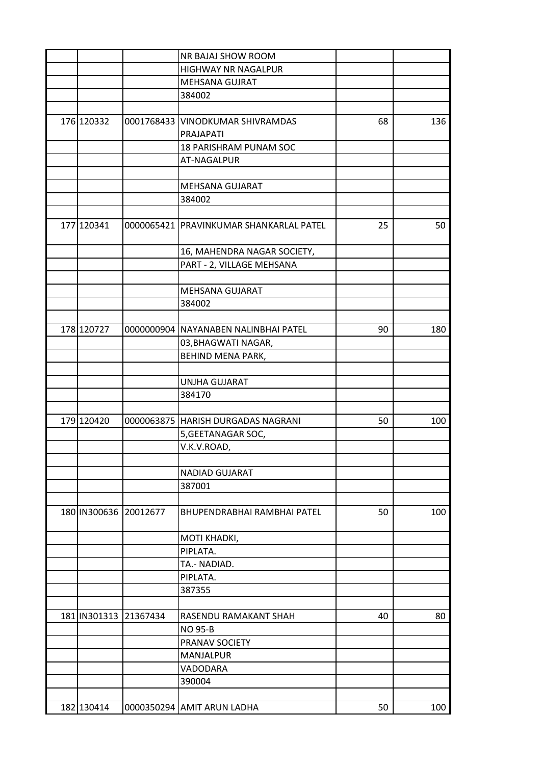| | | | | | |
|---|---|---|---|---|---|
| | | | NR BAJAJ SHOW ROOM | | |
| | | | HIGHWAY NR NAGALPUR | | |
| | | | MEHSANA GUJRAT | | |
| | | | 384002 | | |
| | | | | | |
| 176 | 120332 | 0001768433 | VINODKUMAR SHIVRAMDAS PRAJAPATI | 68 | 136 |
| | | | 18 PARISHRAM PUNAM SOC | | |
| | | | AT-NAGALPUR | | |
| | | | | | |
| | | | MEHSANA GUJARAT | | |
| | | | 384002 | | |
| | | | | | |
| 177 | 120341 | 0000065421 | PRAVINKUMAR SHANKARLAL PATEL | 25 | 50 |
| | | | 16, MAHENDRA NAGAR SOCIETY, | | |
| | | | PART - 2, VILLAGE MEHSANA | | |
| | | | | | |
| | | | MEHSANA GUJARAT | | |
| | | | 384002 | | |
| | | | | | |
| 178 | 120727 | 0000000904 | NAYANABEN NALINBHAI PATEL | 90 | 180 |
| | | | 03,BHAGWATI NAGAR, | | |
| | | | BEHIND MENA PARK, | | |
| | | | | | |
| | | | UNJHA GUJARAT | | |
| | | | 384170 | | |
| | | | | | |
| 179 | 120420 | 0000063875 | HARISH DURGADAS NAGRANI | 50 | 100 |
| | | | 5,GEETANAGAR SOC, | | |
| | | | V.K.V.ROAD, | | |
| | | | | | |
| | | | NADIAD GUJARAT | | |
| | | | 387001 | | |
| | | | | | |
| 180 | IN300636 | 20012677 | BHUPENDRABHAI RAMBHAI PATEL | 50 | 100 |
| | | | MOTI KHADKI, | | |
| | | | PIPLATA. | | |
| | | | TA.- NADIAD. | | |
| | | | PIPLATA. | | |
| | | | 387355 | | |
| | | | | | |
| 181 | IN301313 | 21367434 | RASENDU RAMAKANT SHAH | 40 | 80 |
| | | | NO 95-B | | |
| | | | PRANAV SOCIETY | | |
| | | | MANJALPUR | | |
| | | | VADODARA | | |
| | | | 390004 | | |
| | | | | | |
| 182 | 130414 | 0000350294 | AMIT ARUN LADHA | 50 | 100 |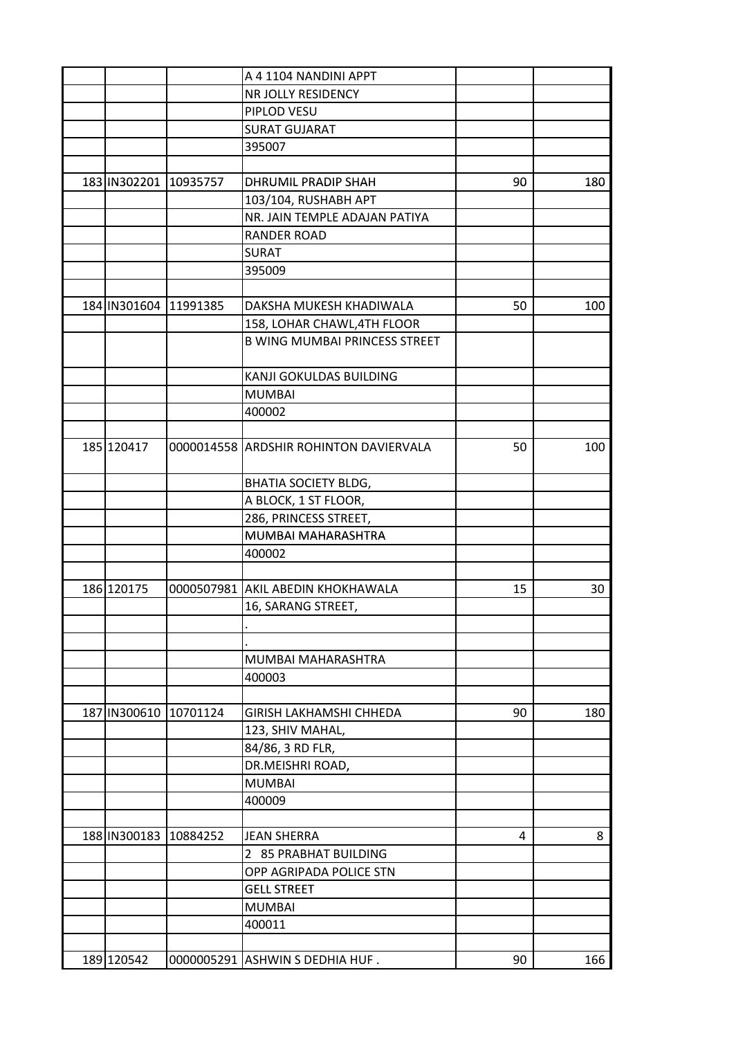| | | | | | |
|---|---|---|---|---|---|
| | | | A 4 1104 NANDINI APPT | | |
| | | | NR JOLLY RESIDENCY | | |
| | | | PIPLOD VESU | | |
| | | | SURAT GUJARAT | | |
| | | | 395007 | | |
| | | | | | |
| 183 | IN302201 | 10935757 | DHRUMIL PRADIP SHAH | 90 | 180 |
| | | | 103/104, RUSHABH APT | | |
| | | | NR. JAIN TEMPLE ADAJAN PATIYA | | |
| | | | RANDER ROAD | | |
| | | | SURAT | | |
| | | | 395009 | | |
| | | | | | |
| 184 | IN301604 | 11991385 | DAKSHA MUKESH KHADIWALA | 50 | 100 |
| | | | 158, LOHAR CHAWL,4TH FLOOR | | |
| | | | B WING MUMBAI PRINCESS STREET | | |
| | | | KANJI GOKULDAS BUILDING | | |
| | | | MUMBAI | | |
| | | | 400002 | | |
| | | | | | |
| 185 | 120417 | 0000014558 | ARDSHIR ROHINTON DAVIERVALA | 50 | 100 |
| | | | BHATIA SOCIETY BLDG, | | |
| | | | A BLOCK, 1 ST FLOOR, | | |
| | | | 286, PRINCESS STREET, | | |
| | | | MUMBAI MAHARASHTRA | | |
| | | | 400002 | | |
| | | | | | |
| 186 | 120175 | 0000507981 | AKIL ABEDIN KHOKHAWALA | 15 | 30 |
| | | | 16, SARANG STREET, | | |
| | | | . | | |
| | | | . | | |
| | | | MUMBAI MAHARASHTRA | | |
| | | | 400003 | | |
| | | | | | |
| 187 | IN300610 | 10701124 | GIRISH LAKHAMSHI CHHEDA | 90 | 180 |
| | | | 123, SHIV MAHAL, | | |
| | | | 84/86, 3 RD FLR, | | |
| | | | DR.MEISHRI ROAD, | | |
| | | | MUMBAI | | |
| | | | 400009 | | |
| | | | | | |
| 188 | IN300183 | 10884252 | JEAN SHERRA | 4 | 8 |
| | | | 2 85 PRABHAT BUILDING | | |
| | | | OPP AGRIPADA POLICE STN | | |
| | | | GELL STREET | | |
| | | | MUMBAI | | |
| | | | 400011 | | |
| | | | | | |
| 189 | 120542 | 0000005291 | ASHWIN S DEDHIA HUF . | 90 | 166 |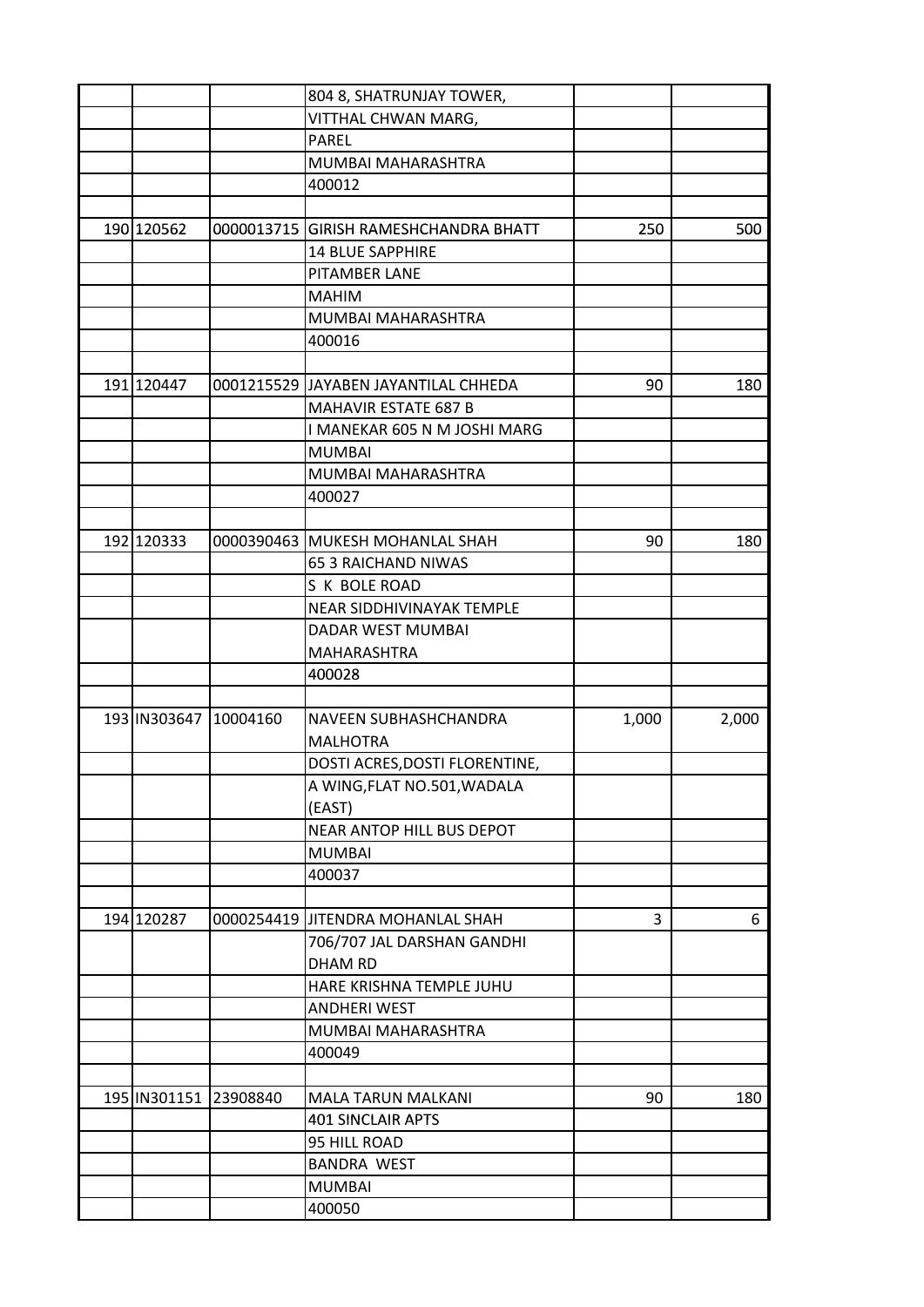| | | | | | |
|---|---|---|---|---|---|
| | | | 804 8, SHATRUNJAY TOWER, | | |
| | | | VITTHAL CHWAN MARG, | | |
| | | | PAREL | | |
| | | | MUMBAI MAHARASHTRA | | |
| | | | 400012 | | |
| | | | | | |
| 190 | 120562 | 0000013715 | GIRISH RAMESHCHANDRA BHATT | 250 | 500 |
| | | | 14 BLUE SAPPHIRE | | |
| | | | PITAMBER LANE | | |
| | | | MAHIM | | |
| | | | MUMBAI MAHARASHTRA | | |
| | | | 400016 | | |
| | | | | | |
| 191 | 120447 | 0001215529 | JAYABEN JAYANTILAL CHHEDA | 90 | 180 |
| | | | MAHAVIR ESTATE 687 B | | |
| | | | I MANEKAR 605 N M JOSHI MARG | | |
| | | | MUMBAI | | |
| | | | MUMBAI MAHARASHTRA | | |
| | | | 400027 | | |
| | | | | | |
| 192 | 120333 | 0000390463 | MUKESH MOHANLAL SHAH | 90 | 180 |
| | | | 65 3 RAICHAND NIWAS | | |
| | | | S K BOLE ROAD | | |
| | | | NEAR SIDDHIVINAYAK TEMPLE | | |
| | | | DADAR WEST MUMBAI MAHARASHTRA | | |
| | | | 400028 | | |
| | | | | | |
| 193 | IN303647 | 10004160 | NAVEEN SUBHASHCHANDRA MALHOTRA | 1,000 | 2,000 |
| | | | DOSTI ACRES,DOSTI FLORENTINE, | | |
| | | | A WING,FLAT NO.501,WADALA (EAST) | | |
| | | | NEAR ANTOP HILL BUS DEPOT | | |
| | | | MUMBAI | | |
| | | | 400037 | | |
| | | | | | |
| 194 | 120287 | 0000254419 | JITENDRA MOHANLAL SHAH | 3 | 6 |
| | | | 706/707 JAL DARSHAN GANDHI DHAM RD | | |
| | | | HARE KRISHNA TEMPLE JUHU | | |
| | | | ANDHERI WEST | | |
| | | | MUMBAI MAHARASHTRA | | |
| | | | 400049 | | |
| | | | | | |
| 195 | IN301151 | 23908840 | MALA TARUN MALKANI | 90 | 180 |
| | | | 401 SINCLAIR APTS | | |
| | | | 95 HILL ROAD | | |
| | | | BANDRA WEST | | |
| | | | MUMBAI | | |
| | | | 400050 | | |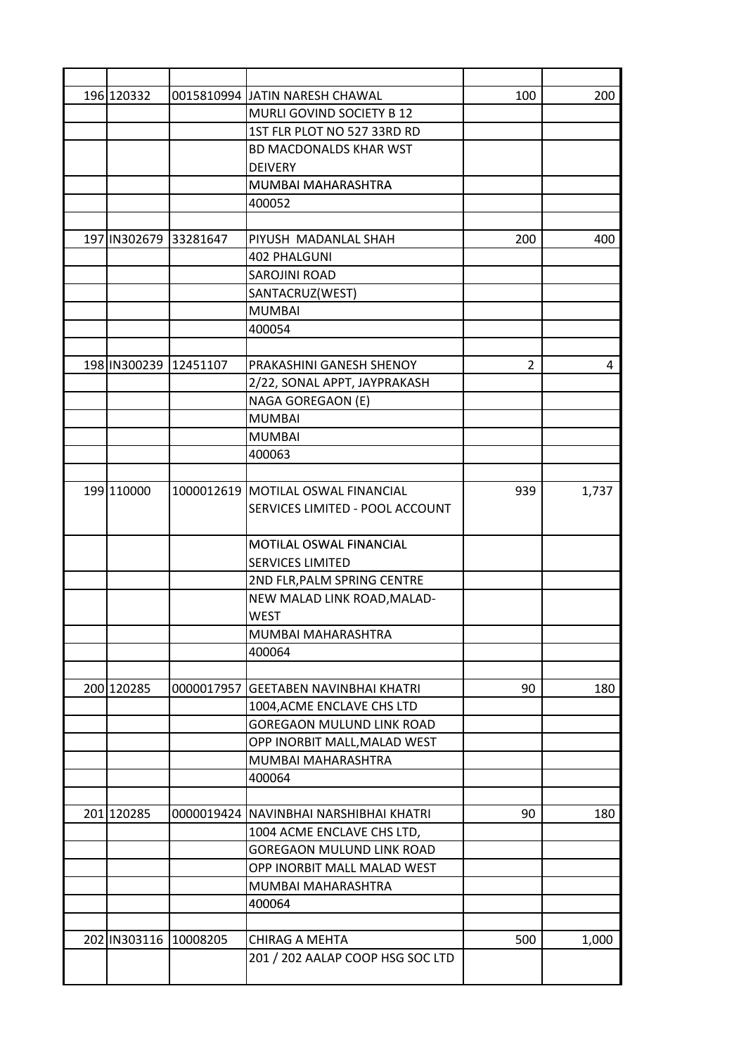| | | | | | |
|---|---|---|---|---|---|
| 196 | 120332 | 0015810994 | JATIN NARESH CHAWAL | 100 | 200 |
| | | | MURLI GOVIND SOCIETY B 12 | | |
| | | | 1ST FLR PLOT NO 527 33RD RD | | |
| | | | BD MACDONALDS KHAR WST | | |
| | | | DEIVERY | | |
| | | | MUMBAI MAHARASHTRA | | |
| | | | 400052 | | |
| | | | | | |
| 197 | IN302679 | 33281647 | PIYUSH MADANLAL SHAH | 200 | 400 |
| | | | 402 PHALGUNI | | |
| | | | SAROJINI ROAD | | |
| | | | SANTACRUZ(WEST) | | |
| | | | MUMBAI | | |
| | | | 400054 | | |
| | | | | | |
| 198 | IN300239 | 12451107 | PRAKASHINI GANESH SHENOY | 2 | 4 |
| | | | 2/22, SONAL APPT, JAYPRAKASH | | |
| | | | NAGA GOREGAON (E) | | |
| | | | MUMBAI | | |
| | | | MUMBAI | | |
| | | | 400063 | | |
| | | | | | |
| 199 | 110000 | 1000012619 | MOTILAL OSWAL FINANCIAL SERVICES LIMITED - POOL ACCOUNT | 939 | 1,737 |
| | | | MOTILAL OSWAL FINANCIAL SERVICES LIMITED | | |
| | | | 2ND FLR,PALM SPRING CENTRE | | |
| | | | NEW MALAD LINK ROAD,MALAD-WEST | | |
| | | | MUMBAI MAHARASHTRA | | |
| | | | 400064 | | |
| | | | | | |
| 200 | 120285 | 0000017957 | GEETABEN NAVINBHAI KHATRI | 90 | 180 |
| | | | 1004,ACME ENCLAVE CHS LTD | | |
| | | | GOREGAON MULUND LINK ROAD | | |
| | | | OPP INORBIT MALL,MALAD WEST | | |
| | | | MUMBAI MAHARASHTRA | | |
| | | | 400064 | | |
| | | | | | |
| 201 | 120285 | 0000019424 | NAVINBHAI NARSHIBHAI KHATRI | 90 | 180 |
| | | | 1004 ACME ENCLAVE CHS LTD, | | |
| | | | GOREGAON MULUND LINK ROAD | | |
| | | | OPP INORBIT MALL MALAD WEST | | |
| | | | MUMBAI MAHARASHTRA | | |
| | | | 400064 | | |
| | | | | | |
| 202 | IN303116 | 10008205 | CHIRAG A MEHTA | 500 | 1,000 |
| | | | 201 / 202 AALAP COOP HSG SOC LTD | | |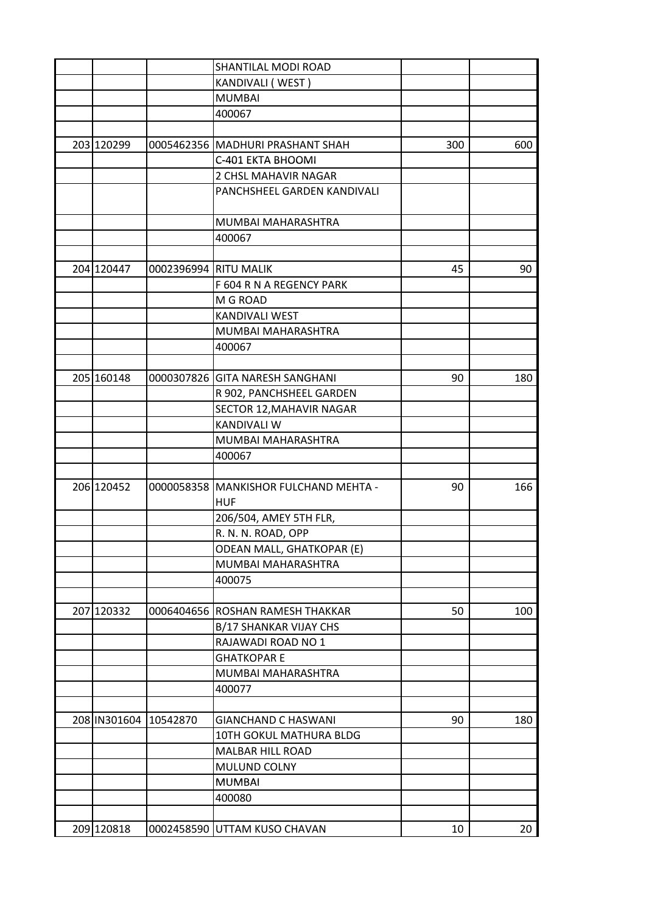| | | | | | |
|---|---|---|---|---|---|
| | | | SHANTILAL MODI ROAD | | |
| | | | KANDIVALI ( WEST ) | | |
| | | | MUMBAI | | |
| | | | 400067 | | |
| | | | | | |
| 203 | 120299 | 0005462356 | MADHURI PRASHANT SHAH | 300 | 600 |
| | | | C-401 EKTA BHOOMI | | |
| | | | 2 CHSL MAHAVIR NAGAR | | |
| | | | PANCHSHEEL GARDEN KANDIVALI | | |
| | | | MUMBAI MAHARASHTRA | | |
| | | | 400067 | | |
| | | | | | |
| 204 | 120447 | 0002396994 | RITU MALIK | 45 | 90 |
| | | | F 604 R N A REGENCY PARK | | |
| | | | M G ROAD | | |
| | | | KANDIVALI WEST | | |
| | | | MUMBAI MAHARASHTRA | | |
| | | | 400067 | | |
| | | | | | |
| 205 | 160148 | 0000307826 | GITA NARESH SANGHANI | 90 | 180 |
| | | | R 902, PANCHSHEEL GARDEN | | |
| | | | SECTOR 12,MAHAVIR NAGAR | | |
| | | | KANDIVALI W | | |
| | | | MUMBAI MAHARASHTRA | | |
| | | | 400067 | | |
| | | | | | |
| 206 | 120452 | 0000058358 | MANKISHOR FULCHAND MEHTA - HUF | 90 | 166 |
| | | | 206/504, AMEY 5TH FLR, | | |
| | | | R. N. N. ROAD, OPP | | |
| | | | ODEAN MALL, GHATKOPAR (E) | | |
| | | | MUMBAI MAHARASHTRA | | |
| | | | 400075 | | |
| | | | | | |
| 207 | 120332 | 0006404656 | ROSHAN RAMESH THAKKAR | 50 | 100 |
| | | | B/17 SHANKAR VIJAY CHS | | |
| | | | RAJAWADI ROAD NO 1 | | |
| | | | GHATKOPAR E | | |
| | | | MUMBAI MAHARASHTRA | | |
| | | | 400077 | | |
| | | | | | |
| 208 | IN301604 | 10542870 | GIANCHAND C HASWANI | 90 | 180 |
| | | | 10TH GOKUL MATHURA BLDG | | |
| | | | MALBAR HILL ROAD | | |
| | | | MULUND COLNY | | |
| | | | MUMBAI | | |
| | | | 400080 | | |
| | | | | | |
| 209 | 120818 | 0002458590 | UTTAM KUSO CHAVAN | 10 | 20 |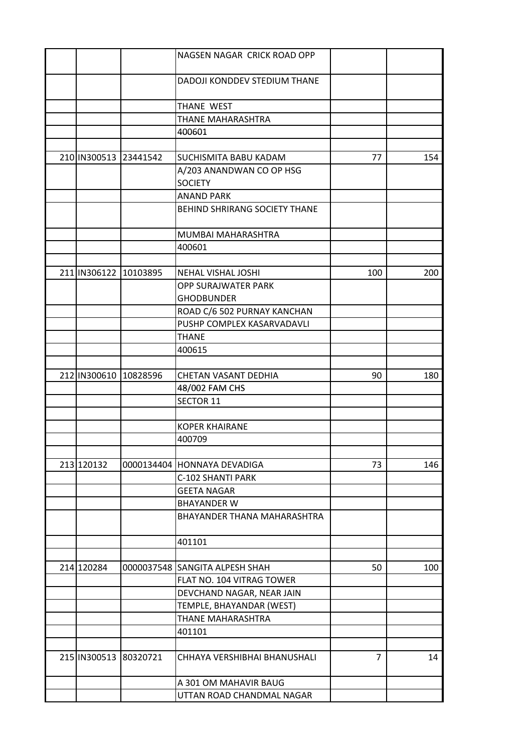| | | | | | |
|---|---|---|---|---|---|
| | | | NAGSEN NAGAR CRICK ROAD OPP | | |
| | | | DADOJI KONDDEV STEDIUM THANE | | |
| | | | THANE WEST | | |
| | | | THANE MAHARASHTRA | | |
| | | | 400601 | | |
| | | | | | |
| 210 | IN300513 | 23441542 | SUCHISMITA BABU KADAM | 77 | 154 |
| | | | A/203 ANANDWAN CO OP HSG SOCIETY | | |
| | | | ANAND PARK | | |
| | | | BEHIND SHRIRANG SOCIETY THANE | | |
| | | | MUMBAI MAHARASHTRA | | |
| | | | 400601 | | |
| | | | | | |
| 211 | IN306122 | 10103895 | NEHAL VISHAL JOSHI | 100 | 200 |
| | | | OPP SURAJWATER PARK GHODBUNDER | | |
| | | | ROAD C/6 502 PURNAY KANCHAN | | |
| | | | PUSHP COMPLEX KASARVADAVLI | | |
| | | | THANE | | |
| | | | 400615 | | |
| | | | | | |
| 212 | IN300610 | 10828596 | CHETAN VASANT DEDHIA | 90 | 180 |
| | | | 48/002 FAM CHS | | |
| | | | SECTOR 11 | | |
| | | | | | |
| | | | KOPER KHAIRANE | | |
| | | | 400709 | | |
| | | | | | |
| 213 | 120132 | 0000134404 | HONNAYA DEVADIGA | 73 | 146 |
| | | | C-102 SHANTI PARK | | |
| | | | GEETA NAGAR | | |
| | | | BHAYANDER W | | |
| | | | BHAYANDER THANA MAHARASHTRA | | |
| | | | 401101 | | |
| | | | | | |
| 214 | 120284 | 0000037548 | SANGITA ALPESH SHAH | 50 | 100 |
| | | | FLAT NO. 104 VITRAG TOWER | | |
| | | | DEVCHAND NAGAR, NEAR JAIN | | |
| | | | TEMPLE, BHAYANDAR (WEST) | | |
| | | | THANE MAHARASHTRA | | |
| | | | 401101 | | |
| | | | | | |
| 215 | IN300513 | 80320721 | CHHAYA VERSHIBHAI BHANUSHALI | 7 | 14 |
| | | | A 301 OM MAHAVIR BAUG | | |
| | | | UTTAN ROAD CHANDMAL NAGAR | | |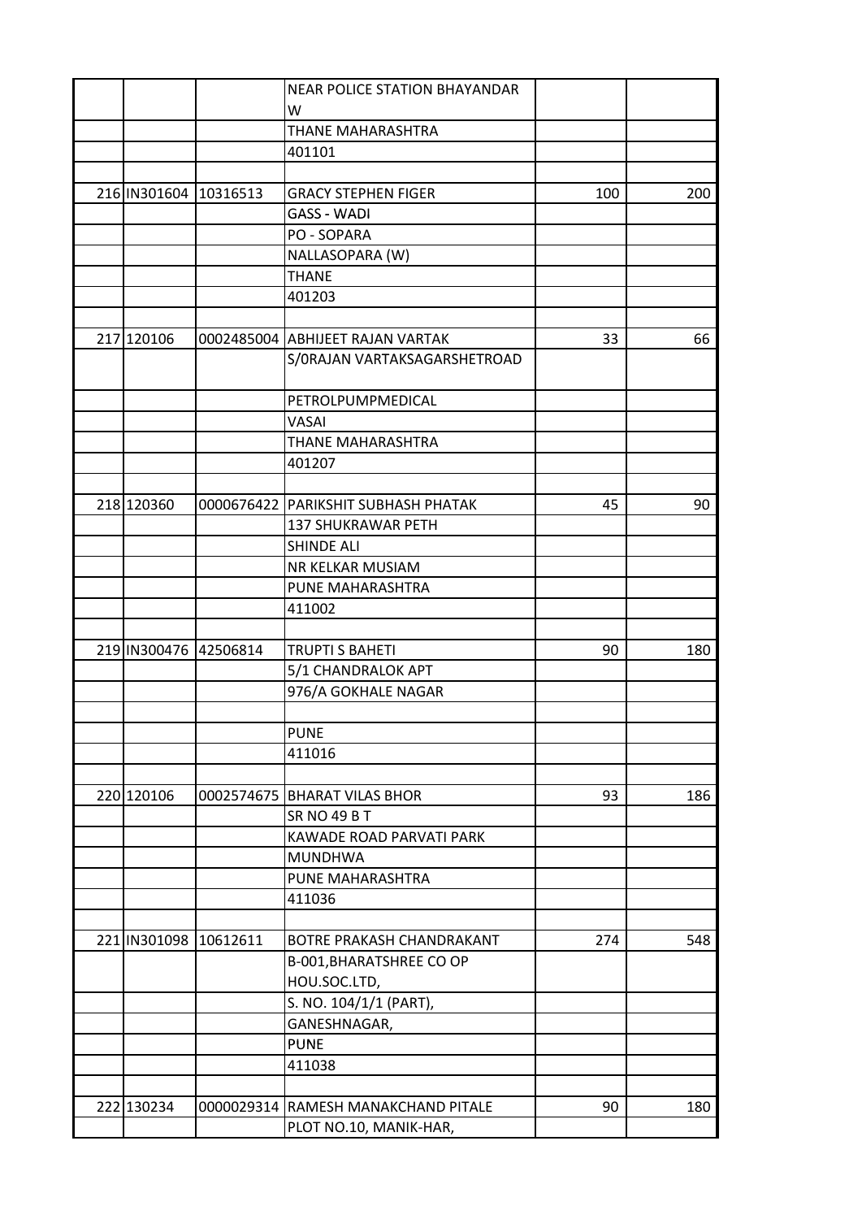| | | | | | |
|---|---|---|---|---|---|
| | | | NEAR POLICE STATION BHAYANDAR W | | |
| | | | THANE MAHARASHTRA | | |
| | | | 401101 | | |
| | | | | | |
| 216 | IN301604 | 10316513 | GRACY STEPHEN FIGER | 100 | 200 |
| | | | GASS - WADI | | |
| | | | PO - SOPARA | | |
| | | | NALLASOPARA (W) | | |
| | | | THANE | | |
| | | | 401203 | | |
| | | | | | |
| 217 | 120106 | 0002485004 | ABHIJEET RAJAN VARTAK | 33 | 66 |
| | | | S/0RAJAN VARTAKSAGARSHETROAD | | |
| | | | PETROLPUMPMEDICAL | | |
| | | | VASAI | | |
| | | | THANE MAHARASHTRA | | |
| | | | 401207 | | |
| | | | | | |
| 218 | 120360 | 0000676422 | PARIKSHIT SUBHASH PHATAK | 45 | 90 |
| | | | 137 SHUKRAWAR PETH | | |
| | | | SHINDE ALI | | |
| | | | NR KELKAR MUSIAM | | |
| | | | PUNE MAHARASHTRA | | |
| | | | 411002 | | |
| | | | | | |
| 219 | IN300476 | 42506814 | TRUPTI S BAHETI | 90 | 180 |
| | | | 5/1 CHANDRALOK APT | | |
| | | | 976/A GOKHALE NAGAR | | |
| | | | | | |
| | | | PUNE | | |
| | | | 411016 | | |
| | | | | | |
| 220 | 120106 | 0002574675 | BHARAT VILAS BHOR | 93 | 186 |
| | | | SR NO 49 B T | | |
| | | | KAWADE ROAD PARVATI PARK | | |
| | | | MUNDHWA | | |
| | | | PUNE MAHARASHTRA | | |
| | | | 411036 | | |
| | | | | | |
| 221 | IN301098 | 10612611 | BOTRE PRAKASH CHANDRAKANT | 274 | 548 |
| | | | B-001,BHARATSHREE CO OP HOU.SOC.LTD, | | |
| | | | S. NO. 104/1/1 (PART), | | |
| | | | GANESHNAGAR, | | |
| | | | PUNE | | |
| | | | 411038 | | |
| | | | | | |
| 222 | 130234 | 0000029314 | RAMESH MANAKCHAND PITALE | 90 | 180 |
| | | | PLOT NO.10, MANIK-HAR, | | |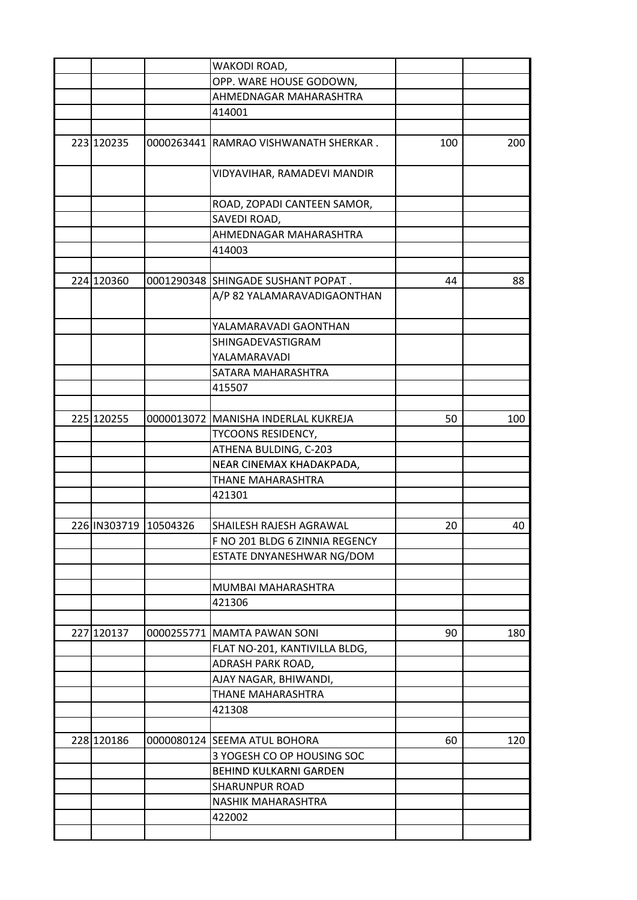| | | | | | |
|---|---|---|---|---|---|
| | | | WAKODI ROAD, | | |
| | | | OPP. WARE HOUSE GODOWN, | | |
| | | | AHMEDNAGAR MAHARASHTRA | | |
| | | | 414001 | | |
| | | | | | |
| 223 | 120235 | 0000263441 | RAMRAO VISHWANATH SHERKAR . | 100 | 200 |
| | | | VIDYAVIHAR, RAMADEVI MANDIR | | |
| | | | ROAD, ZOPADI CANTEEN SAMOR, | | |
| | | | SAVEDI ROAD, | | |
| | | | AHMEDNAGAR MAHARASHTRA | | |
| | | | 414003 | | |
| | | | | | |
| 224 | 120360 | 0001290348 | SHINGADE SUSHANT POPAT . | 44 | 88 |
| | | | A/P 82 YALAMARAVADIGAONTHAN | | |
| | | | YALAMARAVADI GAONTHAN | | |
| | | | SHINGADEVASTIGRAM | | |
| | | | YALAMARAVADI | | |
| | | | SATARA MAHARASHTRA | | |
| | | | 415507 | | |
| | | | | | |
| 225 | 120255 | 0000013072 | MANISHA INDERLAL KUKREJA | 50 | 100 |
| | | | TYCOONS RESIDENCY, | | |
| | | | ATHENA BULDING, C-203 | | |
| | | | NEAR CINEMAX KHADAKPADA, | | |
| | | | THANE MAHARASHTRA | | |
| | | | 421301 | | |
| | | | | | |
| 226 | IN303719 | 10504326 | SHAILESH RAJESH AGRAWAL | 20 | 40 |
| | | | F NO 201 BLDG 6 ZINNIA REGENCY | | |
| | | | ESTATE DNYANESHWAR NG/DOM | | |
| | | | | | |
| | | | MUMBAI MAHARASHTRA | | |
| | | | 421306 | | |
| | | | | | |
| 227 | 120137 | 0000255771 | MAMTA PAWAN SONI | 90 | 180 |
| | | | FLAT NO-201, KANTIVILLA BLDG, | | |
| | | | ADRASH PARK ROAD, | | |
| | | | AJAY NAGAR, BHIWANDI, | | |
| | | | THANE MAHARASHTRA | | |
| | | | 421308 | | |
| | | | | | |
| 228 | 120186 | 0000080124 | SEEMA ATUL BOHORA | 60 | 120 |
| | | | 3 YOGESH CO OP HOUSING SOC | | |
| | | | BEHIND KULKARNI GARDEN | | |
| | | | SHARUNPUR ROAD | | |
| | | | NASHIK MAHARASHTRA | | |
| | | | 422002 | | |
| | | | | | |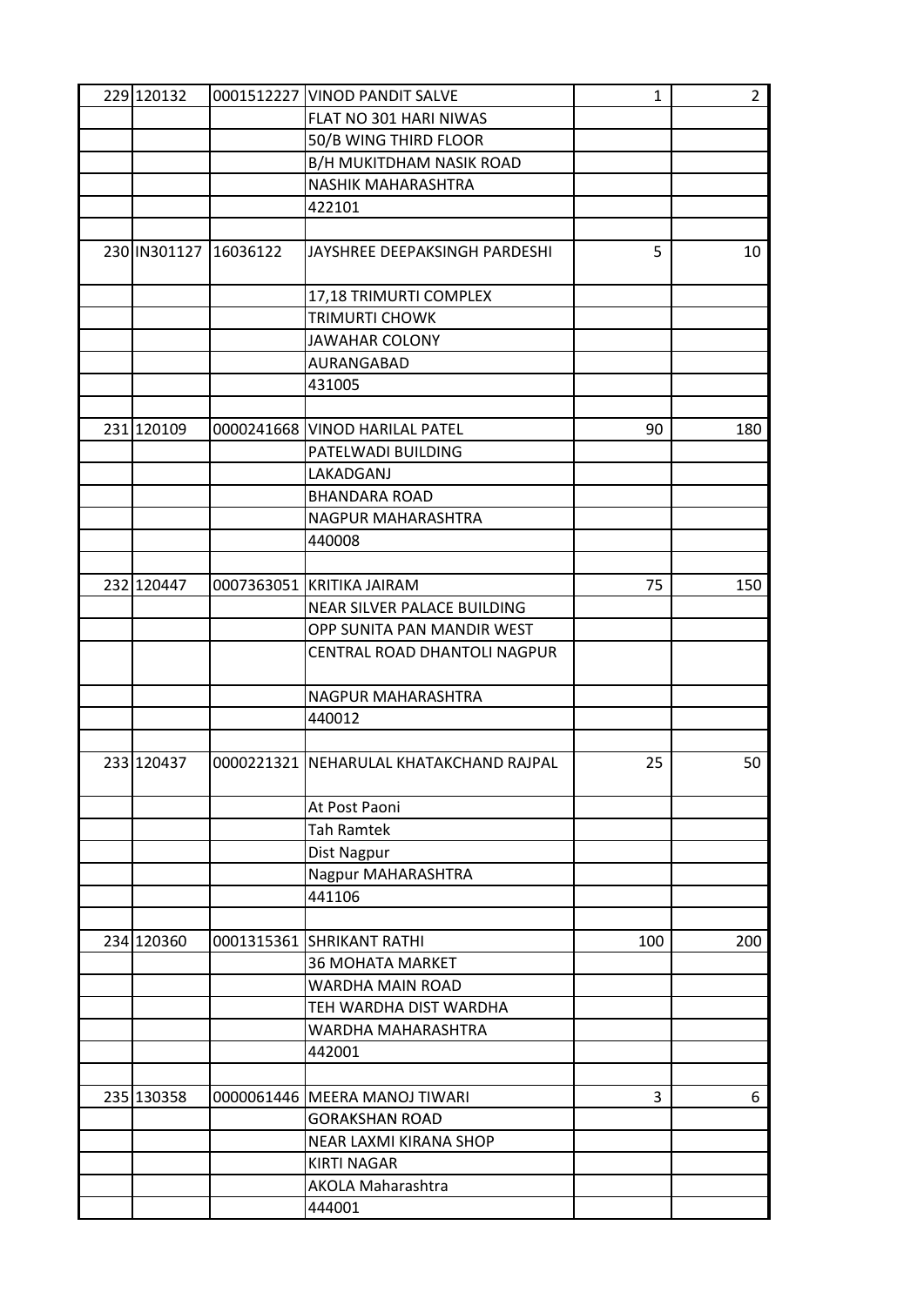| | | | | | |
|---|---|---|---|---|---|
| 229 | 120132 | 0001512227 | VINOD PANDIT SALVE | 1 | 2 |
| | | | FLAT NO 301 HARI NIWAS | | |
| | | | 50/B WING THIRD FLOOR | | |
| | | | B/H MUKITDHAM NASIK ROAD | | |
| | | | NASHIK MAHARASHTRA | | |
| | | | 422101 | | |
| | | | | | |
| 230 | IN301127 | 16036122 | JAYSHREE DEEPAKSINGH PARDESHI | 5 | 10 |
| | | | 17,18 TRIMURTI COMPLEX | | |
| | | | TRIMURTI CHOWK | | |
| | | | JAWAHAR COLONY | | |
| | | | AURANGABAD | | |
| | | | 431005 | | |
| | | | | | |
| 231 | 120109 | 0000241668 | VINOD HARILAL PATEL | 90 | 180 |
| | | | PATELWADI BUILDING | | |
| | | | LAKADGANJ | | |
| | | | BHANDARA ROAD | | |
| | | | NAGPUR MAHARASHTRA | | |
| | | | 440008 | | |
| | | | | | |
| 232 | 120447 | 0007363051 | KRITIKA JAIRAM | 75 | 150 |
| | | | NEAR SILVER PALACE BUILDING | | |
| | | | OPP SUNITA PAN MANDIR WEST | | |
| | | | CENTRAL ROAD DHANTOLI NAGPUR | | |
| | | | NAGPUR MAHARASHTRA | | |
| | | | 440012 | | |
| | | | | | |
| 233 | 120437 | 0000221321 | NEHARULAL KHATAKCHAND RAJPAL | 25 | 50 |
| | | | At Post Paoni | | |
| | | | Tah Ramtek | | |
| | | | Dist Nagpur | | |
| | | | Nagpur MAHARASHTRA | | |
| | | | 441106 | | |
| | | | | | |
| 234 | 120360 | 0001315361 | SHRIKANT RATHI | 100 | 200 |
| | | | 36 MOHATA MARKET | | |
| | | | WARDHA MAIN ROAD | | |
| | | | TEH WARDHA DIST WARDHA | | |
| | | | WARDHA MAHARASHTRA | | |
| | | | 442001 | | |
| | | | | | |
| 235 | 130358 | 0000061446 | MEERA MANOJ TIWARI | 3 | 6 |
| | | | GORAKSHAN ROAD | | |
| | | | NEAR LAXMI KIRANA SHOP | | |
| | | | KIRTI NAGAR | | |
| | | | AKOLA Maharashtra | | |
| | | | 444001 | | |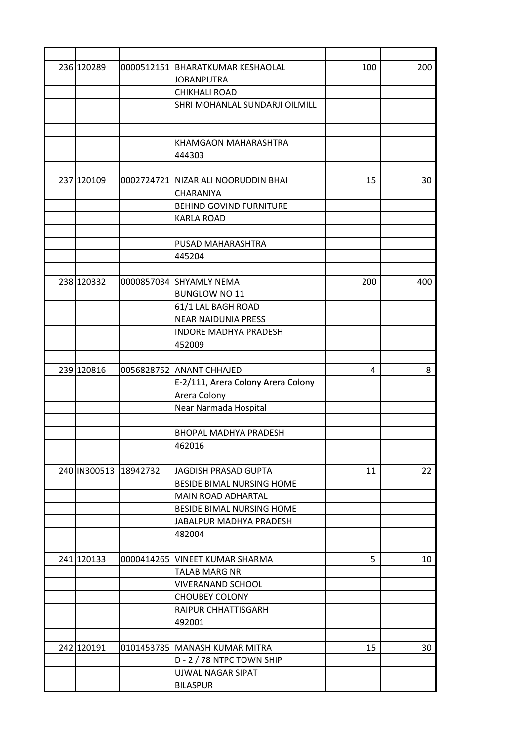| | | | | | |
|---|---|---|---|---|---|
| | | | | | |
| 236 | 120289 | 0000512151 | BHARATKUMAR KESHAOLAL JOBANPUTRA | 100 | 200 |
| | | | CHIKHALI ROAD | | |
| | | | SHRI MOHANLAL SUNDARJI OILMILL | | |
| | | | | | |
| | | | KHAMGAON MAHARASHTRA | | |
| | | | 444303 | | |
| | | | | | |
| 237 | 120109 | 0002724721 | NIZAR ALI NOORUDDIN BHAI CHARANIYA | 15 | 30 |
| | | | BEHIND GOVIND FURNITURE | | |
| | | | KARLA ROAD | | |
| | | | | | |
| | | | PUSAD MAHARASHTRA | | |
| | | | 445204 | | |
| | | | | | |
| 238 | 120332 | 0000857034 | SHYAMLY NEMA | 200 | 400 |
| | | | BUNGLOW NO 11 | | |
| | | | 61/1 LAL BAGH ROAD | | |
| | | | NEAR NAIDUNIA PRESS | | |
| | | | INDORE MADHYA PRADESH | | |
| | | | 452009 | | |
| | | | | | |
| 239 | 120816 | 0056828752 | ANANT CHHAJED | 4 | 8 |
| | | | E-2/111, Arera Colony Arera Colony Arera Colony | | |
| | | | Near Narmada Hospital | | |
| | | | | | |
| | | | BHOPAL MADHYA PRADESH | | |
| | | | 462016 | | |
| | | | | | |
| 240 | IN300513 | 18942732 | JAGDISH PRASAD GUPTA | 11 | 22 |
| | | | BESIDE BIMAL NURSING HOME | | |
| | | | MAIN ROAD ADHARTAL | | |
| | | | BESIDE BIMAL NURSING HOME | | |
| | | | JABALPUR MADHYA PRADESH | | |
| | | | 482004 | | |
| | | | | | |
| 241 | 120133 | 0000414265 | VINEET KUMAR SHARMA | 5 | 10 |
| | | | TALAB MARG NR | | |
| | | | VIVERANAND SCHOOL | | |
| | | | CHOUBEY COLONY | | |
| | | | RAIPUR CHHATTISGARH | | |
| | | | 492001 | | |
| | | | | | |
| 242 | 120191 | 0101453785 | MANASH KUMAR MITRA | 15 | 30 |
| | | | D - 2 / 78 NTPC TOWN SHIP | | |
| | | | UJWAL NAGAR SIPAT | | |
| | | | BILASPUR | | |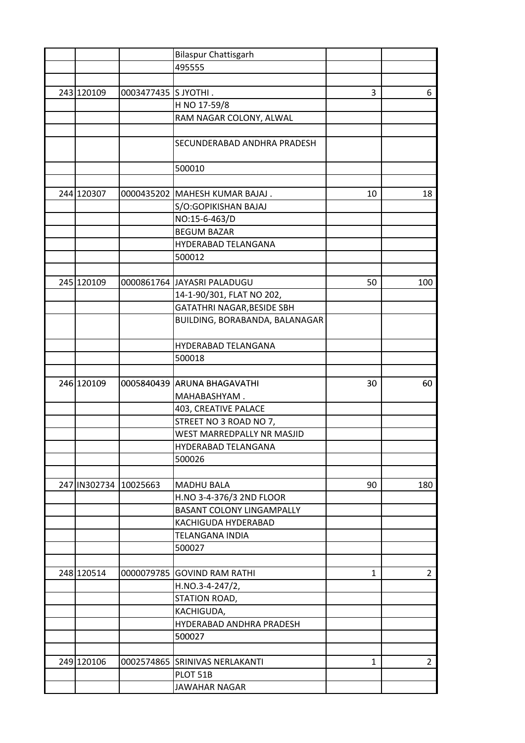| | | | | | |
|---|---|---|---|---|---|
| | | | Bilaspur Chattisgarh | | |
| | | | 495555 | | |
| | | | | | |
| 243 | 120109 | 0003477435 | S JYOTHI . | 3 | 6 |
| | | | H NO 17-59/8 | | |
| | | | RAM NAGAR COLONY, ALWAL | | |
| | | | | | |
| | | | SECUNDERABAD ANDHRA PRADESH | | |
| | | | 500010 | | |
| | | | | | |
| 244 | 120307 | 0000435202 | MAHESH KUMAR BAJAJ . | 10 | 18 |
| | | | S/O:GOPIKISHAN BAJAJ | | |
| | | | NO:15-6-463/D | | |
| | | | BEGUM BAZAR | | |
| | | | HYDERABAD TELANGANA | | |
| | | | 500012 | | |
| | | | | | |
| 245 | 120109 | 0000861764 | JAYASRI PALADUGU | 50 | 100 |
| | | | 14-1-90/301, FLAT NO 202, | | |
| | | | GATATHRI NAGAR,BESIDE SBH | | |
| | | | BUILDING, BORABANDA, BALANAGAR | | |
| | | | HYDERABAD TELANGANA | | |
| | | | 500018 | | |
| | | | | | |
| 246 | 120109 | 0005840439 | ARUNA BHAGAVATHI MAHABASHYAM . | 30 | 60 |
| | | | 403, CREATIVE PALACE | | |
| | | | STREET NO 3 ROAD NO 7, | | |
| | | | WEST MARREDPALLY NR MASJID | | |
| | | | HYDERABAD TELANGANA | | |
| | | | 500026 | | |
| | | | | | |
| 247 | IN302734 | 10025663 | MADHU BALA | 90 | 180 |
| | | | H.NO 3-4-376/3 2ND FLOOR | | |
| | | | BASANT COLONY LINGAMPALLY | | |
| | | | KACHIGUDA HYDERABAD | | |
| | | | TELANGANA INDIA | | |
| | | | 500027 | | |
| | | | | | |
| 248 | 120514 | 0000079785 | GOVIND RAM RATHI | 1 | 2 |
| | | | H.NO.3-4-247/2, | | |
| | | | STATION ROAD, | | |
| | | | KACHIGUDA, | | |
| | | | HYDERABAD ANDHRA PRADESH | | |
| | | | 500027 | | |
| | | | | | |
| 249 | 120106 | 0002574865 | SRINIVAS NERLAKANTI | 1 | 2 |
| | | | PLOT 51B | | |
| | | | JAWAHAR NAGAR | | |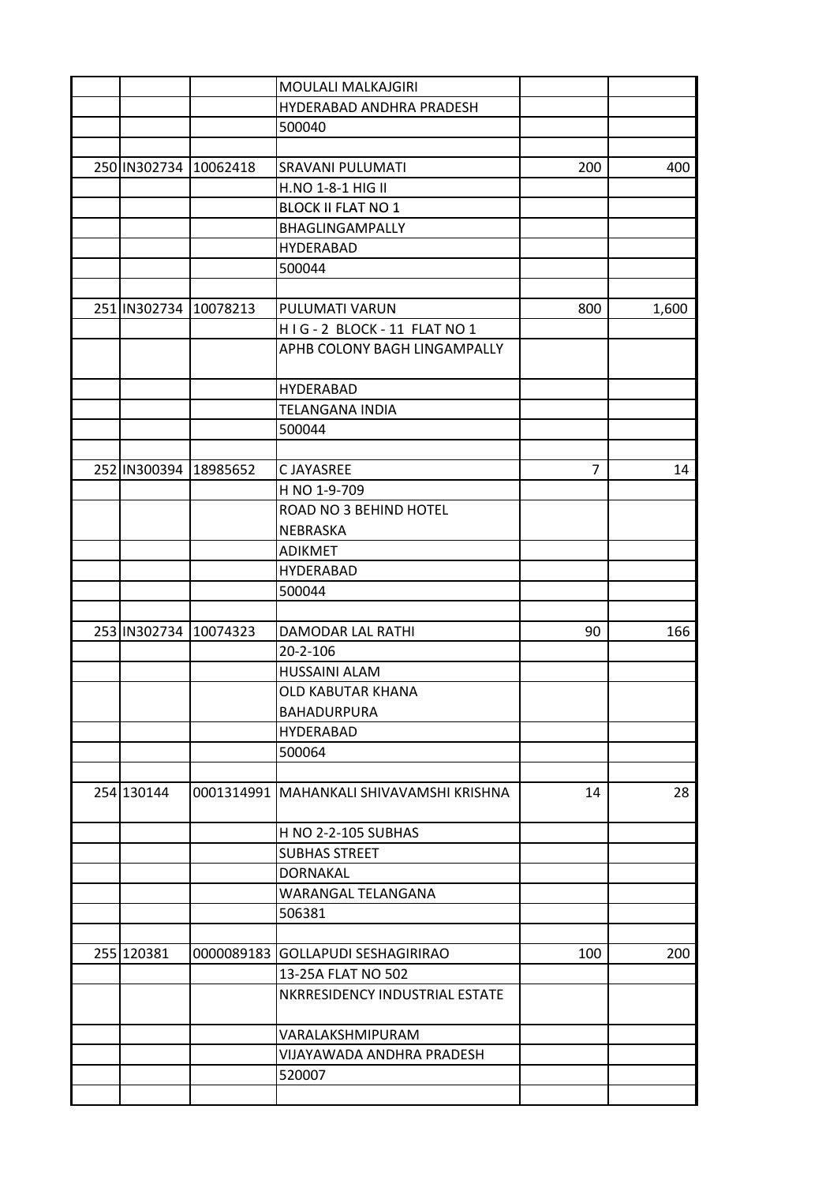| | | | | | |
|---|---|---|---|---|---|
| | | | MOULALI MALKAJGIRI | | |
| | | | HYDERABAD ANDHRA PRADESH | | |
| | | | 500040 | | |
| | | | | | |
| 250 | IN302734 | 10062418 | SRAVANI PULUMATI | 200 | 400 |
| | | | H.NO 1-8-1 HIG II | | |
| | | | BLOCK II FLAT NO 1 | | |
| | | | BHAGLINGAMPALLY | | |
| | | | HYDERABAD | | |
| | | | 500044 | | |
| | | | | | |
| 251 | IN302734 | 10078213 | PULUMATI VARUN | 800 | 1,600 |
| | | | H I G - 2 BLOCK - 11 FLAT NO 1 | | |
| | | | APHB COLONY BAGH LINGAMPALLY | | |
| | | | HYDERABAD | | |
| | | | TELANGANA INDIA | | |
| | | | 500044 | | |
| | | | | | |
| 252 | IN300394 | 18985652 | C JAYASREE | 7 | 14 |
| | | | H NO 1-9-709 | | |
| | | | ROAD NO 3 BEHIND HOTEL NEBRASKA | | |
| | | | ADIKMET | | |
| | | | HYDERABAD | | |
| | | | 500044 | | |
| | | | | | |
| 253 | IN302734 | 10074323 | DAMODAR LAL RATHI | 90 | 166 |
| | | | 20-2-106 | | |
| | | | HUSSAINI ALAM | | |
| | | | OLD KABUTAR KHANA | | |
| | | | BAHADURPURA | | |
| | | | HYDERABAD | | |
| | | | 500064 | | |
| | | | | | |
| 254 | 130144 | 0001314991 | MAHANKALI SHIVAVAMSHI KRISHNA | 14 | 28 |
| | | | H NO 2-2-105 SUBHAS | | |
| | | | SUBHAS STREET | | |
| | | | DORNAKAL | | |
| | | | WARANGAL TELANGANA | | |
| | | | 506381 | | |
| | | | | | |
| 255 | 120381 | 0000089183 | GOLLAPUDI SESHAGIRIRAO | 100 | 200 |
| | | | 13-25A FLAT NO 502 | | |
| | | | NKRRESIDENCY INDUSTRIAL ESTATE | | |
| | | | VARALAKSHMIPURAM | | |
| | | | VIJAYAWADA ANDHRA PRADESH | | |
| | | | 520007 | | |
| | | | | | |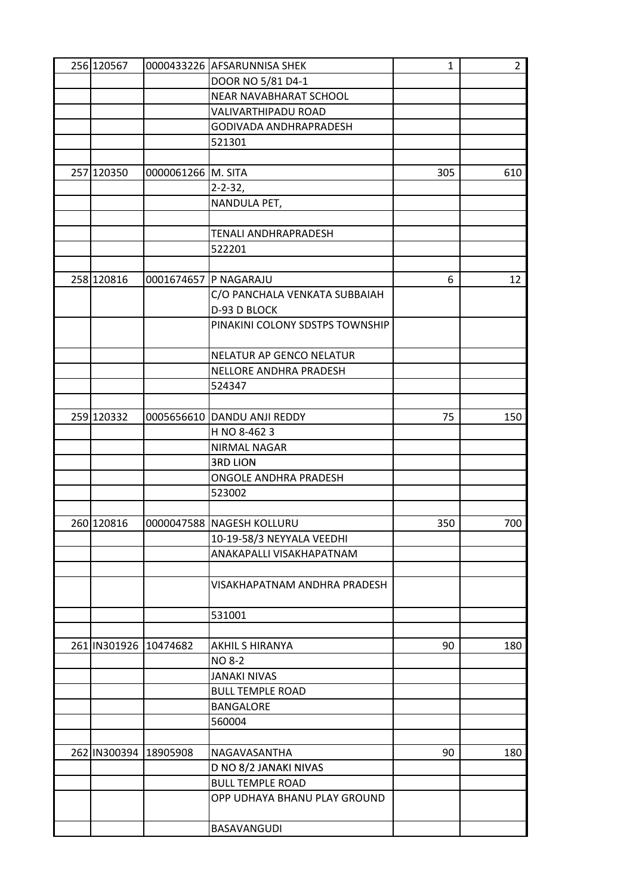| 256 | 120567 | 0000433226 | AFSARUNNISA SHEK | 1 | 2 |
|---|---|---|---|---|---|
| | | | DOOR NO 5/81 D4-1 | | |
| | | | NEAR NAVABHARAT SCHOOL | | |
| | | | VALIVARTHIPADU ROAD | | |
| | | | GODIVADA ANDHRAPRADESH | | |
| | | | 521301 | | |
| | | | | | |
| 257 | 120350 | 0000061266 | M. SITA | 305 | 610 |
| | | | 2-2-32, | | |
| | | | NANDULA PET, | | |
| | | | | | |
| | | | TENALI ANDHRAPRADESH | | |
| | | | 522201 | | |
| | | | | | |
| 258 | 120816 | 0001674657 | P NAGARAJU | 6 | 12 |
| | | | C/O PANCHALA VENKATA SUBBAIAH | | |
| | | | D-93 D BLOCK | | |
| | | | PINAKINI COLONY SDSTPS TOWNSHIP | | |
| | | | NELATUR AP GENCO NELATUR | | |
| | | | NELLORE ANDHRA PRADESH | | |
| | | | 524347 | | |
| | | | | | |
| 259 | 120332 | 0005656610 | DANDU ANJI REDDY | 75 | 150 |
| | | | H NO 8-462 3 | | |
| | | | NIRMAL NAGAR | | |
| | | | 3RD LION | | |
| | | | ONGOLE ANDHRA PRADESH | | |
| | | | 523002 | | |
| | | | | | |
| 260 | 120816 | 0000047588 | NAGESH KOLLURU | 350 | 700 |
| | | | 10-19-58/3 NEYYALA VEEDHI | | |
| | | | ANAKAPALLI VISAKHAPATNAM | | |
| | | | | | |
| | | | VISAKHAPATNAM ANDHRA PRADESH | | |
| | | | 531001 | | |
| | | | | | |
| 261 | IN301926 | 10474682 | AKHIL S HIRANYA | 90 | 180 |
| | | | NO 8-2 | | |
| | | | JANAKI NIVAS | | |
| | | | BULL TEMPLE ROAD | | |
| | | | BANGALORE | | |
| | | | 560004 | | |
| | | | | | |
| 262 | IN300394 | 18905908 | NAGAVASANTHA | 90 | 180 |
| | | | D NO 8/2 JANAKI NIVAS | | |
| | | | BULL TEMPLE ROAD | | |
| | | | OPP UDHAYA BHANU PLAY GROUND | | |
| | | | BASAVANGUDI | | |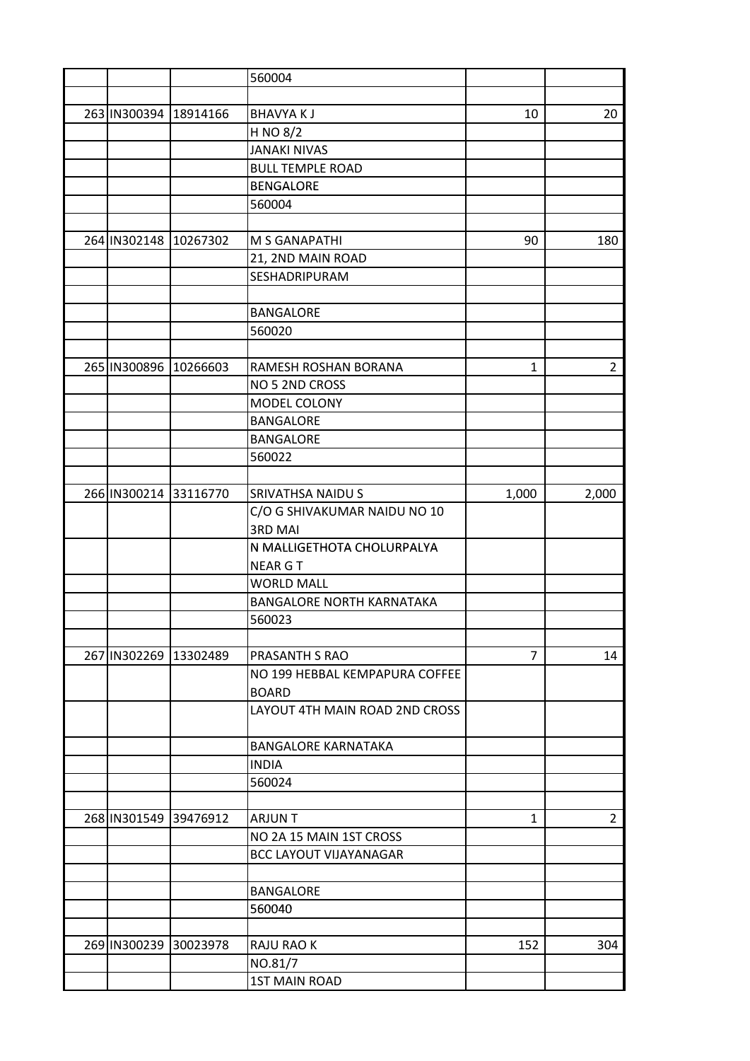| | | | | | |
|---|---|---|---|---|---|
| | | | 560004 | | |
| | | | | | |
| 263 | IN300394 | 18914166 | BHAVYA K J | 10 | 20 |
| | | | H NO 8/2 | | |
| | | | JANAKI NIVAS | | |
| | | | BULL TEMPLE ROAD | | |
| | | | BENGALORE | | |
| | | | 560004 | | |
| | | | | | |
| 264 | IN302148 | 10267302 | M S GANAPATHI | 90 | 180 |
| | | | 21, 2ND MAIN ROAD | | |
| | | | SESHADRIPURAM | | |
| | | | | | |
| | | | BANGALORE | | |
| | | | 560020 | | |
| | | | | | |
| 265 | IN300896 | 10266603 | RAMESH ROSHAN BORANA | 1 | 2 |
| | | | NO 5 2ND CROSS | | |
| | | | MODEL COLONY | | |
| | | | BANGALORE | | |
| | | | BANGALORE | | |
| | | | 560022 | | |
| | | | | | |
| 266 | IN300214 | 33116770 | SRIVATHSA NAIDU S | 1,000 | 2,000 |
| | | | C/O G SHIVAKUMAR NAIDU NO 10 3RD MAI | | |
| | | | N MALLIGETHOTA CHOLURPALYA NEAR G T | | |
| | | | WORLD MALL | | |
| | | | BANGALORE NORTH KARNATAKA | | |
| | | | 560023 | | |
| | | | | | |
| 267 | IN302269 | 13302489 | PRASANTH S RAO | 7 | 14 |
| | | | NO 199 HEBBAL KEMPAPURA COFFEE BOARD | | |
| | | | LAYOUT 4TH MAIN ROAD 2ND CROSS | | |
| | | | BANGALORE KARNATAKA | | |
| | | | INDIA | | |
| | | | 560024 | | |
| | | | | | |
| 268 | IN301549 | 39476912 | ARJUN T | 1 | 2 |
| | | | NO 2A 15 MAIN 1ST CROSS | | |
| | | | BCC LAYOUT VIJAYANAGAR | | |
| | | | | | |
| | | | BANGALORE | | |
| | | | 560040 | | |
| | | | | | |
| 269 | IN300239 | 30023978 | RAJU RAO K | 152 | 304 |
| | | | NO.81/7 | | |
| | | | 1ST MAIN ROAD | | |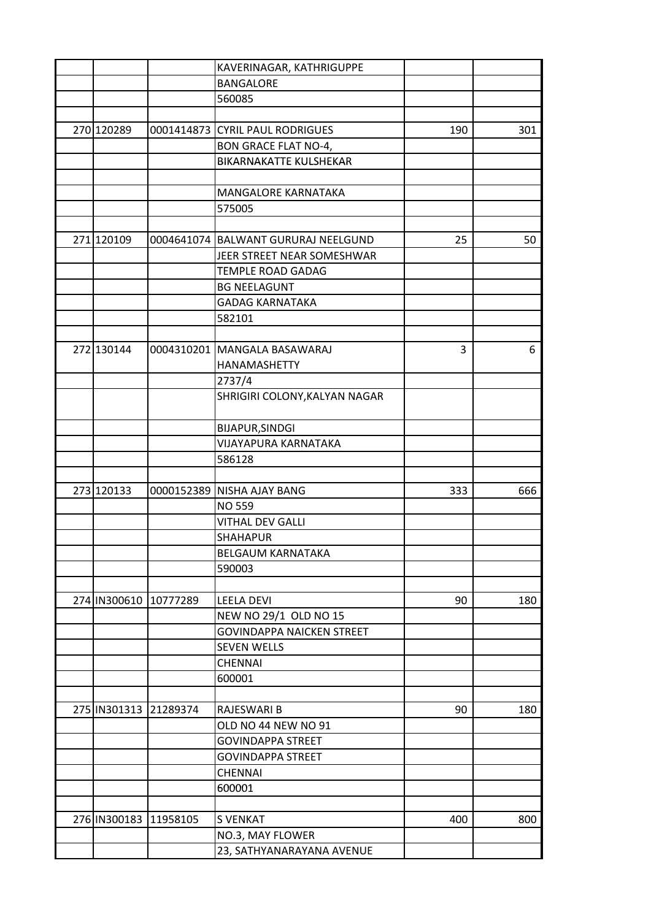| | | | | | |
|---|---|---|---|---|---|
| | | | KAVERINAGAR, KATHRIGUPPE | | |
| | | | BANGALORE | | |
| | | | 560085 | | |
| | | | | | |
| 270 | 120289 | 0001414873 | CYRIL PAUL RODRIGUES | 190 | 301 |
| | | | BON GRACE FLAT NO-4, | | |
| | | | BIKARNAKATTE KULSHEKAR | | |
| | | | | | |
| | | | MANGALORE KARNATAKA | | |
| | | | 575005 | | |
| | | | | | |
| 271 | 120109 | 0004641074 | BALWANT GURURAJ NEELGUND | 25 | 50 |
| | | | JEER STREET NEAR SOMESHWAR | | |
| | | | TEMPLE ROAD GADAG | | |
| | | | BG NEELAGUNT | | |
| | | | GADAG KARNATAKA | | |
| | | | 582101 | | |
| | | | | | |
| 272 | 130144 | 0004310201 | MANGALA BASAWARAJ HANAMASHETTY | 3 | 6 |
| | | | 2737/4 | | |
| | | | SHRIGIRI COLONY,KALYAN NAGAR | | |
| | | | BIJAPUR,SINDGI | | |
| | | | VIJAYAPURA KARNATAKA | | |
| | | | 586128 | | |
| | | | | | |
| 273 | 120133 | 0000152389 | NISHA AJAY BANG | 333 | 666 |
| | | | NO 559 | | |
| | | | VITHAL DEV GALLI | | |
| | | | SHAHAPUR | | |
| | | | BELGAUM KARNATAKA | | |
| | | | 590003 | | |
| | | | | | |
| 274 | IN300610 | 10777289 | LEELA DEVI | 90 | 180 |
| | | | NEW NO 29/1 OLD NO 15 | | |
| | | | GOVINDAPPA NAICKEN STREET | | |
| | | | SEVEN WELLS | | |
| | | | CHENNAI | | |
| | | | 600001 | | |
| | | | | | |
| 275 | IN301313 | 21289374 | RAJESWARI B | 90 | 180 |
| | | | OLD NO 44 NEW NO 91 | | |
| | | | GOVINDAPPA STREET | | |
| | | | GOVINDAPPA STREET | | |
| | | | CHENNAI | | |
| | | | 600001 | | |
| | | | | | |
| 276 | IN300183 | 11958105 | S VENKAT | 400 | 800 |
| | | | NO.3, MAY FLOWER | | |
| | | | 23, SATHYANARAYANA AVENUE | | |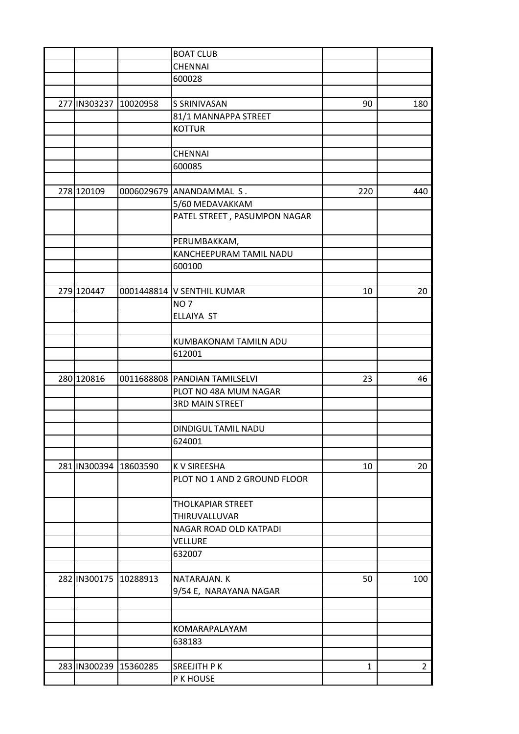| | | | | | |
|---|---|---|---|---|---|
| | | | BOAT CLUB | | |
| | | | CHENNAI | | |
| | | | 600028 | | |
| | | | | | |
| 277 | IN303237 | 10020958 | S SRINIVASAN | 90 | 180 |
| | | | 81/1 MANNAPPA STREET | | |
| | | | KOTTUR | | |
| | | | | | |
| | | | CHENNAI | | |
| | | | 600085 | | |
| | | | | | |
| 278 | 120109 | 0006029679 | ANANDAMMAL S . | 220 | 440 |
| | | | 5/60 MEDAVAKKAM | | |
| | | | PATEL STREET , PASUMPON NAGAR | | |
| | | | PERUMBAKKAM, | | |
| | | | KANCHEEPURAM TAMIL NADU | | |
| | | | 600100 | | |
| | | | | | |
| 279 | 120447 | 0001448814 | V SENTHIL KUMAR | 10 | 20 |
| | | | NO 7 | | |
| | | | ELLAIYA ST | | |
| | | | | | |
| | | | KUMBAKONAM TAMILN ADU | | |
| | | | 612001 | | |
| | | | | | |
| 280 | 120816 | 0011688808 | PANDIAN TAMILSELVI | 23 | 46 |
| | | | PLOT NO 48A MUM NAGAR | | |
| | | | 3RD MAIN STREET | | |
| | | | | | |
| | | | DINDIGUL TAMIL NADU | | |
| | | | 624001 | | |
| | | | | | |
| 281 | IN300394 | 18603590 | K V SIREESHA | 10 | 20 |
| | | | PLOT NO 1 AND 2 GROUND FLOOR | | |
| | | | THOLKAPIAR STREET THIRUVALLUVAR | | |
| | | | NAGAR ROAD OLD KATPADI | | |
| | | | VELLURE | | |
| | | | 632007 | | |
| | | | | | |
| 282 | IN300175 | 10288913 | NATARAJAN. K | 50 | 100 |
| | | | 9/54 E, NARAYANA NAGAR | | |
| | | | | | |
| | | | | | |
| | | | KOMARAPALAYAM | | |
| | | | 638183 | | |
| | | | | | |
| 283 | IN300239 | 15360285 | SREEJITH P K | 1 | 2 |
| | | | P K HOUSE | | |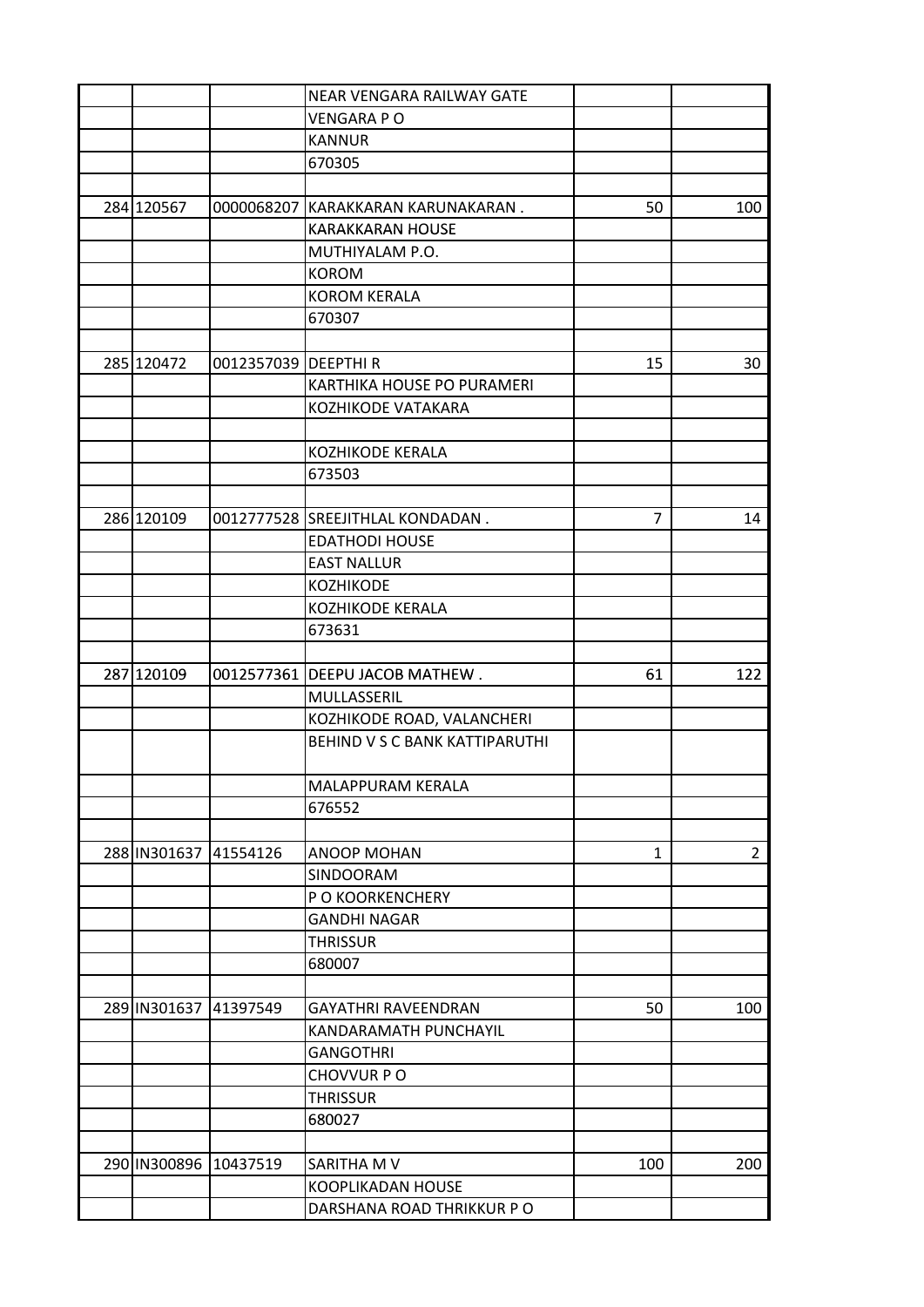| | | | | | |
|---|---|---|---|---|---|
| | | | NEAR VENGARA RAILWAY GATE | | |
| | | | VENGARA P O | | |
| | | | KANNUR | | |
| | | | 670305 | | |
| | | | | | |
| 284 | 120567 | 0000068207 | KARAKKARAN KARUNAKARAN . | 50 | 100 |
| | | | KARAKKARAN HOUSE | | |
| | | | MUTHIYALAM P.O. | | |
| | | | KOROM | | |
| | | | KOROM KERALA | | |
| | | | 670307 | | |
| | | | | | |
| 285 | 120472 | 0012357039 | DEEPTHI R | 15 | 30 |
| | | | KARTHIKA HOUSE PO PURAMERI | | |
| | | | KOZHIKODE VATAKARA | | |
| | | | | | |
| | | | KOZHIKODE KERALA | | |
| | | | 673503 | | |
| | | | | | |
| 286 | 120109 | 0012777528 | SREEJITHLAL KONDADAN . | 7 | 14 |
| | | | EDATHODI HOUSE | | |
| | | | EAST NALLUR | | |
| | | | KOZHIKODE | | |
| | | | KOZHIKODE KERALA | | |
| | | | 673631 | | |
| | | | | | |
| 287 | 120109 | 0012577361 | DEEPU JACOB MATHEW . | 61 | 122 |
| | | | MULLASSERIL | | |
| | | | KOZHIKODE ROAD, VALANCHERI | | |
| | | | BEHIND V S C BANK KATTIPARUTHI | | |
| | | | MALAPPURAM KERALA | | |
| | | | 676552 | | |
| | | | | | |
| 288 | IN301637 | 41554126 | ANOOP MOHAN | 1 | 2 |
| | | | SINDOORAM | | |
| | | | P O KOORKENCHERY | | |
| | | | GANDHI NAGAR | | |
| | | | THRISSUR | | |
| | | | 680007 | | |
| | | | | | |
| 289 | IN301637 | 41397549 | GAYATHRI RAVEENDRAN | 50 | 100 |
| | | | KANDARAMATH PUNCHAYIL | | |
| | | | GANGOTHRI | | |
| | | | CHOVVUR P O | | |
| | | | THRISSUR | | |
| | | | 680027 | | |
| | | | | | |
| 290 | IN300896 | 10437519 | SARITHA M V | 100 | 200 |
| | | | KOOPLIKADAN HOUSE | | |
| | | | DARSHANA ROAD THRIKKUR P O | | |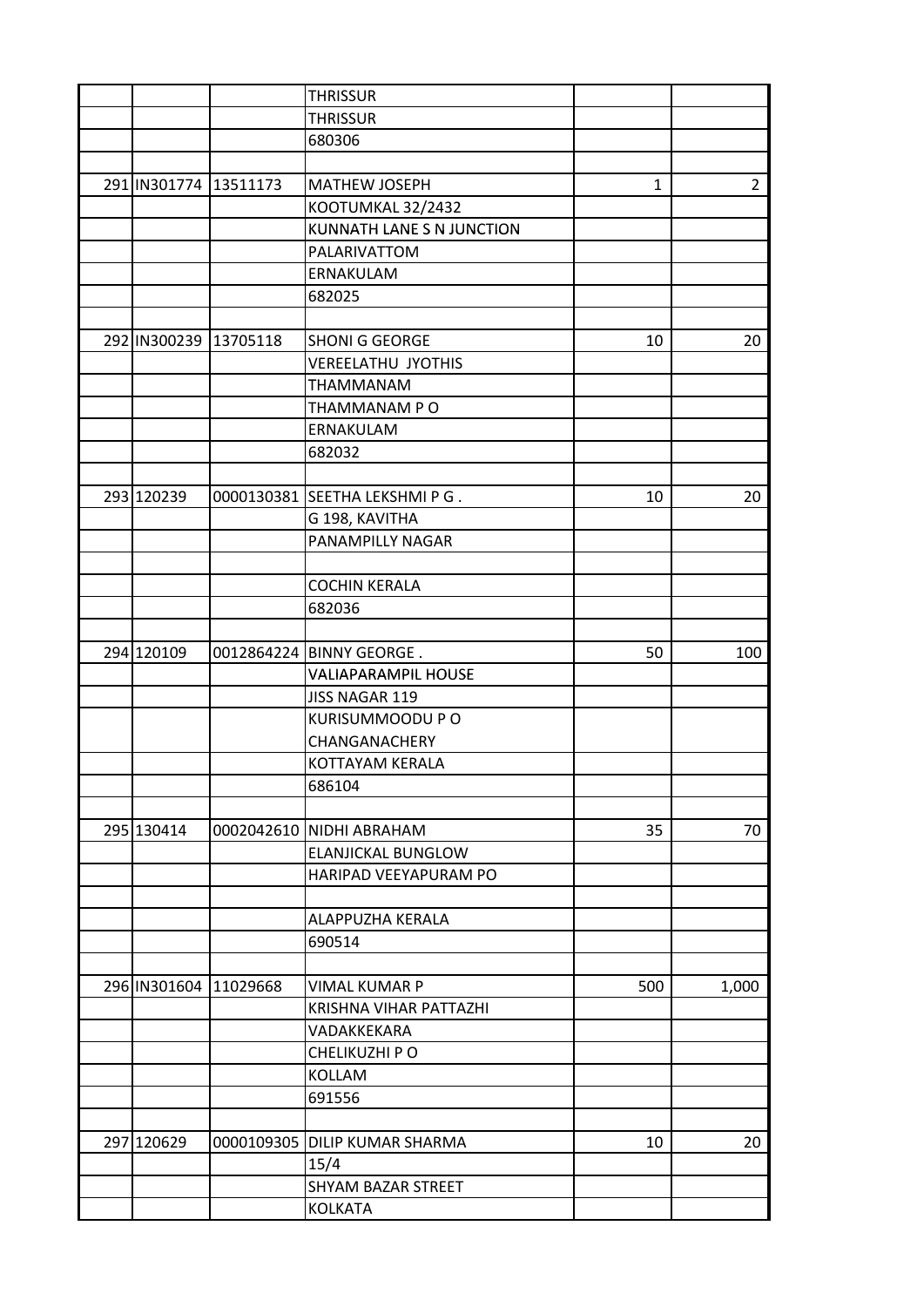| | | | | | |
|---|---|---|---|---|---|
| | | | THRISSUR | | |
| | | | THRISSUR | | |
| | | | 680306 | | |
| | | | | | |
| 291 | IN301774 | 13511173 | MATHEW JOSEPH | 1 | 2 |
| | | | KOOTUMKAL 32/2432 | | |
| | | | KUNNATH LANE S N JUNCTION | | |
| | | | PALARIVATTOM | | |
| | | | ERNAKULAM | | |
| | | | 682025 | | |
| | | | | | |
| 292 | IN300239 | 13705118 | SHONI G GEORGE | 10 | 20 |
| | | | VEREELATHU JYOTHIS | | |
| | | | THAMMANAM | | |
| | | | THAMMANAM P O | | |
| | | | ERNAKULAM | | |
| | | | 682032 | | |
| | | | | | |
| 293 | 120239 | 0000130381 | SEETHA LEKSHMI P G . | 10 | 20 |
| | | | G 198, KAVITHA | | |
| | | | PANAMPILLY NAGAR | | |
| | | | | | |
| | | | COCHIN KERALA | | |
| | | | 682036 | | |
| | | | | | |
| 294 | 120109 | 0012864224 | BINNY GEORGE . | 50 | 100 |
| | | | VALIAPARAMPIL HOUSE | | |
| | | | JISS NAGAR 119 | | |
| | | | KURISUMMOODU P O | | |
| | | | CHANGANACHERY | | |
| | | | KOTTAYAM KERALA | | |
| | | | 686104 | | |
| | | | | | |
| 295 | 130414 | 0002042610 | NIDHI ABRAHAM | 35 | 70 |
| | | | ELANJICKAL BUNGLOW | | |
| | | | HARIPAD VEEYAPURAM PO | | |
| | | | | | |
| | | | ALAPPUZHA KERALA | | |
| | | | 690514 | | |
| | | | | | |
| 296 | IN301604 | 11029668 | VIMAL KUMAR P | 500 | 1,000 |
| | | | KRISHNA VIHAR PATTAZHI | | |
| | | | VADAKKEKARA | | |
| | | | CHELIKUZHI P O | | |
| | | | KOLLAM | | |
| | | | 691556 | | |
| | | | | | |
| 297 | 120629 | 0000109305 | DILIP KUMAR SHARMA | 10 | 20 |
| | | | 15/4 | | |
| | | | SHYAM BAZAR STREET | | |
| | | | KOLKATA | | |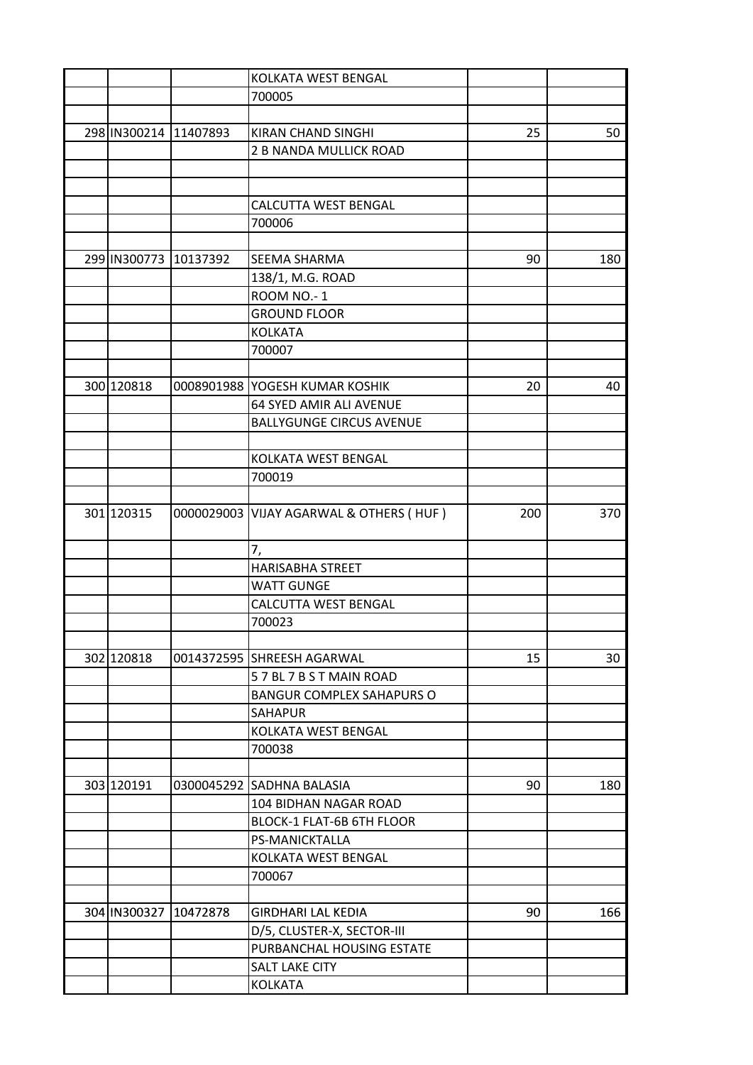| | | | | | |
|---|---|---|---|---|---|
| | | | KOLKATA WEST BENGAL | | |
| | | | 700005 | | |
| | | | | | |
| 298 | IN300214 | 11407893 | KIRAN CHAND SINGHI | 25 | 50 |
| | | | 2 B NANDA MULLICK ROAD | | |
| | | | | | |
| | | | | | |
| | | | CALCUTTA WEST BENGAL | | |
| | | | 700006 | | |
| | | | | | |
| 299 | IN300773 | 10137392 | SEEMA SHARMA | 90 | 180 |
| | | | 138/1, M.G. ROAD | | |
| | | | ROOM NO.- 1 | | |
| | | | GROUND FLOOR | | |
| | | | KOLKATA | | |
| | | | 700007 | | |
| | | | | | |
| 300 | 120818 | 0008901988 | YOGESH KUMAR KOSHIK | 20 | 40 |
| | | | 64 SYED AMIR ALI AVENUE | | |
| | | | BALLYGUNGE CIRCUS AVENUE | | |
| | | | | | |
| | | | KOLKATA WEST BENGAL | | |
| | | | 700019 | | |
| | | | | | |
| 301 | 120315 | 0000029003 | VIJAY AGARWAL & OTHERS ( HUF ) | 200 | 370 |
| | | | 7, | | |
| | | | HARISABHA STREET | | |
| | | | WATT GUNGE | | |
| | | | CALCUTTA WEST BENGAL | | |
| | | | 700023 | | |
| | | | | | |
| 302 | 120818 | 0014372595 | SHREESH AGARWAL | 15 | 30 |
| | | | 5 7 BL 7 B S T MAIN ROAD | | |
| | | | BANGUR COMPLEX SAHAPURS O | | |
| | | | SAHAPUR | | |
| | | | KOLKATA WEST BENGAL | | |
| | | | 700038 | | |
| | | | | | |
| 303 | 120191 | 0300045292 | SADHNA BALASIA | 90 | 180 |
| | | | 104 BIDHAN NAGAR ROAD | | |
| | | | BLOCK-1 FLAT-6B 6TH FLOOR | | |
| | | | PS-MANICKTALLA | | |
| | | | KOLKATA WEST BENGAL | | |
| | | | 700067 | | |
| | | | | | |
| 304 | IN300327 | 10472878 | GIRDHARI LAL KEDIA | 90 | 166 |
| | | | D/5, CLUSTER-X, SECTOR-III | | |
| | | | PURBANCHAL HOUSING ESTATE | | |
| | | | SALT LAKE CITY | | |
| | | | KOLKATA | | |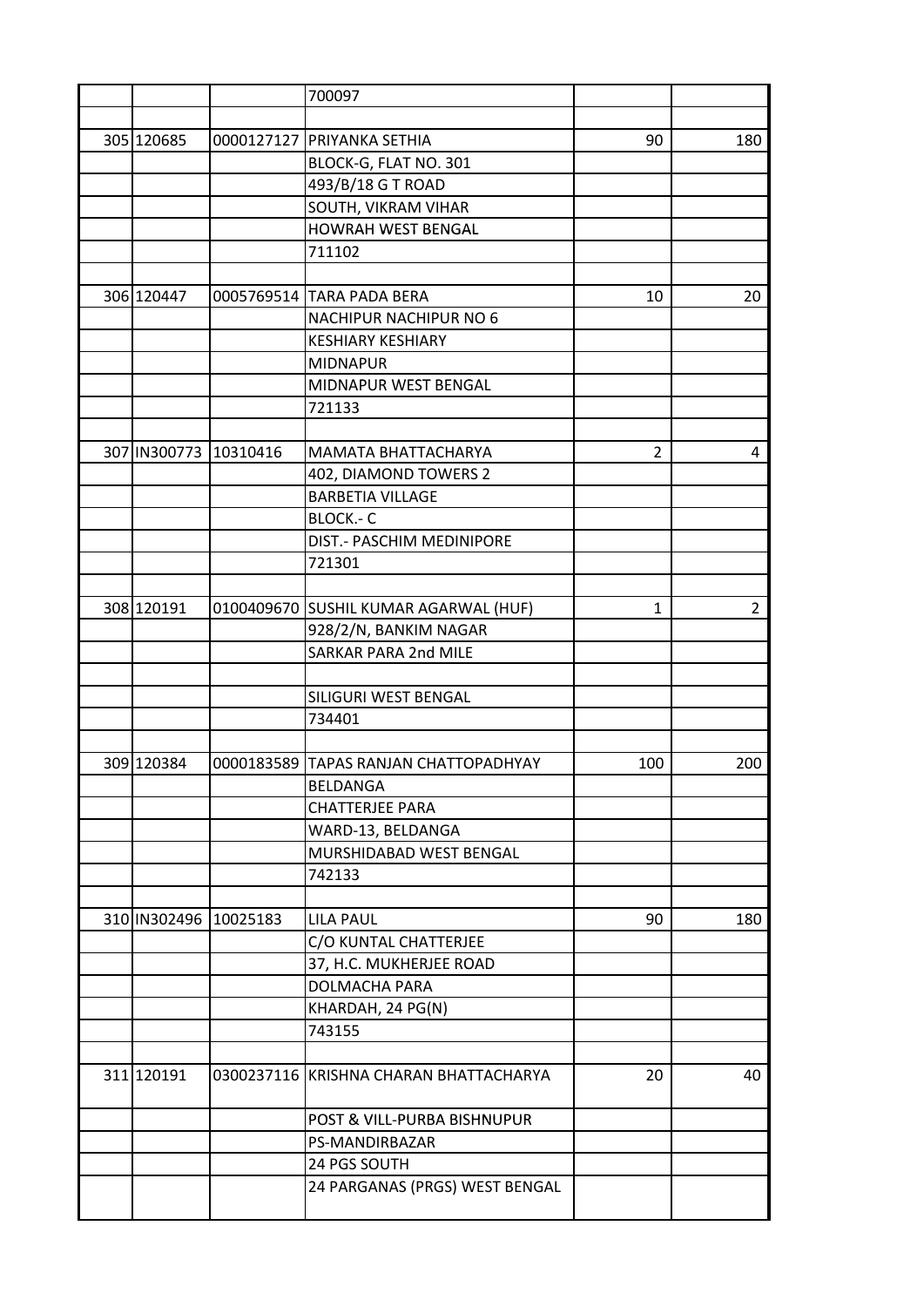| | | | | | |
|---|---|---|---|---|---|
| | | | 700097 | | |
| | | | | | |
| 305 | 120685 | 0000127127 | PRIYANKA SETHIA | 90 | 180 |
| | | | BLOCK-G, FLAT NO. 301 | | |
| | | | 493/B/18 G T ROAD | | |
| | | | SOUTH, VIKRAM VIHAR | | |
| | | | HOWRAH WEST BENGAL | | |
| | | | 711102 | | |
| | | | | | |
| 306 | 120447 | 0005769514 | TARA PADA BERA | 10 | 20 |
| | | | NACHIPUR NACHIPUR NO 6 | | |
| | | | KESHIARY KESHIARY | | |
| | | | MIDNAPUR | | |
| | | | MIDNAPUR WEST BENGAL | | |
| | | | 721133 | | |
| | | | | | |
| 307 | IN300773 | 10310416 | MAMATA BHATTACHARYA | 2 | 4 |
| | | | 402, DIAMOND TOWERS 2 | | |
| | | | BARBETIA VILLAGE | | |
| | | | BLOCK.- C | | |
| | | | DIST.- PASCHIM MEDINIPORE | | |
| | | | 721301 | | |
| | | | | | |
| 308 | 120191 | 0100409670 | SUSHIL KUMAR AGARWAL (HUF) | 1 | 2 |
| | | | 928/2/N, BANKIM NAGAR | | |
| | | | SARKAR PARA 2nd MILE | | |
| | | | | | |
| | | | SILIGURI WEST BENGAL | | |
| | | | 734401 | | |
| | | | | | |
| 309 | 120384 | 0000183589 | TAPAS RANJAN CHATTOPADHYAY | 100 | 200 |
| | | | BELDANGA | | |
| | | | CHATTERJEE PARA | | |
| | | | WARD-13, BELDANGA | | |
| | | | MURSHIDABAD WEST BENGAL | | |
| | | | 742133 | | |
| | | | | | |
| 310 | IN302496 | 10025183 | LILA PAUL | 90 | 180 |
| | | | C/O KUNTAL CHATTERJEE | | |
| | | | 37, H.C. MUKHERJEE ROAD | | |
| | | | DOLMACHA PARA | | |
| | | | KHARDAH, 24 PG(N) | | |
| | | | 743155 | | |
| | | | | | |
| 311 | 120191 | 0300237116 | KRISHNA CHARAN BHATTACHARYA | 20 | 40 |
| | | | POST & VILL-PURBA BISHNUPUR | | |
| | | | PS-MANDIRBAZAR | | |
| | | | 24 PGS SOUTH | | |
| | | | 24 PARGANAS (PRGS) WEST BENGAL | | |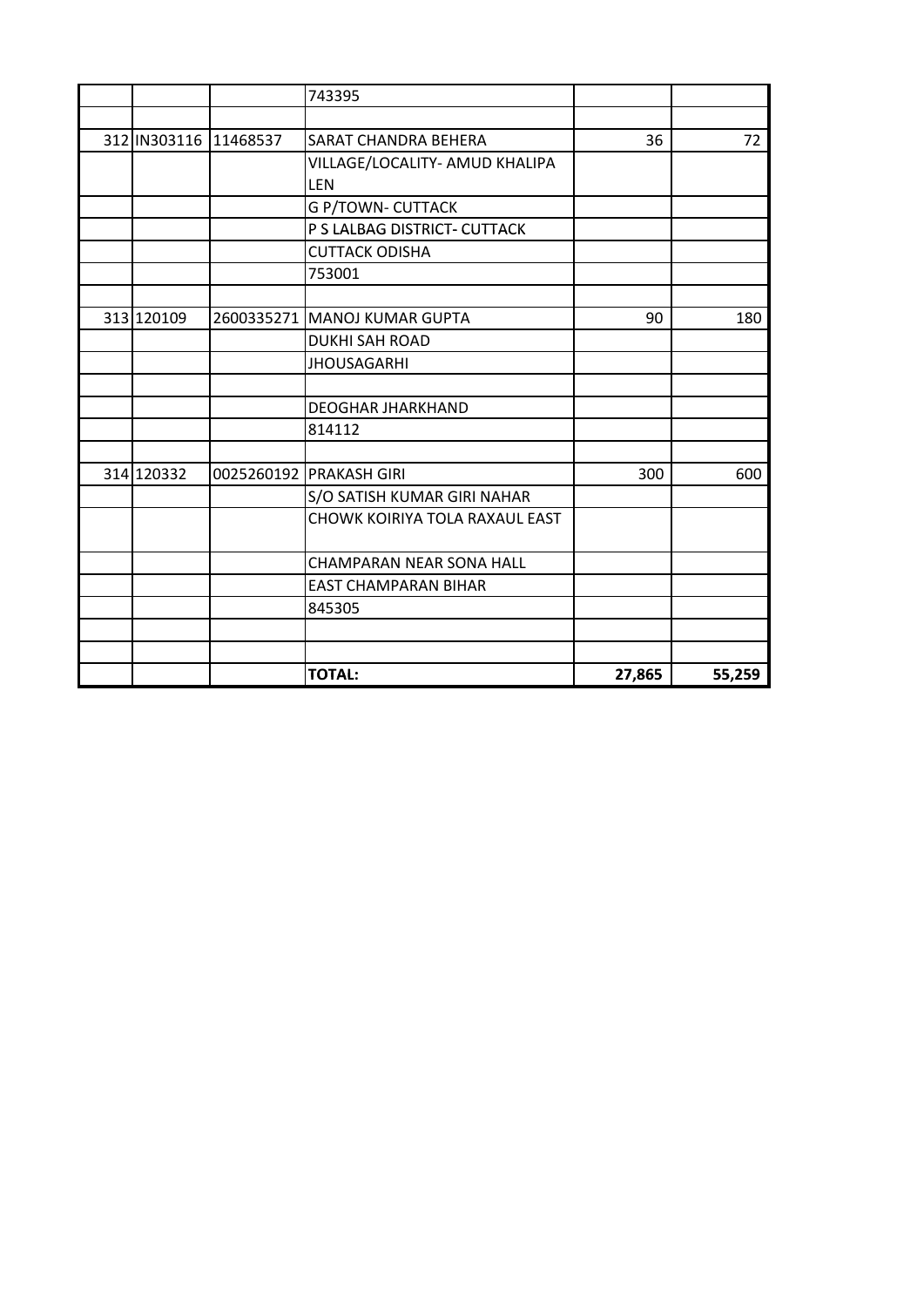| | | | | | |
|---|---|---|---|---|---|
| | | | 743395 | | |
| | | | | | |
| 312 | IN303116 | 11468537 | SARAT CHANDRA BEHERA | 36 | 72 |
| | | | VILLAGE/LOCALITY- AMUD KHALIPA LEN | | |
| | | | G P/TOWN- CUTTACK | | |
| | | | P S LALBAG DISTRICT- CUTTACK | | |
| | | | CUTTACK ODISHA | | |
| | | | 753001 | | |
| | | | | | |
| 313 | 120109 | 2600335271 | MANOJ KUMAR GUPTA | 90 | 180 |
| | | | DUKHI SAH ROAD | | |
| | | | JHOUSAGARHI | | |
| | | | | | |
| | | | DEOGHAR JHARKHAND | | |
| | | | 814112 | | |
| | | | | | |
| 314 | 120332 | 0025260192 | PRAKASH GIRI | 300 | 600 |
| | | | S/O SATISH KUMAR GIRI NAHAR | | |
| | | | CHOWK KOIRIYA TOLA RAXAUL EAST | | |
| | | | CHAMPARAN NEAR SONA HALL | | |
| | | | EAST CHAMPARAN BIHAR | | |
| | | | 845305 | | |
| | | | | | |
| | | | | | |
| | | | **TOTAL:** | **27,865** | **55,259** |